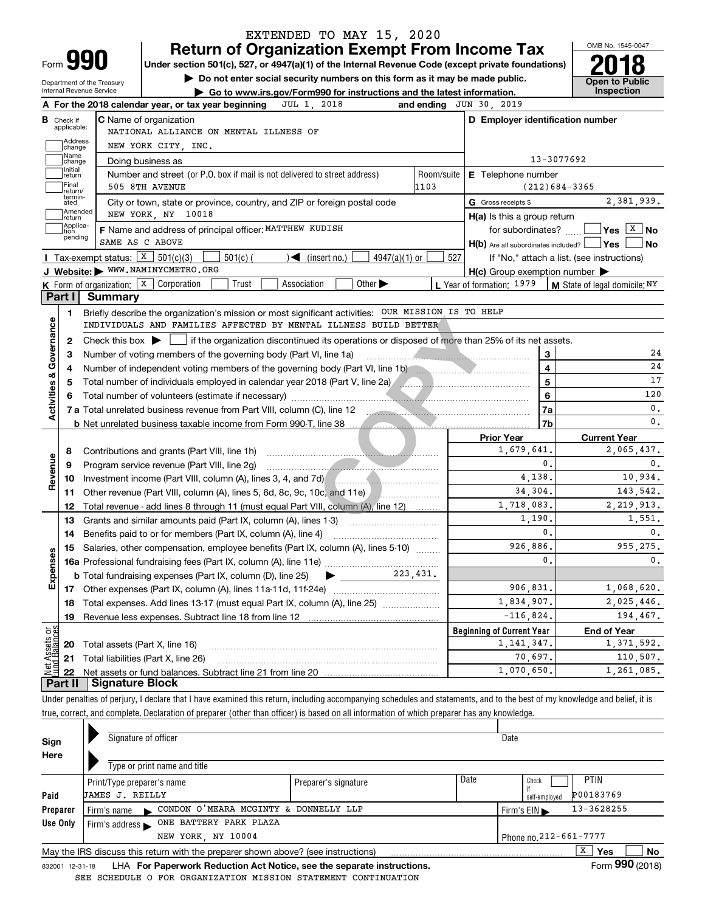EXTENDED TO MAY 15, 2020

# Form 990 — Return of Organization Exempt From Income Tax

**Under section 501(c), 527, or 4947(a)(1) of the Internal Revenue Code (except private foundations)**

▶ Do not enter social security numbers on this form as it may be made public.

▶ Go to www.irs.gov/Form990 for instructions and the latest information.

Department of the Treasury, Internal Revenue Service

OMB No. 1545-0047 — **2018** — Open to Public Inspection

**A** For the 2018 calendar year, or tax year beginning JUL 1, 2018 and ending JUN 30, 2019

**B** Check if applicable: Address change, Name change, Initial return, Final return/terminated, Amended return, Application pending

**C** Name of organization: NATIONAL ALLIANCE ON MENTAL ILLNESS OF NEW YORK CITY, INC.

Doing business as

Number and street (or P.O. box if mail is not delivered to street address): 505 8TH AVENUE — Room/suite: 1103

City or town, state or province, country, and ZIP or foreign postal code: NEW YORK, NY 10018

**D** Employer identification number: 13-3077692

**E** Telephone number: (212)684-3365

**G** Gross receipts $ 2,381,939.

**F** Name and address of principal officer: MATTHEW KUDISH, SAME AS C ABOVE

**H(a)** Is this a group return for subordinates? Yes [ ] No [X]

**H(b)** Are all subordinates included? Yes [ ] No [ ] — If "No," attach a list. (see instructions)

**H(c)** Group exemption number ▶

**I** Tax-exempt status: [X] 501(c)(3) [ ] 501(c) ( ) ◀ (insert no.) [ ] 4947(a)(1) or [ ] 527

**J** Website: ▶ WWW.NAMINYCMETRO.ORG

**K** Form of organization: [X] Corporation [ ] Trust [ ] Association [ ] Other ▶

**L** Year of formation: 1979 **M** State of legal domicile: NY

## Part I Summary

**Activities & Governance**

1. Briefly describe the organization's mission or most significant activities: OUR MISSION IS TO HELP INDIVIDUALS AND FAMILIES AFFECTED BY MENTAL ILLNESS BUILD BETTER
2. Check this box ▶ [ ] if the organization discontinued its operations or disposed of more than 25% of its net assets.

| Line | Description | | Value |
|---|---|---|---|
| 3 | Number of voting members of the governing body (Part VI, line 1a) | 3 | 24 |
| 4 | Number of independent voting members of the governing body (Part VI, line 1b) | 4 | 24 |
| 5 | Total number of individuals employed in calendar year 2018 (Part V, line 2a) | 5 | 17 |
| 6 | Total number of volunteers (estimate if necessary) | 6 | 120 |
| 7a | Total unrelated business revenue from Part VIII, column (C), line 12 | 7a | 0. |
| 7b | Net unrelated business taxable income from Form 990-T, line 38 | 7b | 0. |

| Line | Description | Prior Year | Current Year |
|---|---|---|---|
| **Revenue** | | | |
| 8 | Contributions and grants (Part VIII, line 1h) | 1,679,641. | 2,065,437. |
| 9 | Program service revenue (Part VIII, line 2g) | 0. | 0. |
| 10 | Investment income (Part VIII, column (A), lines 3, 4, and 7d) | 4,138. | 10,934. |
| 11 | Other revenue (Part VIII, column (A), lines 5, 6d, 8c, 9c, 10c, and 11e) | 34,304. | 143,542. |
| 12 | Total revenue - add lines 8 through 11 (must equal Part VIII, column (A), line 12) | 1,718,083. | 2,219,913. |
| **Expenses** | | | |
| 13 | Grants and similar amounts paid (Part IX, column (A), lines 1-3) | 1,190. | 1,551. |
| 14 | Benefits paid to or for members (Part IX, column (A), line 4) | 0. | 0. |
| 15 | Salaries, other compensation, employee benefits (Part IX, column (A), lines 5-10) | 926,886. | 955,275. |
| 16a | Professional fundraising fees (Part IX, column (A), line 11e) | 0. | 0. |
| b | Total fundraising expenses (Part IX, column (D), line 25) ▶ 223,431. | | |
| 17 | Other expenses (Part IX, column (A), lines 11a-11d, 11f-24e) | 906,831. | 1,068,620. |
| 18 | Total expenses. Add lines 13-17 (must equal Part IX, column (A), line 25) | 1,834,907. | 2,025,446. |
| 19 | Revenue less expenses. Subtract line 18 from line 12 | -116,824. | 194,467. |

| Line | Net Assets or Fund Balances | Beginning of Current Year | End of Year |
|---|---|---|---|
| 20 | Total assets (Part X, line 16) | 1,141,347. | 1,371,592. |
| 21 | Total liabilities (Part X, line 26) | 70,697. | 110,507. |
| 22 | Net assets or fund balances. Subtract line 21 from line 20 | 1,070,650. | 1,261,085. |

## Part II Signature Block

Under penalties of perjury, I declare that I have examined this return, including accompanying schedules and statements, and to the best of my knowledge and belief, it is true, correct, and complete. Declaration of preparer (other than officer) is based on all information of which preparer has any knowledge.

**Sign Here**

Signature of officer — Date

Type or print name and title

**Paid Preparer Use Only**

| Print/Type preparer's name | Preparer's signature | Date | Check [ ] if self-employed | PTIN |
|---|---|---|---|---|
| JAMES J. REILLY | | | | P00183769 |

Firm's name ▶ CONDON O'MEARA MCGINTY & DONNELLY LLP — Firm's EIN ▶ 13-3628255

Firm's address ▶ ONE BATTERY PARK PLAZA, NEW YORK, NY 10004 — Phone no. 212-661-7777

May the IRS discuss this return with the preparer shown above? (see instructions) [X] Yes [ ] No

832001 12-31-18 LHA For Paperwork Reduction Act Notice, see the separate instructions. Form **990** (2018)

SEE SCHEDULE O FOR ORGANIZATION MISSION STATEMENT CONTINUATION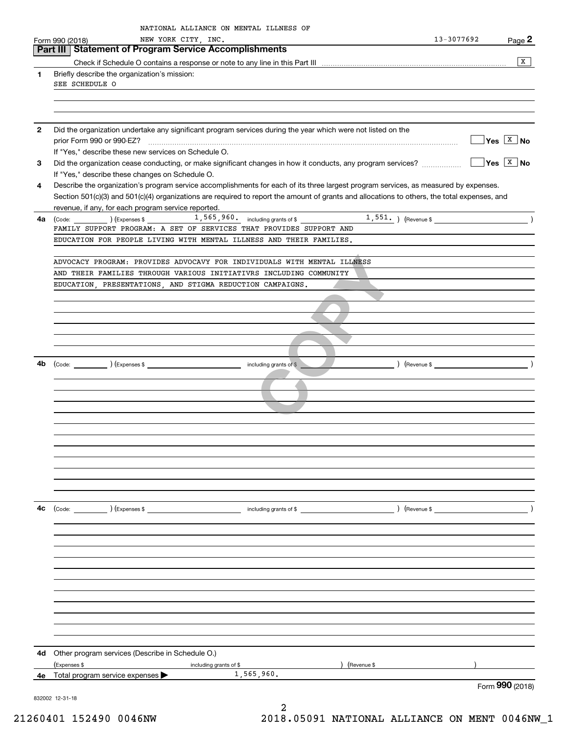NATIONAL ALLIANCE ON MENTAL ILLNESS OF NEW YORK CITY, INC. 13-3077692

## Part III Statement of Program Service Accomplishments

Check if Schedule O contains a response or note to any line in this Part III [X]

**1** Briefly describe the organization's mission:

SEE SCHEDULE O

**2** Did the organization undertake any significant program services during the year which were not listed on the prior Form 990 or 990-EZ? Yes [ ] No [X]

If "Yes," describe these new services on Schedule O.

**3** Did the organization cease conducting, or make significant changes in how it conducts, any program services? Yes [ ] No [X]

If "Yes," describe these changes on Schedule O.

**4** Describe the organization's program service accomplishments for each of its three largest program services, as measured by expenses. Section 501(c)(3) and 501(c)(4) organizations are required to report the amount of grants and allocations to others, the total expenses, and revenue, if any, for each program service reported.

**4a** (Code: ) (Expenses $ 1,565,960. including grants of $ 1,551. ) (Revenue $ )

FAMILY SUPPORT PROGRAM: A SET OF SERVICES THAT PROVIDES SUPPORT AND EDUCATION FOR PEOPLE LIVING WITH MENTAL ILLNESS AND THEIR FAMILIES.

ADVOCACY PROGRAM: PROVIDES ADVOCAVY FOR INDIVIDUALS WITH MENTAL ILLNESS AND THEIR FAMILIES THROUGH VARIOUS INITIATIVRS INCLUDING COMMUNITY EDUCATION, PRESENTATIONS, AND STIGMA REDUCTION CAMPAIGNS.

**4b** (Code: ) (Expenses $ including grants of $ ) (Revenue $ )

**4c** (Code: ) (Expenses $ including grants of $ ) (Revenue $ )

**4d** Other program services (Describe in Schedule O.)

(Expenses $ including grants of $ ) (Revenue $ )

**4e** Total program service expenses ▶ 1,565,960.

Form **990** (2018)

832002 12-31-18

21260401 152490 0046NW 2018.05091 NATIONAL ALLIANCE ON MENT 0046NW_1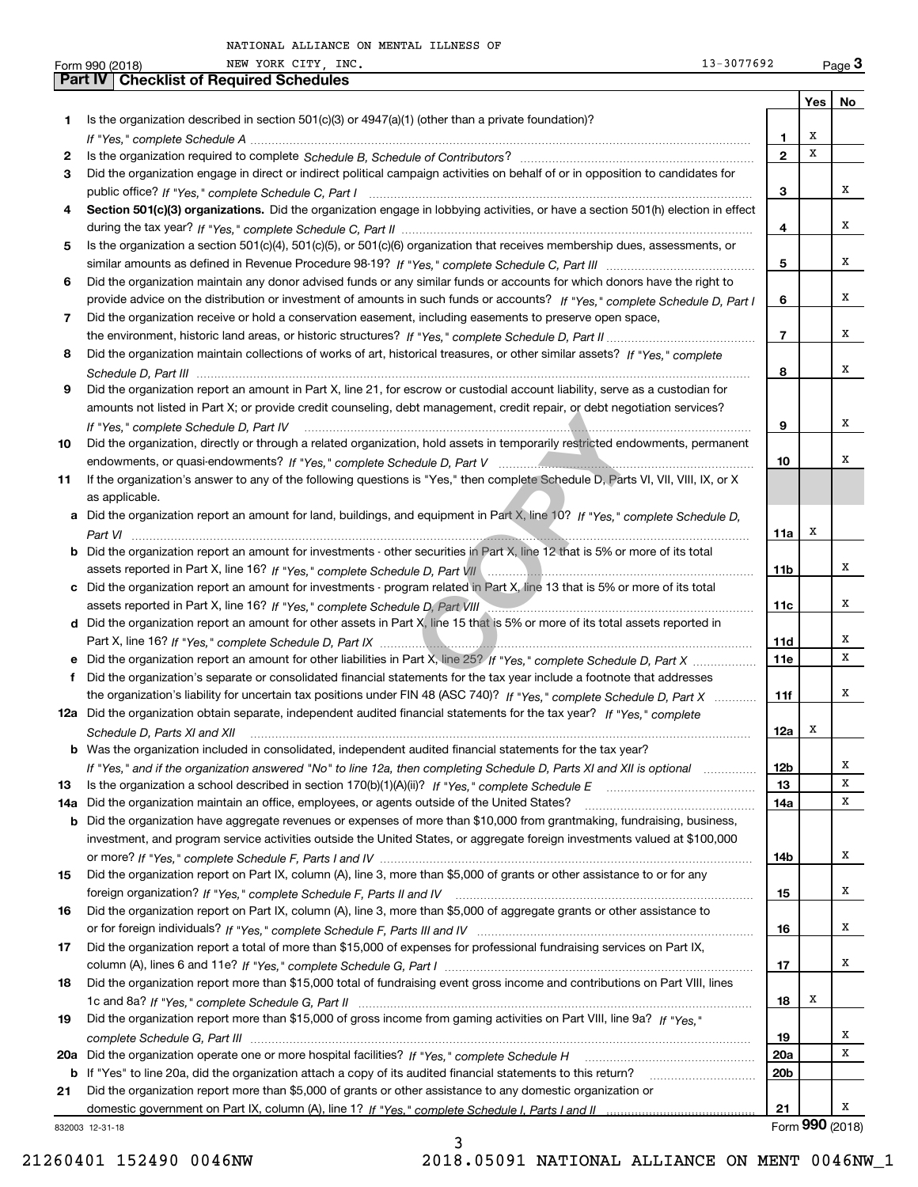NATIONAL ALLIANCE ON MENTAL ILLNESS OF NEW YORK CITY, INC. 13-3077692

Form 990 (2018) Page 3

## Part IV Checklist of Required Schedules

| | | | Yes | No |
|---|---|---|---|---|
| 1 | Is the organization described in section 501(c)(3) or 4947(a)(1) (other than a private foundation)? *If "Yes," complete Schedule A* | 1 | X | |
| 2 | Is the organization required to complete *Schedule B, Schedule of Contributors*? | 2 | X | |
| 3 | Did the organization engage in direct or indirect political campaign activities on behalf of or in opposition to candidates for public office? *If "Yes," complete Schedule C, Part I* | 3 | | X |
| 4 | **Section 501(c)(3) organizations.** Did the organization engage in lobbying activities, or have a section 501(h) election in effect during the tax year? *If "Yes," complete Schedule C, Part II* | 4 | | X |
| 5 | Is the organization a section 501(c)(4), 501(c)(5), or 501(c)(6) organization that receives membership dues, assessments, or similar amounts as defined in Revenue Procedure 98-19? *If "Yes," complete Schedule C, Part III* | 5 | | X |
| 6 | Did the organization maintain any donor advised funds or any similar funds or accounts for which donors have the right to provide advice on the distribution or investment of amounts in such funds or accounts? *If "Yes," complete Schedule D, Part I* | 6 | | X |
| 7 | Did the organization receive or hold a conservation easement, including easements to preserve open space, the environment, historic land areas, or historic structures? *If "Yes," complete Schedule D, Part II* | 7 | | X |
| 8 | Did the organization maintain collections of works of art, historical treasures, or other similar assets? *If "Yes," complete Schedule D, Part III* | 8 | | X |
| 9 | Did the organization report an amount in Part X, line 21, for escrow or custodial account liability, serve as a custodian for amounts not listed in Part X; or provide credit counseling, debt management, credit repair, or debt negotiation services? *If "Yes," complete Schedule D, Part IV* | 9 | | X |
| 10 | Did the organization, directly or through a related organization, hold assets in temporarily restricted endowments, permanent endowments, or quasi-endowments? *If "Yes," complete Schedule D, Part V* | 10 | | X |
| 11 | If the organization's answer to any of the following questions is "Yes," then complete Schedule D, Parts VI, VII, VIII, IX, or X as applicable. | | | |
| a | Did the organization report an amount for land, buildings, and equipment in Part X, line 10? *If "Yes," complete Schedule D, Part VI* | 11a | X | |
| b | Did the organization report an amount for investments - other securities in Part X, line 12 that is 5% or more of its total assets reported in Part X, line 16? *If "Yes," complete Schedule D, Part VII* | 11b | | X |
| c | Did the organization report an amount for investments - program related in Part X, line 13 that is 5% or more of its total assets reported in Part X, line 16? *If "Yes," complete Schedule D, Part VIII* | 11c | | X |
| d | Did the organization report an amount for other assets in Part X, line 15 that is 5% or more of its total assets reported in Part X, line 16? *If "Yes," complete Schedule D, Part IX* | 11d | | X |
| e | Did the organization report an amount for other liabilities in Part X, line 25? *If "Yes," complete Schedule D, Part X* | 11e | | X |
| f | Did the organization's separate or consolidated financial statements for the tax year include a footnote that addresses the organization's liability for uncertain tax positions under FIN 48 (ASC 740)? *If "Yes," complete Schedule D, Part X* | 11f | | X |
| 12a | Did the organization obtain separate, independent audited financial statements for the tax year? *If "Yes," complete Schedule D, Parts XI and XII* | 12a | X | |
| b | Was the organization included in consolidated, independent audited financial statements for the tax year? *If "Yes," and if the organization answered "No" to line 12a, then completing Schedule D, Parts XI and XII is optional* | 12b | | X |
| 13 | Is the organization a school described in section 170(b)(1)(A)(ii)? *If "Yes," complete Schedule E* | 13 | | X |
| 14a | Did the organization maintain an office, employees, or agents outside of the United States? | 14a | | X |
| b | Did the organization have aggregate revenues or expenses of more than $10,000 from grantmaking, fundraising, business, investment, and program service activities outside the United States, or aggregate foreign investments valued at $100,000 or more? *If "Yes," complete Schedule F, Parts I and IV* | 14b | | X |
| 15 | Did the organization report on Part IX, column (A), line 3, more than $5,000 of grants or other assistance to or for any foreign organization? *If "Yes," complete Schedule F, Parts II and IV* | 15 | | X |
| 16 | Did the organization report on Part IX, column (A), line 3, more than $5,000 of aggregate grants or other assistance to or for foreign individuals? *If "Yes," complete Schedule F, Parts III and IV* | 16 | | X |
| 17 | Did the organization report a total of more than $15,000 of expenses for professional fundraising services on Part IX, column (A), lines 6 and 11e? *If "Yes," complete Schedule G, Part I* | 17 | | X |
| 18 | Did the organization report more than $15,000 total of fundraising event gross income and contributions on Part VIII, lines 1c and 8a? *If "Yes," complete Schedule G, Part II* | 18 | X | |
| 19 | Did the organization report more than $15,000 of gross income from gaming activities on Part VIII, line 9a? *If "Yes," complete Schedule G, Part III* | 19 | | X |
| 20a | Did the organization operate one or more hospital facilities? *If "Yes," complete Schedule H* | 20a | | X |
| b | If "Yes" to line 20a, did the organization attach a copy of its audited financial statements to this return? | 20b | | |
| 21 | Did the organization report more than $5,000 of grants or other assistance to any domestic organization or domestic government on Part IX, column (A), line 1? *If "Yes," complete Schedule I, Parts I and II* | 21 | | X |

832003 12-31-18

Form **990** (2018)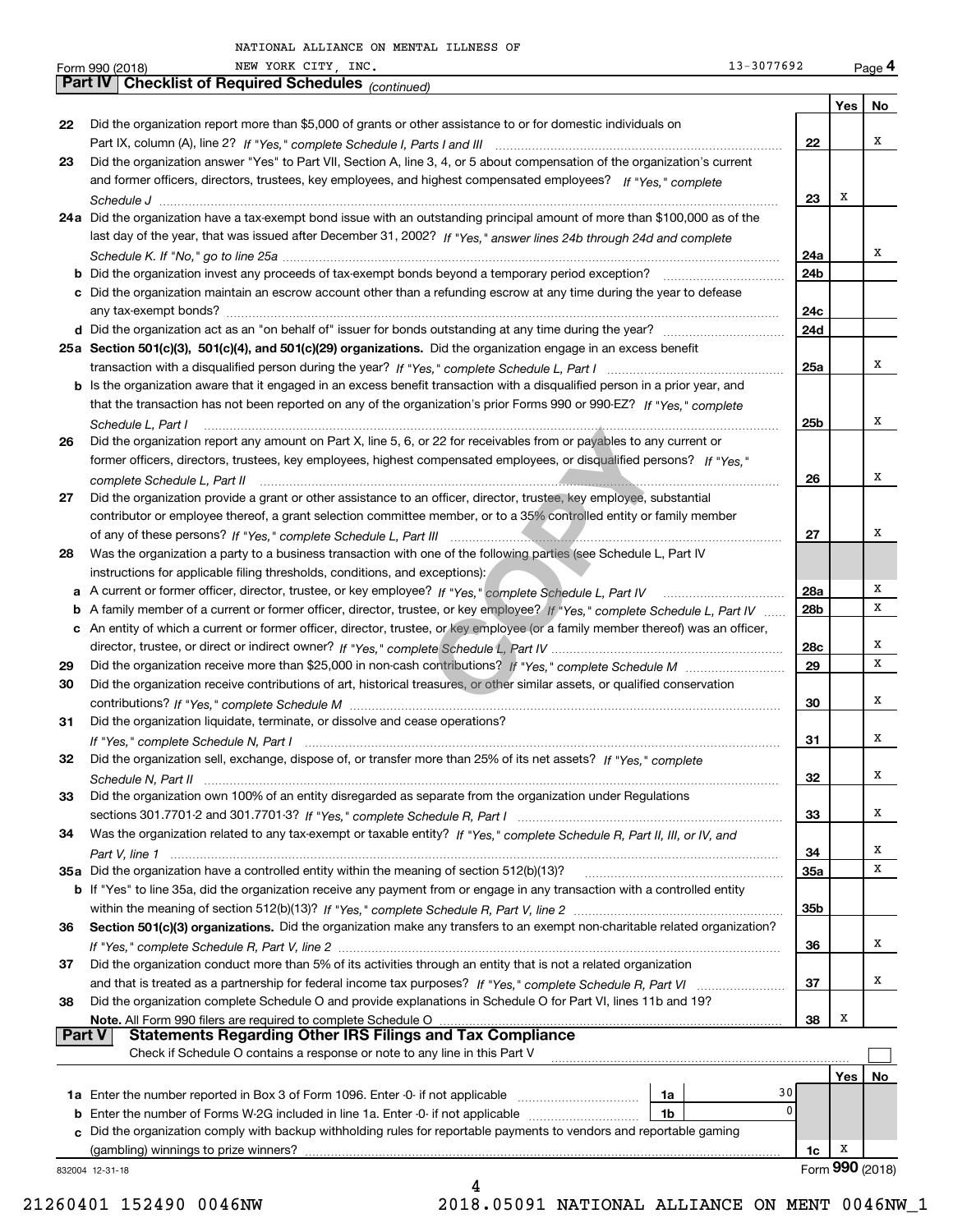NATIONAL ALLIANCE ON MENTAL ILLNESS OF NEW YORK CITY, INC. 13-3077692

Form 990 (2018) Page 4

## Part IV Checklist of Required Schedules *(continued)*

| | | | Yes | No |
|---|---|---|---|---|
| 22 | Did the organization report more than $5,000 of grants or other assistance to or for domestic individuals on Part IX, column (A), line 2? *If "Yes," complete Schedule I, Parts I and III* | 22 | | X |
| 23 | Did the organization answer "Yes" to Part VII, Section A, line 3, 4, or 5 about compensation of the organization's current and former officers, directors, trustees, key employees, and highest compensated employees? *If "Yes," complete Schedule J* | 23 | X | |
| 24a | Did the organization have a tax-exempt bond issue with an outstanding principal amount of more than $100,000 as of the last day of the year, that was issued after December 31, 2002? *If "Yes," answer lines 24b through 24d and complete Schedule K. If "No," go to line 25a* | 24a | | X |
| b | Did the organization invest any proceeds of tax-exempt bonds beyond a temporary period exception? | 24b | | |
| c | Did the organization maintain an escrow account other than a refunding escrow at any time during the year to defease any tax-exempt bonds? | 24c | | |
| d | Did the organization act as an "on behalf of" issuer for bonds outstanding at any time during the year? | 24d | | |
| 25a | **Section 501(c)(3), 501(c)(4), and 501(c)(29) organizations.** Did the organization engage in an excess benefit transaction with a disqualified person during the year? *If "Yes," complete Schedule L, Part I* | 25a | | X |
| b | Is the organization aware that it engaged in an excess benefit transaction with a disqualified person in a prior year, and that the transaction has not been reported on any of the organization's prior Forms 990 or 990-EZ? *If "Yes," complete Schedule L, Part I* | 25b | | X |
| 26 | Did the organization report any amount on Part X, line 5, 6, or 22 for receivables from or payables to any current or former officers, directors, trustees, key employees, highest compensated employees, or disqualified persons? *If "Yes," complete Schedule L, Part II* | 26 | | X |
| 27 | Did the organization provide a grant or other assistance to an officer, director, trustee, key employee, substantial contributor or employee thereof, a grant selection committee member, or to a 35% controlled entity or family member of any of these persons? *If "Yes," complete Schedule L, Part III* | 27 | | X |
| 28 | Was the organization a party to a business transaction with one of the following parties (see Schedule L, Part IV instructions for applicable filing thresholds, conditions, and exceptions): | | | |
| a | A current or former officer, director, trustee, or key employee? *If "Yes," complete Schedule L, Part IV* | 28a | | X |
| b | A family member of a current or former officer, director, trustee, or key employee? *If "Yes," complete Schedule L, Part IV* | 28b | | X |
| c | An entity of which a current or former officer, director, trustee, or key employee (or a family member thereof) was an officer, director, trustee, or direct or indirect owner? *If "Yes," complete Schedule L, Part IV* | 28c | | X |
| 29 | Did the organization receive more than $25,000 in non-cash contributions? *If "Yes," complete Schedule M* | 29 | | X |
| 30 | Did the organization receive contributions of art, historical treasures, or other similar assets, or qualified conservation contributions? *If "Yes," complete Schedule M* | 30 | | X |
| 31 | Did the organization liquidate, terminate, or dissolve and cease operations? *If "Yes," complete Schedule N, Part I* | 31 | | X |
| 32 | Did the organization sell, exchange, dispose of, or transfer more than 25% of its net assets? *If "Yes," complete Schedule N, Part II* | 32 | | X |
| 33 | Did the organization own 100% of an entity disregarded as separate from the organization under Regulations sections 301.7701-2 and 301.7701-3? *If "Yes," complete Schedule R, Part I* | 33 | | X |
| 34 | Was the organization related to any tax-exempt or taxable entity? *If "Yes," complete Schedule R, Part II, III, or IV, and Part V, line 1* | 34 | | X |
| 35a | Did the organization have a controlled entity within the meaning of section 512(b)(13)? | 35a | | X |
| b | If "Yes" to line 35a, did the organization receive any payment from or engage in any transaction with a controlled entity within the meaning of section 512(b)(13)? *If "Yes," complete Schedule R, Part V, line 2* | 35b | | |
| 36 | **Section 501(c)(3) organizations.** Did the organization make any transfers to an exempt non-charitable related organization? *If "Yes," complete Schedule R, Part V, line 2* | 36 | | X |
| 37 | Did the organization conduct more than 5% of its activities through an entity that is not a related organization and that is treated as a partnership for federal income tax purposes? *If "Yes," complete Schedule R, Part VI* | 37 | | X |
| 38 | Did the organization complete Schedule O and provide explanations in Schedule O for Part VI, lines 11b and 19? **Note.** All Form 990 filers are required to complete Schedule O | 38 | X | |

## Part V Statements Regarding Other IRS Filings and Tax Compliance

Check if Schedule O contains a response or note to any line in this Part V ☐

| | | | | | Yes | No |
|---|---|---|---|---|---|---|
| 1a | Enter the number reported in Box 3 of Form 1096. Enter -0- if not applicable | 1a | 30 | | | |
| b | Enter the number of Forms W-2G included in line 1a. Enter -0- if not applicable | 1b | 0 | | | |
| c | Did the organization comply with backup withholding rules for reportable payments to vendors and reportable gaming (gambling) winnings to prize winners? | | | 1c | X | |

832004 12-31-18

Form **990** (2018)

21260401 152490 0046NW 2018.05091 NATIONAL ALLIANCE ON MENT 0046NW_1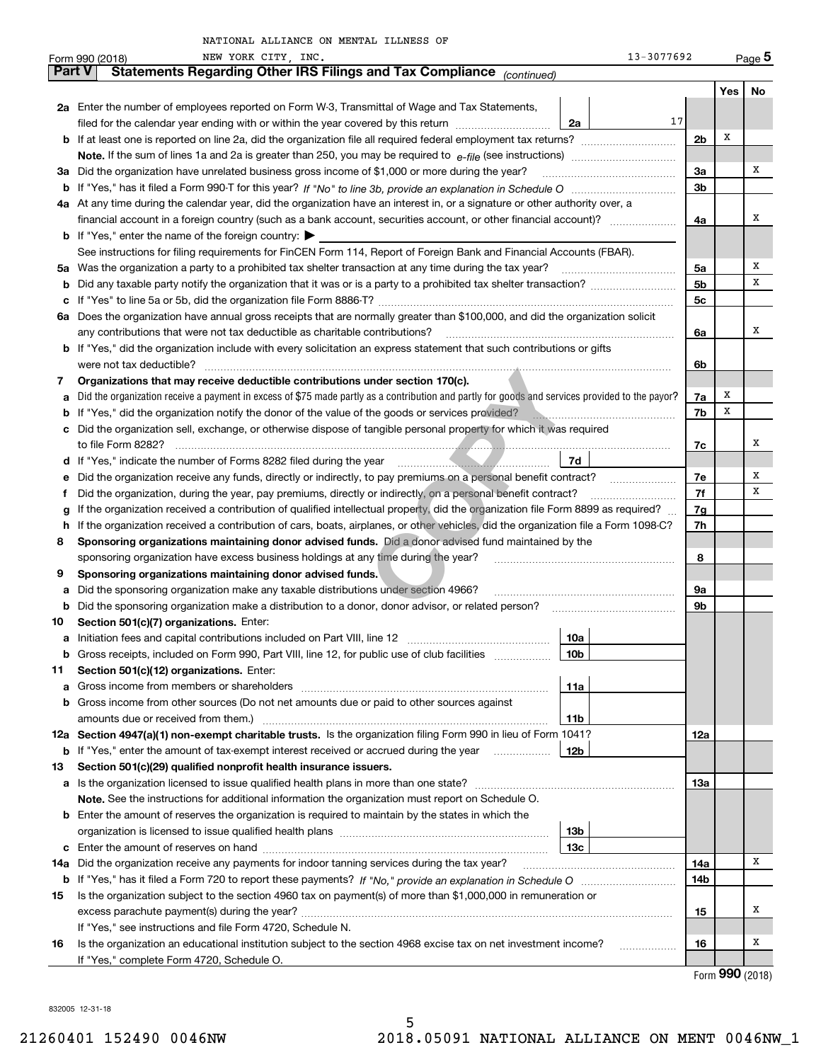NATIONAL ALLIANCE ON MENTAL ILLNESS OF NEW YORK CITY, INC. 13-3077692

Form 990 (2018) Page **5**

## Part V Statements Regarding Other IRS Filings and Tax Compliance *(continued)*

| | | | | Line | Yes | No |
|---|---|---|---|---|---|---|
| **2a** | Enter the number of employees reported on Form W-3, Transmittal of Wage and Tax Statements, filed for the calendar year ending with or within the year covered by this return | 2a | 17 | | | |
| **b** | If at least one is reported on line 2a, did the organization file all required federal employment tax returns? | | | 2b | X | |
| | **Note.** If the sum of lines 1a and 2a is greater than 250, you may be required to *e-file* (see instructions) | | | | | |
| **3a** | Did the organization have unrelated business gross income of $1,000 or more during the year? | | | 3a | | X |
| **b** | If "Yes," has it filed a Form 990-T for this year? *If "No" to line 3b, provide an explanation in Schedule O* | | | 3b | | |
| **4a** | At any time during the calendar year, did the organization have an interest in, or a signature or other authority over, a financial account in a foreign country (such as a bank account, securities account, or other financial account)? | | | 4a | | X |
| **b** | If "Yes," enter the name of the foreign country: ▶ | | | | | |
| | See instructions for filing requirements for FinCEN Form 114, Report of Foreign Bank and Financial Accounts (FBAR). | | | | | |
| **5a** | Was the organization a party to a prohibited tax shelter transaction at any time during the tax year? | | | 5a | | X |
| **b** | Did any taxable party notify the organization that it was or is a party to a prohibited tax shelter transaction? | | | 5b | | X |
| **c** | If "Yes" to line 5a or 5b, did the organization file Form 8886-T? | | | 5c | | |
| **6a** | Does the organization have annual gross receipts that are normally greater than $100,000, and did the organization solicit any contributions that were not tax deductible as charitable contributions? | | | 6a | | X |
| **b** | If "Yes," did the organization include with every solicitation an express statement that such contributions or gifts were not tax deductible? | | | 6b | | |
| **7** | **Organizations that may receive deductible contributions under section 170(c).** | | | | | |
| **a** | Did the organization receive a payment in excess of $75 made partly as a contribution and partly for goods and services provided to the payor? | | | 7a | X | |
| **b** | If "Yes," did the organization notify the donor of the value of the goods or services provided? | | | 7b | X | |
| **c** | Did the organization sell, exchange, or otherwise dispose of tangible personal property for which it was required to file Form 8282? | | | 7c | | X |
| **d** | If "Yes," indicate the number of Forms 8282 filed during the year | 7d | | | | |
| **e** | Did the organization receive any funds, directly or indirectly, to pay premiums on a personal benefit contract? | | | 7e | | X |
| **f** | Did the organization, during the year, pay premiums, directly or indirectly, on a personal benefit contract? | | | 7f | | X |
| **g** | If the organization received a contribution of qualified intellectual property, did the organization file Form 8899 as required? | | | 7g | | |
| **h** | If the organization received a contribution of cars, boats, airplanes, or other vehicles, did the organization file a Form 1098-C? | | | 7h | | |
| **8** | **Sponsoring organizations maintaining donor advised funds.** Did a donor advised fund maintained by the sponsoring organization have excess business holdings at any time during the year? | | | 8 | | |
| **9** | **Sponsoring organizations maintaining donor advised funds.** | | | | | |
| **a** | Did the sponsoring organization make any taxable distributions under section 4966? | | | 9a | | |
| **b** | Did the sponsoring organization make a distribution to a donor, donor advisor, or related person? | | | 9b | | |
| **10** | **Section 501(c)(7) organizations.** Enter: | | | | | |
| **a** | Initiation fees and capital contributions included on Part VIII, line 12 | 10a | | | | |
| **b** | Gross receipts, included on Form 990, Part VIII, line 12, for public use of club facilities | 10b | | | | |
| **11** | **Section 501(c)(12) organizations.** Enter: | | | | | |
| **a** | Gross income from members or shareholders | 11a | | | | |
| **b** | Gross income from other sources (Do not net amounts due or paid to other sources against amounts due or received from them.) | 11b | | | | |
| **12a** | **Section 4947(a)(1) non-exempt charitable trusts.** Is the organization filing Form 990 in lieu of Form 1041? | | | 12a | | |
| **b** | If "Yes," enter the amount of tax-exempt interest received or accrued during the year | 12b | | | | |
| **13** | **Section 501(c)(29) qualified nonprofit health insurance issuers.** | | | | | |
| **a** | Is the organization licensed to issue qualified health plans in more than one state? | | | 13a | | |
| | **Note.** See the instructions for additional information the organization must report on Schedule O. | | | | | |
| **b** | Enter the amount of reserves the organization is required to maintain by the states in which the organization is licensed to issue qualified health plans | 13b | | | | |
| **c** | Enter the amount of reserves on hand | 13c | | | | |
| **14a** | Did the organization receive any payments for indoor tanning services during the tax year? | | | 14a | | X |
| **b** | If "Yes," has it filed a Form 720 to report these payments? *If "No," provide an explanation in Schedule O* | | | 14b | | |
| **15** | Is the organization subject to the section 4960 tax on payment(s) of more than $1,000,000 in remuneration or excess parachute payment(s) during the year? | | | 15 | | X |
| | If "Yes," see instructions and file Form 4720, Schedule N. | | | | | |
| **16** | Is the organization an educational institution subject to the section 4968 excise tax on net investment income? | | | 16 | | X |
| | If "Yes," complete Form 4720, Schedule O. | | | | | |

Form **990** (2018)

832005 12-31-18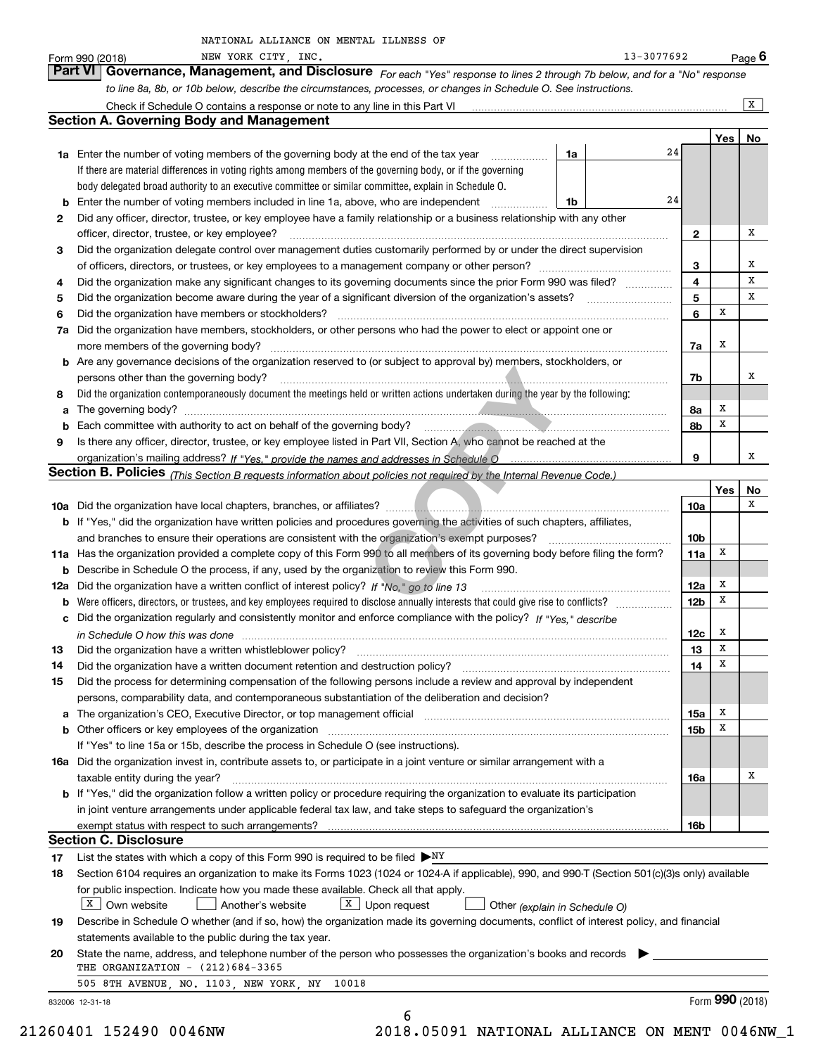NATIONAL ALLIANCE ON MENTAL ILLNESS OF NEW YORK CITY, INC. 13-3077692

Form 990 (2018) Page **6**

## Part VI Governance, Management, and Disclosure

*For each "Yes" response to lines 2 through 7b below, and for a "No" response to line 8a, 8b, or 10b below, describe the circumstances, processes, or changes in Schedule O. See instructions.*

Check if Schedule O contains a response or note to any line in this Part VI ..... X

### Section A. Governing Body and Management

| | | | | Yes | No |
|---|---|---|---|---|---|
| **1a** | Enter the number of voting members of the governing body at the end of the tax year | 1a | 24 | | |
| | If there are material differences in voting rights among members of the governing body, or if the governing body delegated broad authority to an executive committee or similar committee, explain in Schedule O. | | | | |
| **b** | Enter the number of voting members included in line 1a, above, who are independent | 1b | 24 | | |
| **2** | Did any officer, director, trustee, or key employee have a family relationship or a business relationship with any other officer, director, trustee, or key employee? | | 2 | | X |
| **3** | Did the organization delegate control over management duties customarily performed by or under the direct supervision of officers, directors, or trustees, or key employees to a management company or other person? | | 3 | | X |
| **4** | Did the organization make any significant changes to its governing documents since the prior Form 990 was filed? | | 4 | | X |
| **5** | Did the organization become aware during the year of a significant diversion of the organization's assets? | | 5 | | X |
| **6** | Did the organization have members or stockholders? | | 6 | X | |
| **7a** | Did the organization have members, stockholders, or other persons who had the power to elect or appoint one or more members of the governing body? | | 7a | X | |
| **b** | Are any governance decisions of the organization reserved to (or subject to approval by) members, stockholders, or persons other than the governing body? | | 7b | | X |
| **8** | Did the organization contemporaneously document the meetings held or written actions undertaken during the year by the following: | | | | |
| **a** | The governing body? | | 8a | X | |
| **b** | Each committee with authority to act on behalf of the governing body? | | 8b | X | |
| **9** | Is there any officer, director, trustee, or key employee listed in Part VII, Section A, who cannot be reached at the organization's mailing address? *If "Yes," provide the names and addresses in Schedule O* | | 9 | | X |

### Section B. Policies *(This Section B requests information about policies not required by the Internal Revenue Code.)*

| | | | Yes | No |
|---|---|---|---|---|
| **10a** | Did the organization have local chapters, branches, or affiliates? | 10a | | X |
| **b** | If "Yes," did the organization have written policies and procedures governing the activities of such chapters, affiliates, and branches to ensure their operations are consistent with the organization's exempt purposes? | 10b | | |
| **11a** | Has the organization provided a complete copy of this Form 990 to all members of its governing body before filing the form? | 11a | X | |
| **b** | Describe in Schedule O the process, if any, used by the organization to review this Form 990. | | | |
| **12a** | Did the organization have a written conflict of interest policy? *If "No," go to line 13* | 12a | X | |
| **b** | Were officers, directors, or trustees, and key employees required to disclose annually interests that could give rise to conflicts? | 12b | X | |
| **c** | Did the organization regularly and consistently monitor and enforce compliance with the policy? *If "Yes," describe in Schedule O how this was done* | 12c | X | |
| **13** | Did the organization have a written whistleblower policy? | 13 | X | |
| **14** | Did the organization have a written document retention and destruction policy? | 14 | X | |
| **15** | Did the process for determining compensation of the following persons include a review and approval by independent persons, comparability data, and contemporaneous substantiation of the deliberation and decision? | | | |
| **a** | The organization's CEO, Executive Director, or top management official | 15a | X | |
| **b** | Other officers or key employees of the organization | 15b | X | |
| | If "Yes" to line 15a or 15b, describe the process in Schedule O (see instructions). | | | |
| **16a** | Did the organization invest in, contribute assets to, or participate in a joint venture or similar arrangement with a taxable entity during the year? | 16a | | X |
| **b** | If "Yes," did the organization follow a written policy or procedure requiring the organization to evaluate its participation in joint venture arrangements under applicable federal tax law, and take steps to safeguard the organization's exempt status with respect to such arrangements? | 16b | | |

### Section C. Disclosure

**17** List the states with which a copy of this Form 990 is required to be filed ▶ NY

**18** Section 6104 requires an organization to make its Forms 1023 (1024 or 1024-A if applicable), 990, and 990-T (Section 501(c)(3)s only) available for public inspection. Indicate how you made these available. Check all that apply.

[X] Own website [ ] Another's website [X] Upon request [ ] Other *(explain in Schedule O)*

**19** Describe in Schedule O whether (and if so, how) the organization made its governing documents, conflict of interest policy, and financial statements available to the public during the tax year.

**20** State the name, address, and telephone number of the person who possesses the organization's books and records ▶

THE ORGANIZATION - (212)684-3365

505 8TH AVENUE, NO. 1103, NEW YORK, NY 10018

832006 12-31-18 Form **990** (2018)

21260401 152490 0046NW 2018.05091 NATIONAL ALLIANCE ON MENT 0046NW_1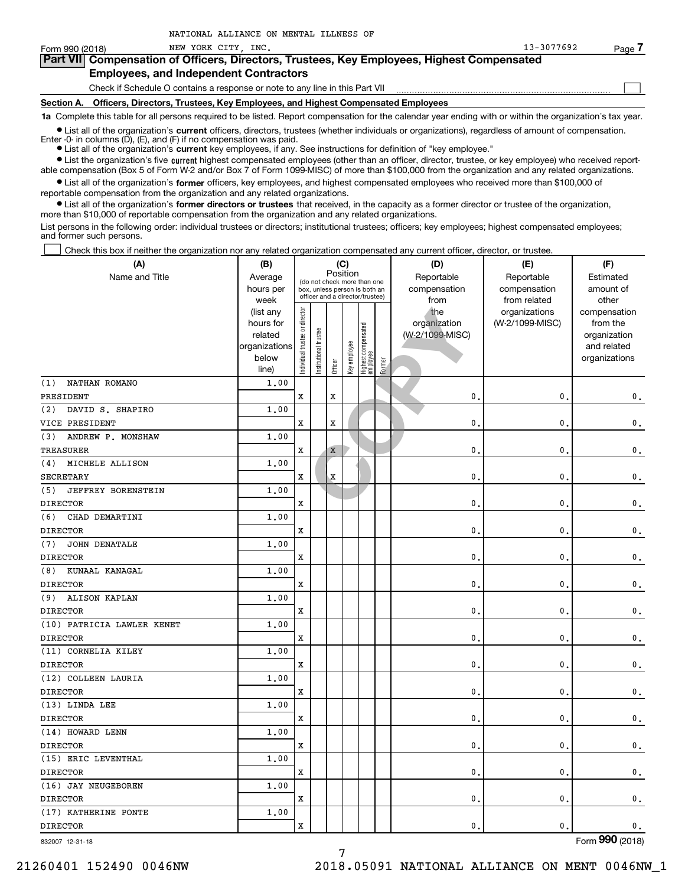NATIONAL ALLIANCE ON MENTAL ILLNESS OF NEW YORK CITY, INC. 13-3077692

Form 990 (2018)

## Part VII Compensation of Officers, Directors, Trustees, Key Employees, Highest Compensated Employees, and Independent Contractors

Check if Schedule O contains a response or note to any line in this Part VII

### Section A. Officers, Directors, Trustees, Key Employees, and Highest Compensated Employees

**1a** Complete this table for all persons required to be listed. Report compensation for the calendar year ending with or within the organization's tax year.

- List all of the organization's **current** officers, directors, trustees (whether individuals or organizations), regardless of amount of compensation. Enter -0- in columns (D), (E), and (F) if no compensation was paid.
- List all of the organization's **current** key employees, if any. See instructions for definition of "key employee."
- List the organization's five **current** highest compensated employees (other than an officer, director, trustee, or key employee) who received reportable compensation (Box 5 of Form W-2 and/or Box 7 of Form 1099-MISC) of more than $100,000 from the organization and any related organizations.
- List all of the organization's **former** officers, key employees, and highest compensated employees who received more than $100,000 of reportable compensation from the organization and any related organizations.
- List all of the organization's **former directors or trustees** that received, in the capacity as a former director or trustee of the organization, more than $10,000 of reportable compensation from the organization and any related organizations.

List persons in the following order: individual trustees or directors; institutional trustees; officers; key employees; highest compensated employees; and former such persons.

Check this box if neither the organization nor any related organization compensated any current officer, director, or trustee.

| (A) Name and Title | (B) Average hours per week (list any hours for related organizations below line) | (C) Position: Individual trustee or director | Institutional trustee | Officer | Key employee | Highest compensated employee | Former | (D) Reportable compensation from the organization (W-2/1099-MISC) | (E) Reportable compensation from related organizations (W-2/1099-MISC) | (F) Estimated amount of other compensation from the organization and related organizations |
|---|---|---|---|---|---|---|---|---|---|---|
| (1) NATHAN ROMANO<br>PRESIDENT | 1.00 | X | | X | | | | 0. | 0. | 0. |
| (2) DAVID S. SHAPIRO<br>VICE PRESIDENT | 1.00 | X | | X | | | | 0. | 0. | 0. |
| (3) ANDREW P. MONSHAW<br>TREASURER | 1.00 | X | | X | | | | 0. | 0. | 0. |
| (4) MICHELE ALLISON<br>SECRETARY | 1.00 | X | | X | | | | 0. | 0. | 0. |
| (5) JEFFREY BORENSTEIN<br>DIRECTOR | 1.00 | X | | | | | | 0. | 0. | 0. |
| (6) CHAD DEMARTINI<br>DIRECTOR | 1.00 | X | | | | | | 0. | 0. | 0. |
| (7) JOHN DENATALE<br>DIRECTOR | 1.00 | X | | | | | | 0. | 0. | 0. |
| (8) KUNAAL KANAGAL<br>DIRECTOR | 1.00 | X | | | | | | 0. | 0. | 0. |
| (9) ALISON KAPLAN<br>DIRECTOR | 1.00 | X | | | | | | 0. | 0. | 0. |
| (10) PATRICIA LAWLER KENET<br>DIRECTOR | 1.00 | X | | | | | | 0. | 0. | 0. |
| (11) CORNELIA KILEY<br>DIRECTOR | 1.00 | X | | | | | | 0. | 0. | 0. |
| (12) COLLEEN LAURIA<br>DIRECTOR | 1.00 | X | | | | | | 0. | 0. | 0. |
| (13) LINDA LEE<br>DIRECTOR | 1.00 | X | | | | | | 0. | 0. | 0. |
| (14) HOWARD LENN<br>DIRECTOR | 1.00 | X | | | | | | 0. | 0. | 0. |
| (15) ERIC LEVENTHAL<br>DIRECTOR | 1.00 | X | | | | | | 0. | 0. | 0. |
| (16) JAY NEUGEBOREN<br>DIRECTOR | 1.00 | X | | | | | | 0. | 0. | 0. |
| (17) KATHERINE PONTE<br>DIRECTOR | 1.00 | X | | | | | | 0. | 0. | 0. |

832007 12-31-18

Form 990 (2018)

21260401 152490 0046NW 2018.05091 NATIONAL ALLIANCE ON MENT 0046NW_1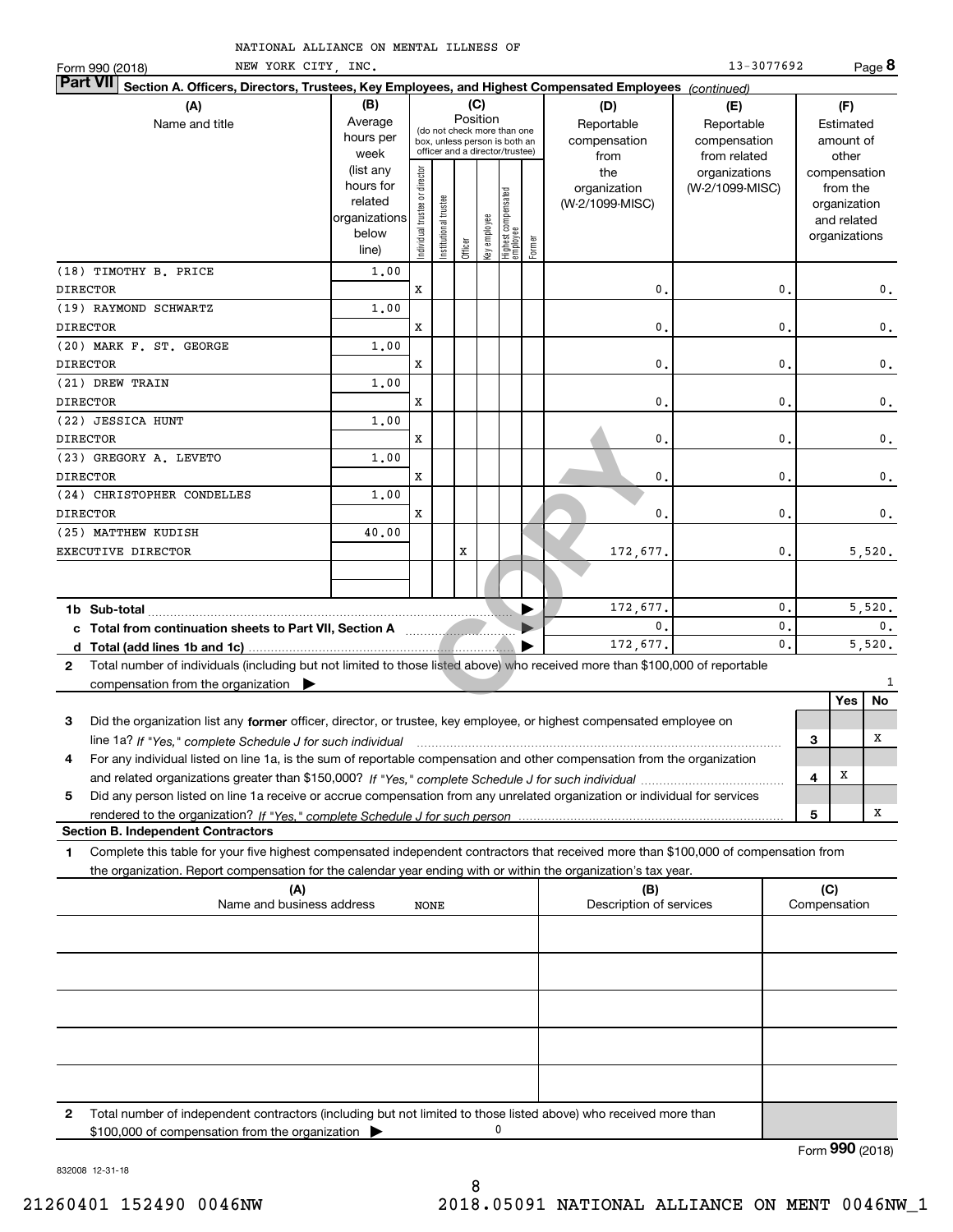NATIONAL ALLIANCE ON MENTAL ILLNESS OF NEW YORK CITY, INC. 13-3077692

Form 990 (2018)

**Part VII Section A. Officers, Directors, Trustees, Key Employees, and Highest Compensated Employees** *(continued)*

| (A) Name and title | (B) Average hours per week (list any hours for related organizations below line) | (C) Position: Individual trustee or director | Institutional trustee | Officer | Key employee | Highest compensated employee | Former | (D) Reportable compensation from the organization (W-2/1099-MISC) | (E) Reportable compensation from related organizations (W-2/1099-MISC) | (F) Estimated amount of other compensation from the organization and related organizations |
|---|---|---|---|---|---|---|---|---|---|---|
| (18) TIMOTHY B. PRICE<br>DIRECTOR | 1.00 | X | | | | | | 0. | 0. | 0. |
| (19) RAYMOND SCHWARTZ<br>DIRECTOR | 1.00 | X | | | | | | 0. | 0. | 0. |
| (20) MARK F. ST. GEORGE<br>DIRECTOR | 1.00 | X | | | | | | 0. | 0. | 0. |
| (21) DREW TRAIN<br>DIRECTOR | 1.00 | X | | | | | | 0. | 0. | 0. |
| (22) JESSICA HUNT<br>DIRECTOR | 1.00 | X | | | | | | 0. | 0. | 0. |
| (23) GREGORY A. LEVETO<br>DIRECTOR | 1.00 | X | | | | | | 0. | 0. | 0. |
| (24) CHRISTOPHER CONDELLES<br>DIRECTOR | 1.00 | X | | | | | | 0. | 0. | 0. |
| (25) MATTHEW KUDISH<br>EXECUTIVE DIRECTOR | 40.00 | | | X | | | | 172,677. | 0. | 5,520. |

| | (D) | (E) | (F) |
|---|---|---|---|
| **1b Sub-total** | 172,677. | 0. | 5,520. |
| **c Total from continuation sheets to Part VII, Section A** | 0. | 0. | 0. |
| **d Total (add lines 1b and 1c)** | 172,677. | 0. | 5,520. |

**2** Total number of individuals (including but not limited to those listed above) who received more than $100,000 of reportable compensation from the organization ▶ 1

| | | | Yes | No |
|---|---|---|---|---|
| **3** | Did the organization list any **former** officer, director, or trustee, key employee, or highest compensated employee on line 1a? *If "Yes," complete Schedule J for such individual* | 3 | | X |
| **4** | For any individual listed on line 1a, is the sum of reportable compensation and other compensation from the organization and related organizations greater than $150,000? *If "Yes," complete Schedule J for such individual* | 4 | X | |
| **5** | Did any person listed on line 1a receive or accrue compensation from any unrelated organization or individual for services rendered to the organization? *If "Yes," complete Schedule J for such person* | 5 | | X |

**Section B. Independent Contractors**

**1** Complete this table for your five highest compensated independent contractors that received more than $100,000 of compensation from the organization. Report compensation for the calendar year ending with or within the organization's tax year.

| (A) Name and business address | (B) Description of services | (C) Compensation |
|---|---|---|
| NONE | | |
| | | |
| | | |
| | | |
| | | |

**2** Total number of independent contractors (including but not limited to those listed above) who received more than $100,000 of compensation from the organization ▶ 0

Form **990** (2018)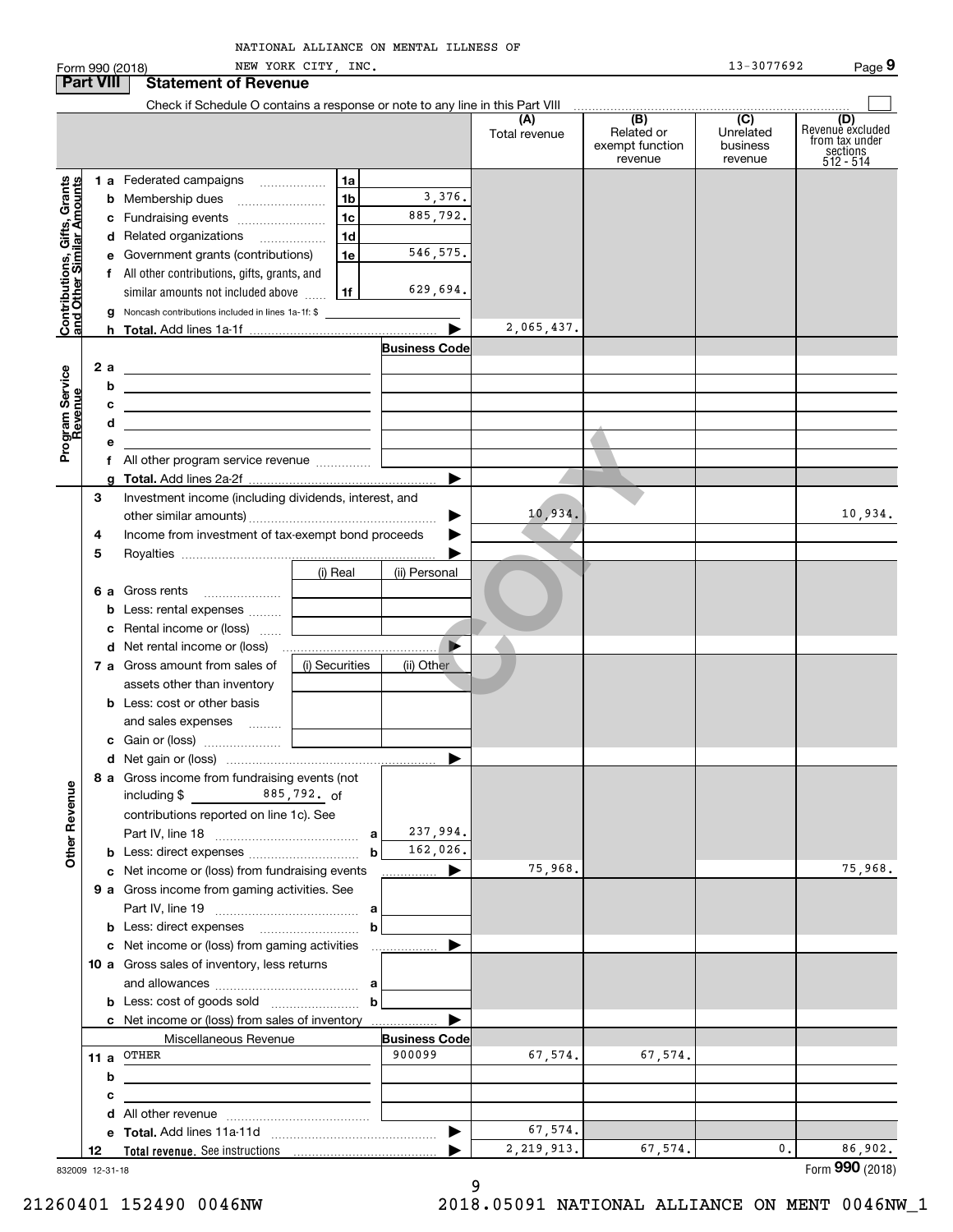NATIONAL ALLIANCE ON MENTAL ILLNESS OF NEW YORK CITY, INC. 13-3077692

Form 990 (2018) Page 9

## Part VIII Statement of Revenue

Check if Schedule O contains a response or note to any line in this Part VIII

| | | | | (A) Total revenue | (B) Related or exempt function revenue | (C) Unrelated business revenue | (D) Revenue excluded from tax under sections 512 - 514 |
|---|---|---|---|---|---|---|---|
| **Contributions, Gifts, Grants and Other Similar Amounts** | 1a Federated campaigns | 1a | | | | | |
| | b Membership dues | 1b | 3,376. | | | | |
| | c Fundraising events | 1c | 885,792. | | | | |
| | d Related organizations | 1d | | | | | |
| | e Government grants (contributions) | 1e | 546,575. | | | | |
| | f All other contributions, gifts, grants, and similar amounts not included above | 1f | 629,694. | | | | |
| | g Noncash contributions included in lines 1a-1f: $ | | | | | | |
| | h **Total.** Add lines 1a-1f | | ▶ | 2,065,437. | | | |
| **Program Service Revenue** | | | Business Code | | | | |
| | 2a | | | | | | |
| | b | | | | | | |
| | c | | | | | | |
| | d | | | | | | |
| | e | | | | | | |
| | f All other program service revenue | | | | | | |
| | g **Total.** Add lines 2a-2f | | ▶ | | | | |
| | 3 Investment income (including dividends, interest, and other similar amounts) | | ▶ | 10,934. | | | 10,934. |
| | 4 Income from investment of tax-exempt bond proceeds | | ▶ | | | | |
| | 5 Royalties | | ▶ | | | | |
| | | (i) Real | (ii) Personal | | | | |
| | 6a Gross rents | | | | | | |
| | b Less: rental expenses | | | | | | |
| | c Rental income or (loss) | | | | | | |
| | d Net rental income or (loss) | | ▶ | | | | |
| | | (i) Securities | (ii) Other | | | | |
| | 7a Gross amount from sales of assets other than inventory | | | | | | |
| | b Less: cost or other basis and sales expenses | | | | | | |
| | c Gain or (loss) | | | | | | |
| | d Net gain or (loss) | | ▶ | | | | |
| **Other Revenue** | 8a Gross income from fundraising events (not including $ 885,792. of contributions reported on line 1c). See Part IV, line 18 | a | 237,994. | | | | |
| | b Less: direct expenses | b | 162,026. | | | | |
| | c Net income or (loss) from fundraising events | | ▶ | 75,968. | | | 75,968. |
| | 9a Gross income from gaming activities. See Part IV, line 19 | a | | | | | |
| | b Less: direct expenses | b | | | | | |
| | c Net income or (loss) from gaming activities | | ▶ | | | | |
| | 10a Gross sales of inventory, less returns and allowances | a | | | | | |
| | b Less: cost of goods sold | b | | | | | |
| | c Net income or (loss) from sales of inventory | | ▶ | | | | |
| | Miscellaneous Revenue | | Business Code | | | | |
| | 11a OTHER | | 900099 | 67,574. | 67,574. | | |
| | b | | | | | | |
| | c | | | | | | |
| | d All other revenue | | | | | | |
| | e **Total.** Add lines 11a-11d | | ▶ | 67,574. | | | |
| | 12 **Total revenue.** See instructions | | ▶ | 2,219,913. | 67,574. | 0. | 86,902. |

832009 12-31-18

Form **990** (2018)

21260401 152490 0046NW 2018.05091 NATIONAL ALLIANCE ON MENT 0046NW_1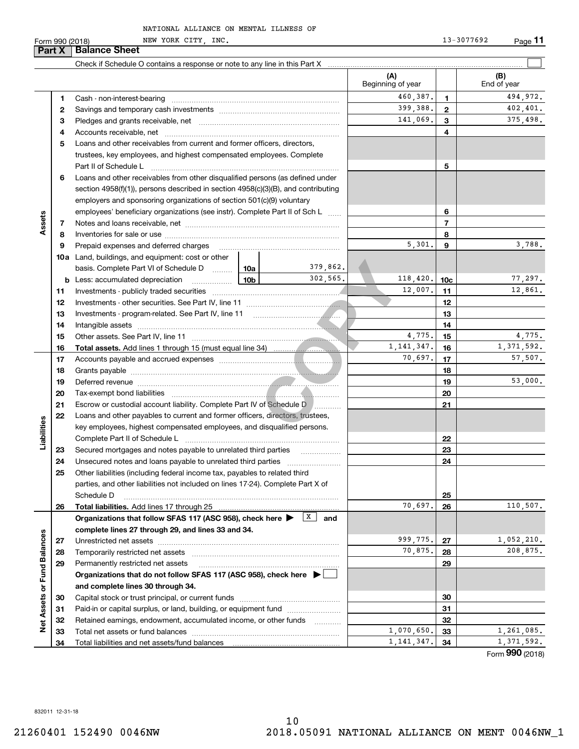NATIONAL ALLIANCE ON MENTAL ILLNESS OF NEW YORK CITY, INC. 13-3077692

Form 990 (2018)

## Part X | Balance Sheet

Check if Schedule O contains a response or note to any line in this Part X ☐

| | | | | (A) Beginning of year | | (B) End of year |
|---|---|---|---|---|---|---|
| **Assets** | 1 | Cash - non-interest-bearing | | 460,387. | 1 | 494,972. |
| | 2 | Savings and temporary cash investments | | 399,388. | 2 | 402,401. |
| | 3 | Pledges and grants receivable, net | | 141,069. | 3 | 375,498. |
| | 4 | Accounts receivable, net | | | 4 | |
| | 5 | Loans and other receivables from current and former officers, directors, trustees, key employees, and highest compensated employees. Complete Part II of Schedule L | | | 5 | |
| | 6 | Loans and other receivables from other disqualified persons (as defined under section 4958(f)(1)), persons described in section 4958(c)(3)(B), and contributing employers and sponsoring organizations of section 501(c)(9) voluntary employees' beneficiary organizations (see instr). Complete Part II of Sch L | | | 6 | |
| | 7 | Notes and loans receivable, net | | | 7 | |
| | 8 | Inventories for sale or use | | | 8 | |
| | 9 | Prepaid expenses and deferred charges | | 5,301. | 9 | 3,788. |
| | 10a | Land, buildings, and equipment: cost or other basis. Complete Part VI of Schedule D | 10a 379,862. | | | |
| | b | Less: accumulated depreciation | 10b 302,565. | 118,420. | 10c | 77,297. |
| | 11 | Investments - publicly traded securities | | 12,007. | 11 | 12,861. |
| | 12 | Investments - other securities. See Part IV, line 11 | | | 12 | |
| | 13 | Investments - program-related. See Part IV, line 11 | | | 13 | |
| | 14 | Intangible assets | | | 14 | |
| | 15 | Other assets. See Part IV, line 11 | | 4,775. | 15 | 4,775. |
| | 16 | **Total assets.** Add lines 1 through 15 (must equal line 34) | | 1,141,347. | 16 | 1,371,592. |
| **Liabilities** | 17 | Accounts payable and accrued expenses | | 70,697. | 17 | 57,507. |
| | 18 | Grants payable | | | 18 | |
| | 19 | Deferred revenue | | | 19 | 53,000. |
| | 20 | Tax-exempt bond liabilities | | | 20 | |
| | 21 | Escrow or custodial account liability. Complete Part IV of Schedule D | | | 21 | |
| | 22 | Loans and other payables to current and former officers, directors, trustees, key employees, highest compensated employees, and disqualified persons. Complete Part II of Schedule L | | | 22 | |
| | 23 | Secured mortgages and notes payable to unrelated third parties | | | 23 | |
| | 24 | Unsecured notes and loans payable to unrelated third parties | | | 24 | |
| | 25 | Other liabilities (including federal income tax, payables to related third parties, and other liabilities not included on lines 17-24). Complete Part X of Schedule D | | | 25 | |
| | 26 | **Total liabilities.** Add lines 17 through 25 | | 70,697. | 26 | 110,507. |
| **Net Assets or Fund Balances** | | **Organizations that follow SFAS 117 (ASC 958), check here ▶ ☒ and complete lines 27 through 29, and lines 33 and 34.** | | | | |
| | 27 | Unrestricted net assets | | 999,775. | 27 | 1,052,210. |
| | 28 | Temporarily restricted net assets | | 70,875. | 28 | 208,875. |
| | 29 | Permanently restricted net assets | | | 29 | |
| | | **Organizations that do not follow SFAS 117 (ASC 958), check here ▶ ☐ and complete lines 30 through 34.** | | | | |
| | 30 | Capital stock or trust principal, or current funds | | | 30 | |
| | 31 | Paid-in or capital surplus, or land, building, or equipment fund | | | 31 | |
| | 32 | Retained earnings, endowment, accumulated income, or other funds | | | 32 | |
| | 33 | Total net assets or fund balances | | 1,070,650. | 33 | 1,261,085. |
| | 34 | Total liabilities and net assets/fund balances | | 1,141,347. | 34 | 1,371,592. |

Form **990** (2018)

832011 12-31-18

21260401 152490 0046NW 2018.05091 NATIONAL ALLIANCE ON MENT 0046NW_1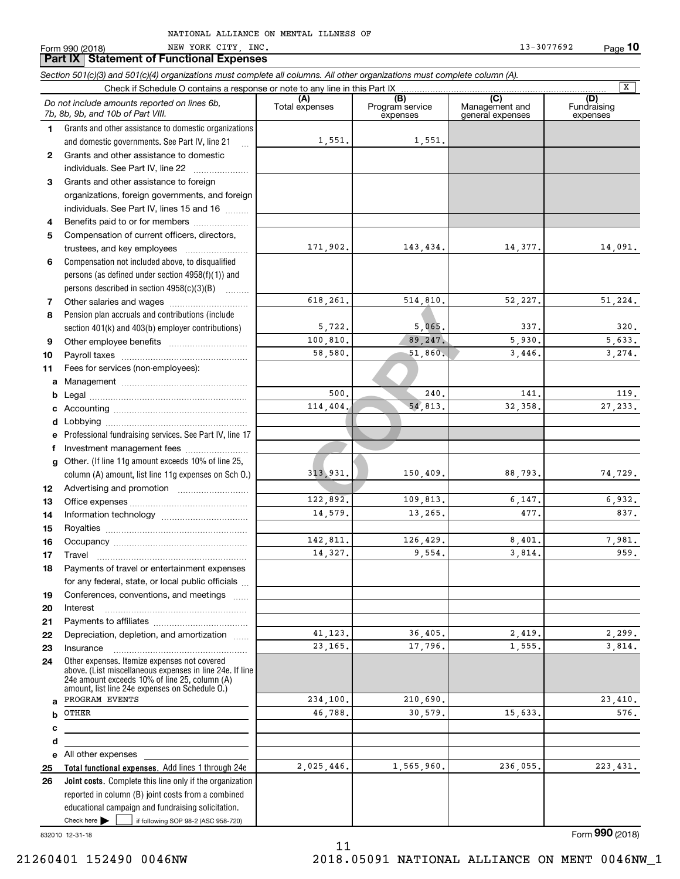NATIONAL ALLIANCE ON MENTAL ILLNESS OF NEW YORK CITY, INC.

Form 990 (2018) 13-3077692

## Part IX Statement of Functional Expenses

*Section 501(c)(3) and 501(c)(4) organizations must complete all columns. All other organizations must complete column (A).*

Check if Schedule O contains a response or note to any line in this Part IX [X]

| | *Do not include amounts reported on lines 6b, 7b, 8b, 9b, and 10b of Part VIII.* | (A) Total expenses | (B) Program service expenses | (C) Management and general expenses | (D) Fundraising expenses |
|---|---|---|---|---|---|
| 1 | Grants and other assistance to domestic organizations and domestic governments. See Part IV, line 21 | 1,551. | 1,551. | | |
| 2 | Grants and other assistance to domestic individuals. See Part IV, line 22 | | | | |
| 3 | Grants and other assistance to foreign organizations, foreign governments, and foreign individuals. See Part IV, lines 15 and 16 | | | | |
| 4 | Benefits paid to or for members | | | | |
| 5 | Compensation of current officers, directors, trustees, and key employees | 171,902. | 143,434. | 14,377. | 14,091. |
| 6 | Compensation not included above, to disqualified persons (as defined under section 4958(f)(1)) and persons described in section 4958(c)(3)(B) | | | | |
| 7 | Other salaries and wages | 618,261. | 514,810. | 52,227. | 51,224. |
| 8 | Pension plan accruals and contributions (include section 401(k) and 403(b) employer contributions) | 5,722. | 5,065. | 337. | 320. |
| 9 | Other employee benefits | 100,810. | 89,247. | 5,930. | 5,633. |
| 10 | Payroll taxes | 58,580. | 51,860. | 3,446. | 3,274. |
| 11 | Fees for services (non-employees): | | | | |
| a | Management | | | | |
| b | Legal | 500. | 240. | 141. | 119. |
| c | Accounting | 114,404. | 54,813. | 32,358. | 27,233. |
| d | Lobbying | | | | |
| e | Professional fundraising services. See Part IV, line 17 | | | | |
| f | Investment management fees | | | | |
| g | Other. (If line 11g amount exceeds 10% of line 25, column (A) amount, list line 11g expenses on Sch O.) | 313,931. | 150,409. | 88,793. | 74,729. |
| 12 | Advertising and promotion | | | | |
| 13 | Office expenses | 122,892. | 109,813. | 6,147. | 6,932. |
| 14 | Information technology | 14,579. | 13,265. | 477. | 837. |
| 15 | Royalties | | | | |
| 16 | Occupancy | 142,811. | 126,429. | 8,401. | 7,981. |
| 17 | Travel | 14,327. | 9,554. | 3,814. | 959. |
| 18 | Payments of travel or entertainment expenses for any federal, state, or local public officials | | | | |
| 19 | Conferences, conventions, and meetings | | | | |
| 20 | Interest | | | | |
| 21 | Payments to affiliates | | | | |
| 22 | Depreciation, depletion, and amortization | 41,123. | 36,405. | 2,419. | 2,299. |
| 23 | Insurance | 23,165. | 17,796. | 1,555. | 3,814. |
| 24 | Other expenses. Itemize expenses not covered above. (List miscellaneous expenses in line 24e. If line 24e amount exceeds 10% of line 25, column (A) amount, list line 24e expenses on Schedule O.) | | | | |
| a | PROGRAM EVENTS | 234,100. | 210,690. | | 23,410. |
| b | OTHER | 46,788. | 30,579. | 15,633. | 576. |
| c | | | | | |
| d | | | | | |
| e | All other expenses | | | | |
| 25 | **Total functional expenses.** Add lines 1 through 24e | 2,025,446. | 1,565,960. | 236,055. | 223,431. |
| 26 | **Joint costs.** Complete this line only if the organization reported in column (B) joint costs from a combined educational campaign and fundraising solicitation. Check here [ ] if following SOP 98-2 (ASC 958-720) | | | | |

832010 12-31-18

Form **990** (2018)

21260401 152490 0046NW 2018.05091 NATIONAL ALLIANCE ON MENT 0046NW_1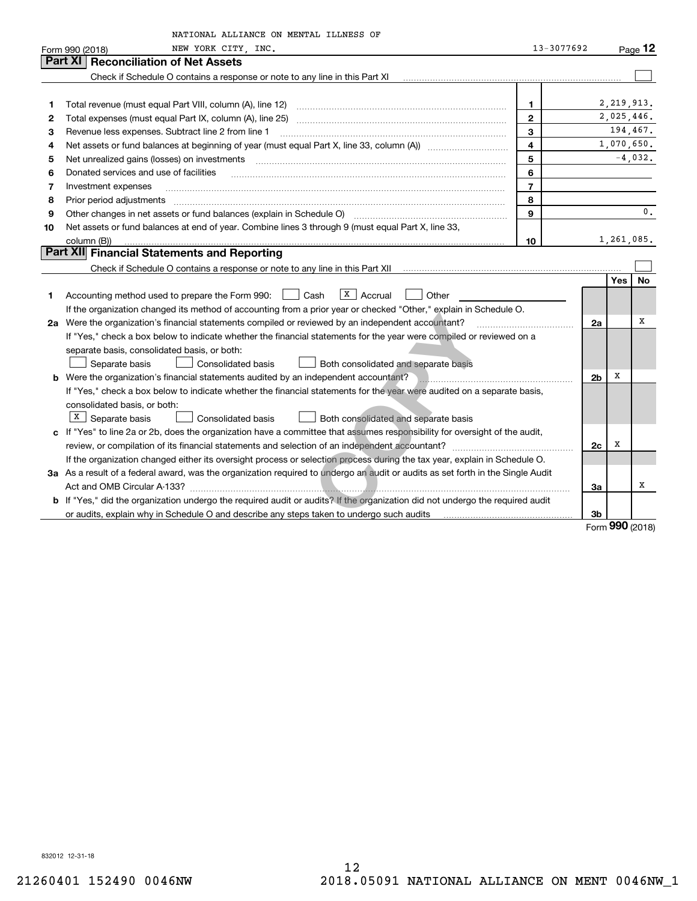NATIONAL ALLIANCE ON MENTAL ILLNESS OF NEW YORK CITY, INC. 13-3077692

Form 990 (2018) Page 12

## Part XI Reconciliation of Net Assets

Check if Schedule O contains a response or note to any line in this Part XI ☐

| | | | |
|---|---|---|---|
| 1 | Total revenue (must equal Part VIII, column (A), line 12) | 1 | 2,219,913. |
| 2 | Total expenses (must equal Part IX, column (A), line 25) | 2 | 2,025,446. |
| 3 | Revenue less expenses. Subtract line 2 from line 1 | 3 | 194,467. |
| 4 | Net assets or fund balances at beginning of year (must equal Part X, line 33, column (A)) | 4 | 1,070,650. |
| 5 | Net unrealized gains (losses) on investments | 5 | -4,032. |
| 6 | Donated services and use of facilities | 6 | |
| 7 | Investment expenses | 7 | |
| 8 | Prior period adjustments | 8 | |
| 9 | Other changes in net assets or fund balances (explain in Schedule O) | 9 | 0. |
| 10 | Net assets or fund balances at end of year. Combine lines 3 through 9 (must equal Part X, line 33, column (B)) | 10 | 1,261,085. |

## Part XII Financial Statements and Reporting

Check if Schedule O contains a response or note to any line in this Part XII ☐

| | | | Yes | No |
|---|---|---|---|---|
| 1 | Accounting method used to prepare the Form 990: ☐ Cash ☒ Accrual ☐ Other | | | |
| | If the organization changed its method of accounting from a prior year or checked "Other," explain in Schedule O. | | | |
| 2a | Were the organization's financial statements compiled or reviewed by an independent accountant? | 2a | | X |
| | If "Yes," check a box below to indicate whether the financial statements for the year were compiled or reviewed on a separate basis, consolidated basis, or both: ☐ Separate basis ☐ Consolidated basis ☐ Both consolidated and separate basis | | | |
| b | Were the organization's financial statements audited by an independent accountant? | 2b | X | |
| | If "Yes," check a box below to indicate whether the financial statements for the year were audited on a separate basis, consolidated basis, or both: ☒ Separate basis ☐ Consolidated basis ☐ Both consolidated and separate basis | | | |
| c | If "Yes" to line 2a or 2b, does the organization have a committee that assumes responsibility for oversight of the audit, review, or compilation of its financial statements and selection of an independent accountant? | 2c | X | |
| | If the organization changed either its oversight process or selection process during the tax year, explain in Schedule O. | | | |
| 3a | As a result of a federal award, was the organization required to undergo an audit or audits as set forth in the Single Audit Act and OMB Circular A-133? | 3a | | X |
| b | If "Yes," did the organization undergo the required audit or audits? If the organization did not undergo the required audit or audits, explain why in Schedule O and describe any steps taken to undergo such audits | 3b | | |

Form 990 (2018)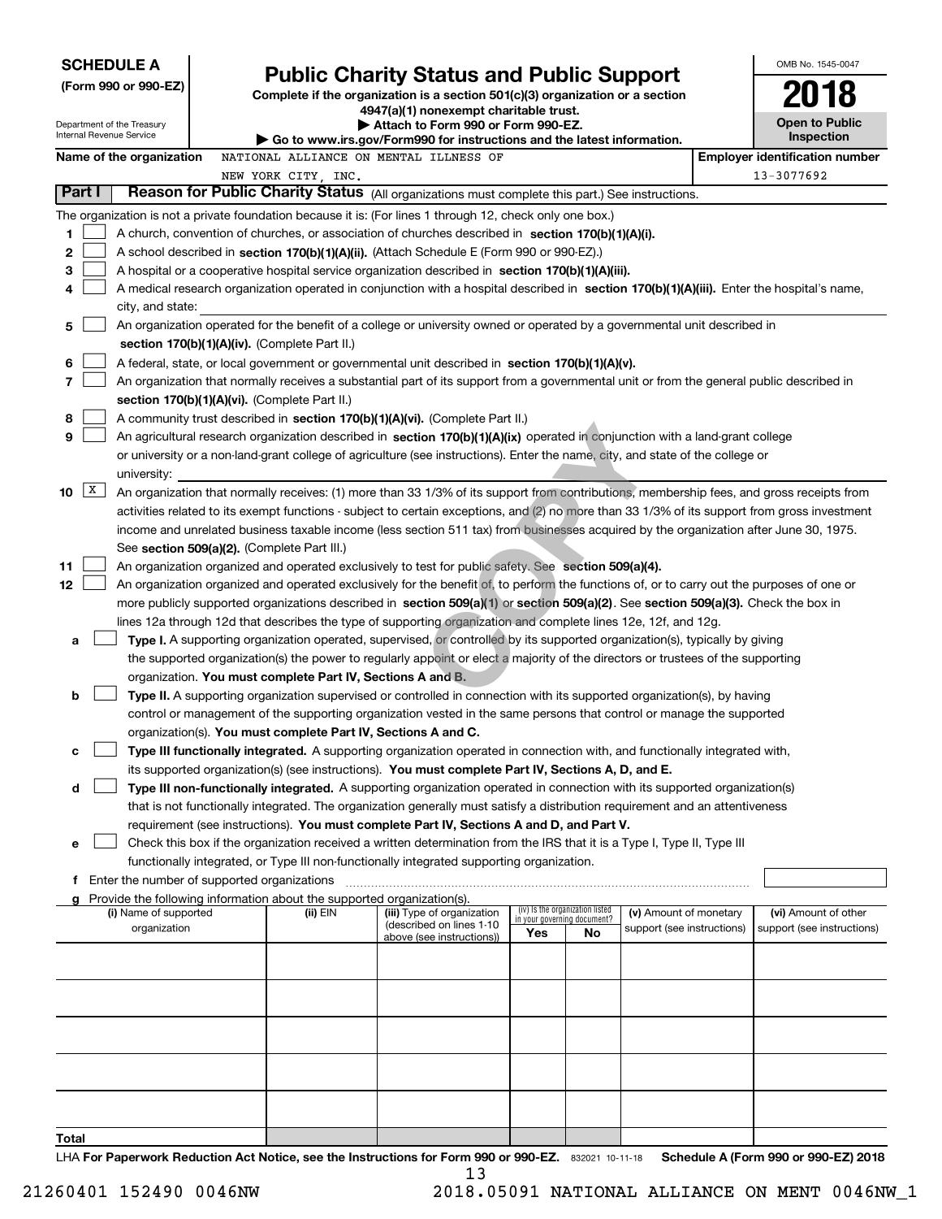**SCHEDULE A**
**(Form 990 or 990-EZ)**

Department of the Treasury
Internal Revenue Service

# Public Charity Status and Public Support

**Complete if the organization is a section 501(c)(3) organization or a section 4947(a)(1) nonexempt charitable trust.**
**▶ Attach to Form 990 or Form 990-EZ.**
**▶ Go to www.irs.gov/Form990 for instructions and the latest information.**

OMB No. 1545-0047
**2018**
**Open to Public Inspection**

**Name of the organization** NATIONAL ALLIANCE ON MENTAL ILLNESS OF NEW YORK CITY, INC.
**Employer identification number** 13-3077692

## Part I Reason for Public Charity Status (All organizations must complete this part.) See instructions.

The organization is not a private foundation because it is: (For lines 1 through 12, check only one box.)

1. ☐ A church, convention of churches, or association of churches described in **section 170(b)(1)(A)(i).**
2. ☐ A school described in **section 170(b)(1)(A)(ii).** (Attach Schedule E (Form 990 or 990-EZ).)
3. ☐ A hospital or a cooperative hospital service organization described in **section 170(b)(1)(A)(iii).**
4. ☐ A medical research organization operated in conjunction with a hospital described in **section 170(b)(1)(A)(iii).** Enter the hospital's name, city, and state:
5. ☐ An organization operated for the benefit of a college or university owned or operated by a governmental unit described in **section 170(b)(1)(A)(iv).** (Complete Part II.)
6. ☐ A federal, state, or local government or governmental unit described in **section 170(b)(1)(A)(v).**
7. ☐ An organization that normally receives a substantial part of its support from a governmental unit or from the general public described in **section 170(b)(1)(A)(vi).** (Complete Part II.)
8. ☐ A community trust described in **section 170(b)(1)(A)(vi).** (Complete Part II.)
9. ☐ An agricultural research organization described in **section 170(b)(1)(A)(ix)** operated in conjunction with a land-grant college or university or a non-land-grant college of agriculture (see instructions). Enter the name, city, and state of the college or university:
10. ☒ An organization that normally receives: (1) more than 33 1/3% of its support from contributions, membership fees, and gross receipts from activities related to its exempt functions - subject to certain exceptions, and (2) no more than 33 1/3% of its support from gross investment income and unrelated business taxable income (less section 511 tax) from businesses acquired by the organization after June 30, 1975. See **section 509(a)(2).** (Complete Part III.)
11. ☐ An organization organized and operated exclusively to test for public safety. See **section 509(a)(4).**
12. ☐ An organization organized and operated exclusively for the benefit of, to perform the functions of, or to carry out the purposes of one or more publicly supported organizations described in **section 509(a)(1)** or **section 509(a)(2)**. See **section 509(a)(3).** Check the box in lines 12a through 12d that describes the type of supporting organization and complete lines 12e, 12f, and 12g.
   - **a** ☐ **Type I.** A supporting organization operated, supervised, or controlled by its supported organization(s), typically by giving the supported organization(s) the power to regularly appoint or elect a majority of the directors or trustees of the supporting organization. **You must complete Part IV, Sections A and B.**
   - **b** ☐ **Type II.** A supporting organization supervised or controlled in connection with its supported organization(s), by having control or management of the supporting organization vested in the same persons that control or manage the supported organization(s). **You must complete Part IV, Sections A and C.**
   - **c** ☐ **Type III functionally integrated.** A supporting organization operated in connection with, and functionally integrated with, its supported organization(s) (see instructions). **You must complete Part IV, Sections A, D, and E.**
   - **d** ☐ **Type III non-functionally integrated.** A supporting organization operated in connection with its supported organization(s) that is not functionally integrated. The organization generally must satisfy a distribution requirement and an attentiveness requirement (see instructions). **You must complete Part IV, Sections A and D, and Part V.**
   - **e** ☐ Check this box if the organization received a written determination from the IRS that it is a Type I, Type II, Type III functionally integrated, or Type III non-functionally integrated supporting organization.
   - **f** Enter the number of supported organizations
   - **g** Provide the following information about the supported organization(s).

| (i) Name of supported organization | (ii) EIN | (iii) Type of organization (described on lines 1-10 above (see instructions)) | (iv) Is the organization listed in your governing document? Yes | No | (v) Amount of monetary support (see instructions) | (vi) Amount of other support (see instructions) |
|---|---|---|---|---|---|---|
| | | | | | | |
| | | | | | | |
| | | | | | | |
| | | | | | | |
| | | | | | | |
| **Total** | | | | | | |

LHA **For Paperwork Reduction Act Notice, see the Instructions for Form 990 or 990-EZ.** 832021 10-11-18 **Schedule A (Form 990 or 990-EZ) 2018**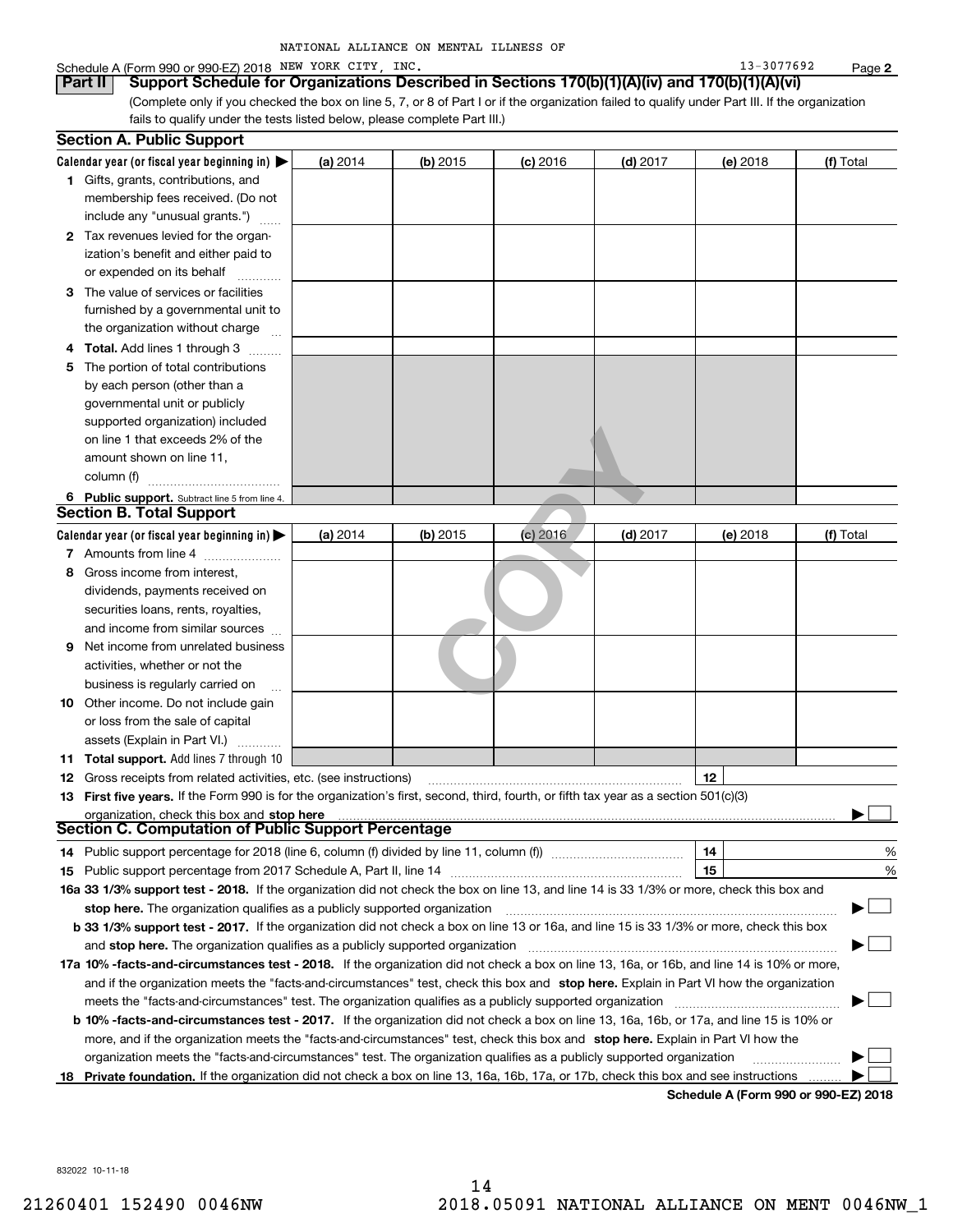NATIONAL ALLIANCE ON MENTAL ILLNESS OF

Schedule A (Form 990 or 990-EZ) 2018 NEW YORK CITY, INC. 13-3077692 Page 2

## Part II Support Schedule for Organizations Described in Sections 170(b)(1)(A)(iv) and 170(b)(1)(A)(vi)

(Complete only if you checked the box on line 5, 7, or 8 of Part I or if the organization failed to qualify under Part III. If the organization fails to qualify under the tests listed below, please complete Part III.)

### Section A. Public Support

| Calendar year (or fiscal year beginning in) ▶ | (a) 2014 | (b) 2015 | (c) 2016 | (d) 2017 | (e) 2018 | (f) Total |
|---|---|---|---|---|---|---|
| 1 Gifts, grants, contributions, and membership fees received. (Do not include any "unusual grants.") | | | | | | |
| 2 Tax revenues levied for the organization's benefit and either paid to or expended on its behalf | | | | | | |
| 3 The value of services or facilities furnished by a governmental unit to the organization without charge | | | | | | |
| 4 Total. Add lines 1 through 3 | | | | | | |
| 5 The portion of total contributions by each person (other than a governmental unit or publicly supported organization) included on line 1 that exceeds 2% of the amount shown on line 11, column (f) | | | | | | |
| 6 Public support. Subtract line 5 from line 4. | | | | | | |

### Section B. Total Support

| Calendar year (or fiscal year beginning in) ▶ | (a) 2014 | (b) 2015 | (c) 2016 | (d) 2017 | (e) 2018 | (f) Total |
|---|---|---|---|---|---|---|
| 7 Amounts from line 4 | | | | | | |
| 8 Gross income from interest, dividends, payments received on securities loans, rents, royalties, and income from similar sources | | | | | | |
| 9 Net income from unrelated business activities, whether or not the business is regularly carried on | | | | | | |
| 10 Other income. Do not include gain or loss from the sale of capital assets (Explain in Part VI.) | | | | | | |
| 11 Total support. Add lines 7 through 10 | | | | | | |

12 Gross receipts from related activities, etc. (see instructions) 12

13 **First five years.** If the Form 990 is for the organization's first, second, third, fourth, or fifth tax year as a section 501(c)(3) organization, check this box and **stop here** ▶ ☐

### Section C. Computation of Public Support Percentage

14 Public support percentage for 2018 (line 6, column (f) divided by line 11, column (f)) 14 %

15 Public support percentage from 2017 Schedule A, Part II, line 14 15 %

**16a 33 1/3% support test - 2018.** If the organization did not check the box on line 13, and line 14 is 33 1/3% or more, check this box and **stop here.** The organization qualifies as a publicly supported organization ▶ ☐

**b 33 1/3% support test - 2017.** If the organization did not check a box on line 13 or 16a, and line 15 is 33 1/3% or more, check this box and **stop here.** The organization qualifies as a publicly supported organization ▶ ☐

**17a 10% -facts-and-circumstances test - 2018.** If the organization did not check a box on line 13, 16a, or 16b, and line 14 is 10% or more, and if the organization meets the "facts-and-circumstances" test, check this box and **stop here.** Explain in Part VI how the organization meets the "facts-and-circumstances" test. The organization qualifies as a publicly supported organization ▶ ☐

**b 10% -facts-and-circumstances test - 2017.** If the organization did not check a box on line 13, 16a, 16b, or 17a, and line 15 is 10% or more, and if the organization meets the "facts-and-circumstances" test, check this box and **stop here.** Explain in Part VI how the organization meets the "facts-and-circumstances" test. The organization qualifies as a publicly supported organization ▶ ☐

**18 Private foundation.** If the organization did not check a box on line 13, 16a, 16b, 17a, or 17b, check this box and see instructions ▶ ☐

**Schedule A (Form 990 or 990-EZ) 2018**

832022 10-11-18

21260401 152490 0046NW 2018.05091 NATIONAL ALLIANCE ON MENT 0046NW_1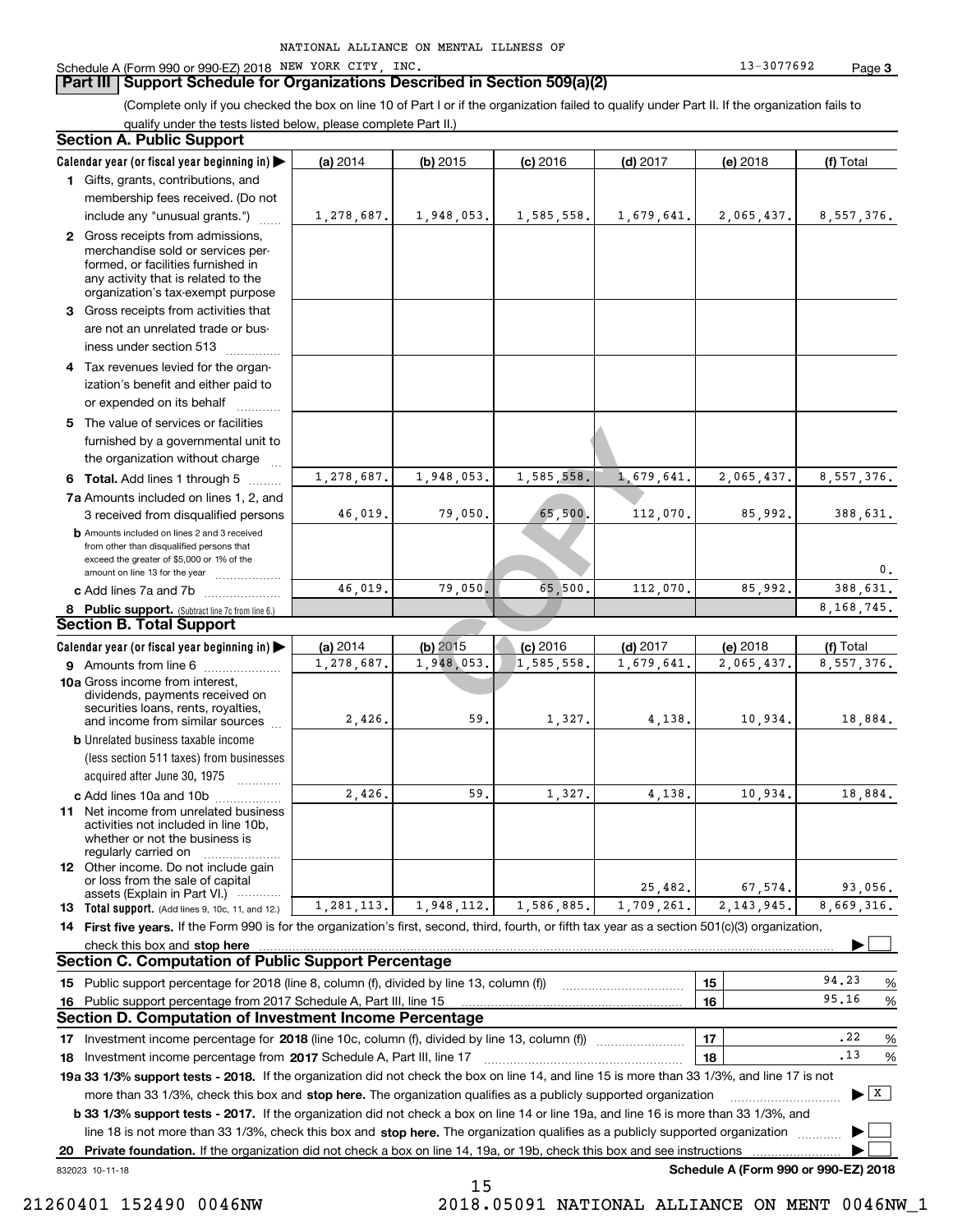NATIONAL ALLIANCE ON MENTAL ILLNESS OF

Schedule A (Form 990 or 990-EZ) 2018 NEW YORK CITY, INC. 13-3077692 Page 3

## Part III Support Schedule for Organizations Described in Section 509(a)(2)

(Complete only if you checked the box on line 10 of Part I or if the organization failed to qualify under Part II. If the organization fails to qualify under the tests listed below, please complete Part II.)

### Section A. Public Support

| Calendar year (or fiscal year beginning in) ▶ | (a) 2014 | (b) 2015 | (c) 2016 | (d) 2017 | (e) 2018 | (f) Total |
|---|---|---|---|---|---|---|
| 1 Gifts, grants, contributions, and membership fees received. (Do not include any "unusual grants.") | 1,278,687. | 1,948,053. | 1,585,558. | 1,679,641. | 2,065,437. | 8,557,376. |
| 2 Gross receipts from admissions, merchandise sold or services performed, or facilities furnished in any activity that is related to the organization's tax-exempt purpose | | | | | | |
| 3 Gross receipts from activities that are not an unrelated trade or business under section 513 | | | | | | |
| 4 Tax revenues levied for the organization's benefit and either paid to or expended on its behalf | | | | | | |
| 5 The value of services or facilities furnished by a governmental unit to the organization without charge | | | | | | |
| 6 Total. Add lines 1 through 5 | 1,278,687. | 1,948,053. | 1,585,558. | 1,679,641. | 2,065,437. | 8,557,376. |
| 7a Amounts included on lines 1, 2, and 3 received from disqualified persons | 46,019. | 79,050. | 65,500. | 112,070. | 85,992. | 388,631. |
| b Amounts included on lines 2 and 3 received from other than disqualified persons that exceed the greater of $5,000 or 1% of the amount on line 13 for the year | | | | | | 0. |
| c Add lines 7a and 7b | 46,019. | 79,050. | 65,500. | 112,070. | 85,992. | 388,631. |
| 8 Public support. (Subtract line 7c from line 6.) | | | | | | 8,168,745. |

### Section B. Total Support

| Calendar year (or fiscal year beginning in) ▶ | (a) 2014 | (b) 2015 | (c) 2016 | (d) 2017 | (e) 2018 | (f) Total |
|---|---|---|---|---|---|---|
| 9 Amounts from line 6 | 1,278,687. | 1,948,053. | 1,585,558. | 1,679,641. | 2,065,437. | 8,557,376. |
| 10a Gross income from interest, dividends, payments received on securities loans, rents, royalties, and income from similar sources | 2,426. | 59. | 1,327. | 4,138. | 10,934. | 18,884. |
| b Unrelated business taxable income (less section 511 taxes) from businesses acquired after June 30, 1975 | | | | | | |
| c Add lines 10a and 10b | 2,426. | 59. | 1,327. | 4,138. | 10,934. | 18,884. |
| 11 Net income from unrelated business activities not included in line 10b, whether or not the business is regularly carried on | | | | | | |
| 12 Other income. Do not include gain or loss from the sale of capital assets (Explain in Part VI.) | | | | 25,482. | 67,574. | 93,056. |
| 13 Total support. (Add lines 9, 10c, 11, and 12.) | 1,281,113. | 1,948,112. | 1,586,885. | 1,709,261. | 2,143,945. | 8,669,316. |

**14 First five years.** If the Form 990 is for the organization's first, second, third, fourth, or fifth tax year as a section 501(c)(3) organization, check this box and **stop here** ▶ ☐

### Section C. Computation of Public Support Percentage

| | | |
|---|---|---|
| 15 Public support percentage for 2018 (line 8, column (f), divided by line 13, column (f)) | 15 | 94.23 % |
| 16 Public support percentage from 2017 Schedule A, Part III, line 15 | 16 | 95.16 % |

### Section D. Computation of Investment Income Percentage

| | | |
|---|---|---|
| 17 Investment income percentage for **2018** (line 10c, column (f), divided by line 13, column (f)) | 17 | .22 % |
| 18 Investment income percentage from **2017** Schedule A, Part III, line 17 | 18 | .13 % |

**19a 33 1/3% support tests - 2018.** If the organization did not check the box on line 14, and line 15 is more than 33 1/3%, and line 17 is not more than 33 1/3%, check this box and **stop here.** The organization qualifies as a publicly supported organization ▶ ☒

**b 33 1/3% support tests - 2017.** If the organization did not check a box on line 14 or line 19a, and line 16 is more than 33 1/3%, and line 18 is not more than 33 1/3%, check this box and **stop here.** The organization qualifies as a publicly supported organization ▶ ☐

**20 Private foundation.** If the organization did not check a box on line 14, 19a, or 19b, check this box and see instructions ▶ ☐

832023 10-11-18 **Schedule A (Form 990 or 990-EZ) 2018**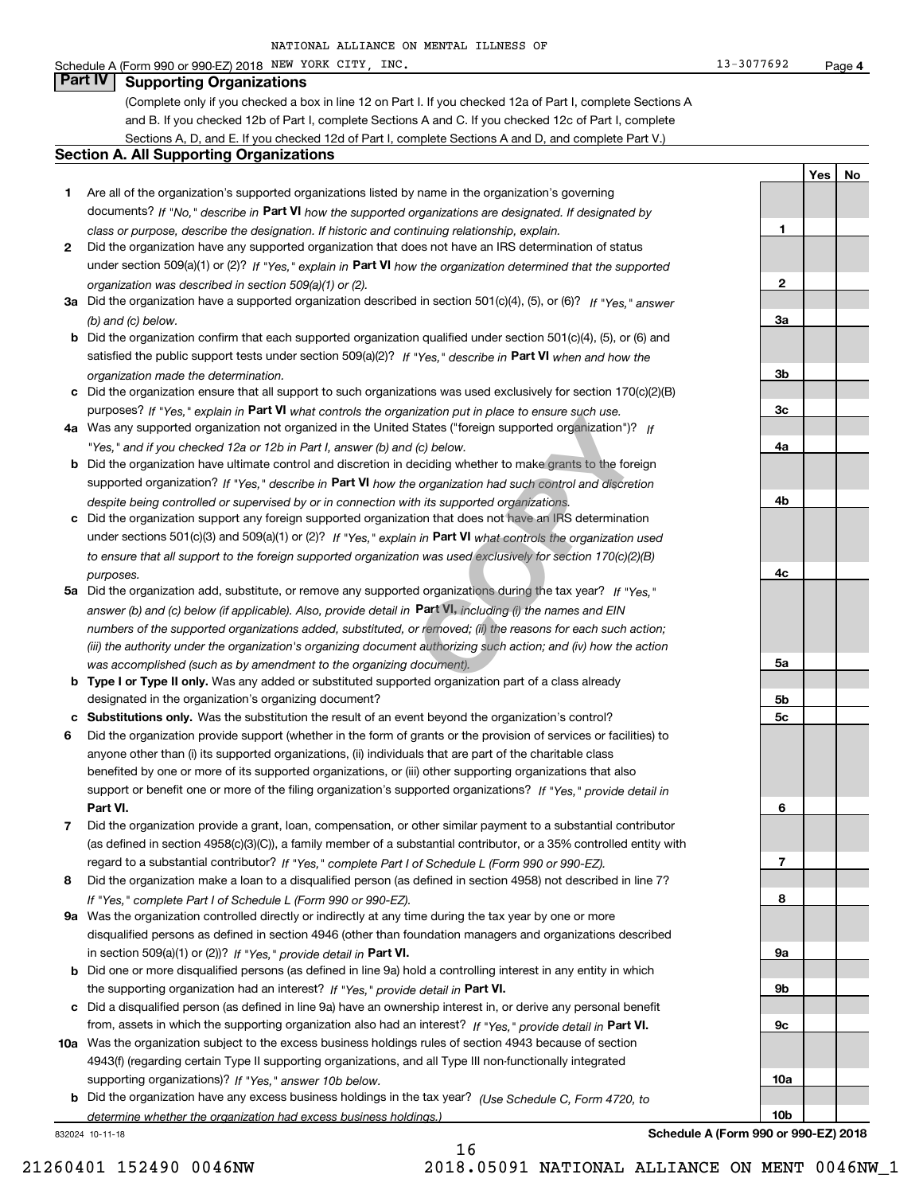NATIONAL ALLIANCE ON MENTAL ILLNESS OF

Schedule A (Form 990 or 990-EZ) 2018 NEW YORK CITY, INC. 13-3077692 Page 4

## Part IV Supporting Organizations

(Complete only if you checked a box in line 12 on Part I. If you checked 12a of Part I, complete Sections A and B. If you checked 12b of Part I, complete Sections A and C. If you checked 12c of Part I, complete Sections A, D, and E. If you checked 12d of Part I, complete Sections A and D, and complete Part V.)

### Section A. All Supporting Organizations

| | | Line | Yes | No |
|---|---|---|---|---|
| 1 | Are all of the organization's supported organizations listed by name in the organization's governing documents? *If "No," describe in* **Part VI** *how the supported organizations are designated. If designated by class or purpose, describe the designation. If historic and continuing relationship, explain.* | 1 | | |
| 2 | Did the organization have any supported organization that does not have an IRS determination of status under section 509(a)(1) or (2)? *If "Yes," explain in* **Part VI** *how the organization determined that the supported organization was described in section 509(a)(1) or (2).* | 2 | | |
| 3a | Did the organization have a supported organization described in section 501(c)(4), (5), or (6)? *If "Yes," answer (b) and (c) below.* | 3a | | |
| b | Did the organization confirm that each supported organization qualified under section 501(c)(4), (5), or (6) and satisfied the public support tests under section 509(a)(2)? *If "Yes," describe in* **Part VI** *when and how the organization made the determination.* | 3b | | |
| c | Did the organization ensure that all support to such organizations was used exclusively for section 170(c)(2)(B) purposes? *If "Yes," explain in* **Part VI** *what controls the organization put in place to ensure such use.* | 3c | | |
| 4a | Was any supported organization not organized in the United States ("foreign supported organization")? *If "Yes," and if you checked 12a or 12b in Part I, answer (b) and (c) below.* | 4a | | |
| b | Did the organization have ultimate control and discretion in deciding whether to make grants to the foreign supported organization? *If "Yes," describe in* **Part VI** *how the organization had such control and discretion despite being controlled or supervised by or in connection with its supported organizations.* | 4b | | |
| c | Did the organization support any foreign supported organization that does not have an IRS determination under sections 501(c)(3) and 509(a)(1) or (2)? *If "Yes," explain in* **Part VI** *what controls the organization used to ensure that all support to the foreign supported organization was used exclusively for section 170(c)(2)(B) purposes.* | 4c | | |
| 5a | Did the organization add, substitute, or remove any supported organizations during the tax year? *If "Yes," answer (b) and (c) below (if applicable). Also, provide detail in* **Part VI**, *including (i) the names and EIN numbers of the supported organizations added, substituted, or removed; (ii) the reasons for each such action; (iii) the authority under the organization's organizing document authorizing such action; and (iv) how the action was accomplished (such as by amendment to the organizing document).* | 5a | | |
| b | **Type I or Type II only.** Was any added or substituted supported organization part of a class already designated in the organization's organizing document? | 5b | | |
| c | **Substitutions only.** Was the substitution the result of an event beyond the organization's control? | 5c | | |
| 6 | Did the organization provide support (whether in the form of grants or the provision of services or facilities) to anyone other than (i) its supported organizations, (ii) individuals that are part of the charitable class benefited by one or more of its supported organizations, or (iii) other supporting organizations that also support or benefit one or more of the filing organization's supported organizations? *If "Yes," provide detail in* **Part VI.** | 6 | | |
| 7 | Did the organization provide a grant, loan, compensation, or other similar payment to a substantial contributor (as defined in section 4958(c)(3)(C)), a family member of a substantial contributor, or a 35% controlled entity with regard to a substantial contributor? *If "Yes," complete Part I of Schedule L (Form 990 or 990-EZ).* | 7 | | |
| 8 | Did the organization make a loan to a disqualified person (as defined in section 4958) not described in line 7? *If "Yes," complete Part I of Schedule L (Form 990 or 990-EZ).* | 8 | | |
| 9a | Was the organization controlled directly or indirectly at any time during the tax year by one or more disqualified persons as defined in section 4946 (other than foundation managers and organizations described in section 509(a)(1) or (2))? *If "Yes," provide detail in* **Part VI.** | 9a | | |
| b | Did one or more disqualified persons (as defined in line 9a) hold a controlling interest in any entity in which the supporting organization had an interest? *If "Yes," provide detail in* **Part VI.** | 9b | | |
| c | Did a disqualified person (as defined in line 9a) have an ownership interest in, or derive any personal benefit from, assets in which the supporting organization also had an interest? *If "Yes," provide detail in* **Part VI.** | 9c | | |
| 10a | Was the organization subject to the excess business holdings rules of section 4943 because of section 4943(f) (regarding certain Type II supporting organizations, and all Type III non-functionally integrated supporting organizations)? *If "Yes," answer 10b below.* | 10a | | |
| b | Did the organization have any excess business holdings in the tax year? *(Use Schedule C, Form 4720, to determine whether the organization had excess business holdings.)* | 10b | | |

832024 10-11-18 **Schedule A (Form 990 or 990-EZ) 2018**

21260401 152490 0046NW 2018.05091 NATIONAL ALLIANCE ON MENT 0046NW_1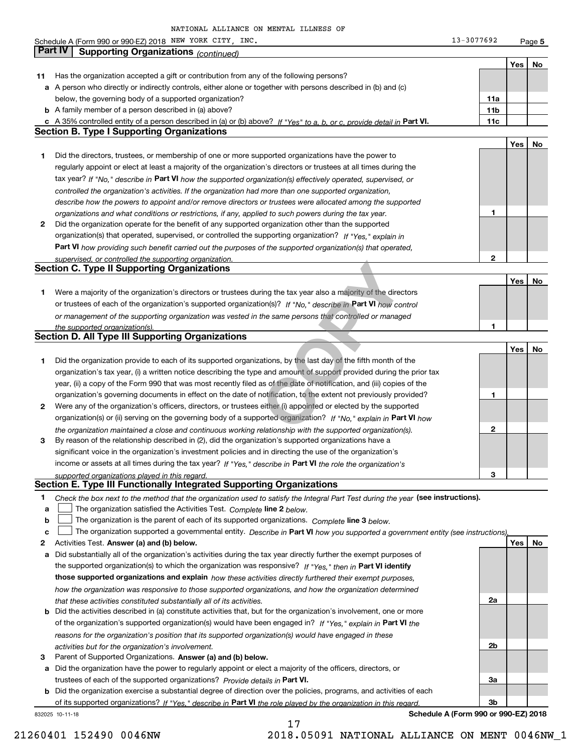NATIONAL ALLIANCE ON MENTAL ILLNESS OF

Schedule A (Form 990 or 990-EZ) 2018 NEW YORK CITY, INC. 13-3077692 Page 5

## Part IV Supporting Organizations *(continued)*

| | | | Yes | No |
|---|---|---|---|---|
| **11** | Has the organization accepted a gift or contribution from any of the following persons? | | | |
| **a** | A person who directly or indirectly controls, either alone or together with persons described in (b) and (c) below, the governing body of a supported organization? | 11a | | |
| **b** | A family member of a person described in (a) above? | 11b | | |
| **c** | A 35% controlled entity of a person described in (a) or (b) above? *If "Yes" to a, b, or c, provide detail in* **Part VI.** | 11c | | |

### Section B. Type I Supporting Organizations

| | | | Yes | No |
|---|---|---|---|---|
| **1** | Did the directors, trustees, or membership of one or more supported organizations have the power to regularly appoint or elect at least a majority of the organization's directors or trustees at all times during the tax year? *If "No," describe in* **Part VI** *how the supported organization(s) effectively operated, supervised, or controlled the organization's activities. If the organization had more than one supported organization, describe how the powers to appoint and/or remove directors or trustees were allocated among the supported organizations and what conditions or restrictions, if any, applied to such powers during the tax year.* | 1 | | |
| **2** | Did the organization operate for the benefit of any supported organization other than the supported organization(s) that operated, supervised, or controlled the supporting organization? *If "Yes," explain in* **Part VI** *how providing such benefit carried out the purposes of the supported organization(s) that operated, supervised, or controlled the supporting organization.* | 2 | | |

### Section C. Type II Supporting Organizations

| | | | Yes | No |
|---|---|---|---|---|
| **1** | Were a majority of the organization's directors or trustees during the tax year also a majority of the directors or trustees of each of the organization's supported organization(s)? *If "No," describe in* **Part VI** *how control or management of the supporting organization was vested in the same persons that controlled or managed the supported organization(s).* | 1 | | |

### Section D. All Type III Supporting Organizations

| | | | Yes | No |
|---|---|---|---|---|
| **1** | Did the organization provide to each of its supported organizations, by the last day of the fifth month of the organization's tax year, (i) a written notice describing the type and amount of support provided during the prior tax year, (ii) a copy of the Form 990 that was most recently filed as of the date of notification, and (iii) copies of the organization's governing documents in effect on the date of notification, to the extent not previously provided? | 1 | | |
| **2** | Were any of the organization's officers, directors, or trustees either (i) appointed or elected by the supported organization(s) or (ii) serving on the governing body of a supported organization? *If "No," explain in* **Part VI** *how the organization maintained a close and continuous working relationship with the supported organization(s).* | 2 | | |
| **3** | By reason of the relationship described in (2), did the organization's supported organizations have a significant voice in the organization's investment policies and in directing the use of the organization's income or assets at all times during the tax year? *If "Yes," describe in* **Part VI** *the role the organization's supported organizations played in this regard.* | 3 | | |

### Section E. Type III Functionally Integrated Supporting Organizations

**1** *Check the box next to the method that the organization used to satisfy the Integral Part Test during the year* **(see instructions).**

**a** ☐ The organization satisfied the Activities Test. *Complete* **line 2** *below.*

**b** ☐ The organization is the parent of each of its supported organizations. *Complete* **line 3** *below.*

**c** ☐ The organization supported a governmental entity. *Describe in* **Part VI** *how you supported a government entity (see instructions).*

| | | | Yes | No |
|---|---|---|---|---|
| **2** | Activities Test. **Answer (a) and (b) below.** | | | |
| **a** | Did substantially all of the organization's activities during the tax year directly further the exempt purposes of the supported organization(s) to which the organization was responsive? *If "Yes," then in* **Part VI identify those supported organizations and explain** *how these activities directly furthered their exempt purposes, how the organization was responsive to those supported organizations, and how the organization determined that these activities constituted substantially all of its activities.* | 2a | | |
| **b** | Did the activities described in (a) constitute activities that, but for the organization's involvement, one or more of the organization's supported organization(s) would have been engaged in? *If "Yes," explain in* **Part VI** *the reasons for the organization's position that its supported organization(s) would have engaged in these activities but for the organization's involvement.* | 2b | | |
| **3** | Parent of Supported Organizations. **Answer (a) and (b) below.** | | | |
| **a** | Did the organization have the power to regularly appoint or elect a majority of the officers, directors, or trustees of each of the supported organizations? *Provide details in* **Part VI.** | 3a | | |
| **b** | Did the organization exercise a substantial degree of direction over the policies, programs, and activities of each of its supported organizations? *If "Yes," describe in* **Part VI** *the role played by the organization in this regard.* | 3b | | |

832025 10-11-18 **Schedule A (Form 990 or 990-EZ) 2018**

21260401 152490 0046NW 2018.05091 NATIONAL ALLIANCE ON MENT 0046NW_1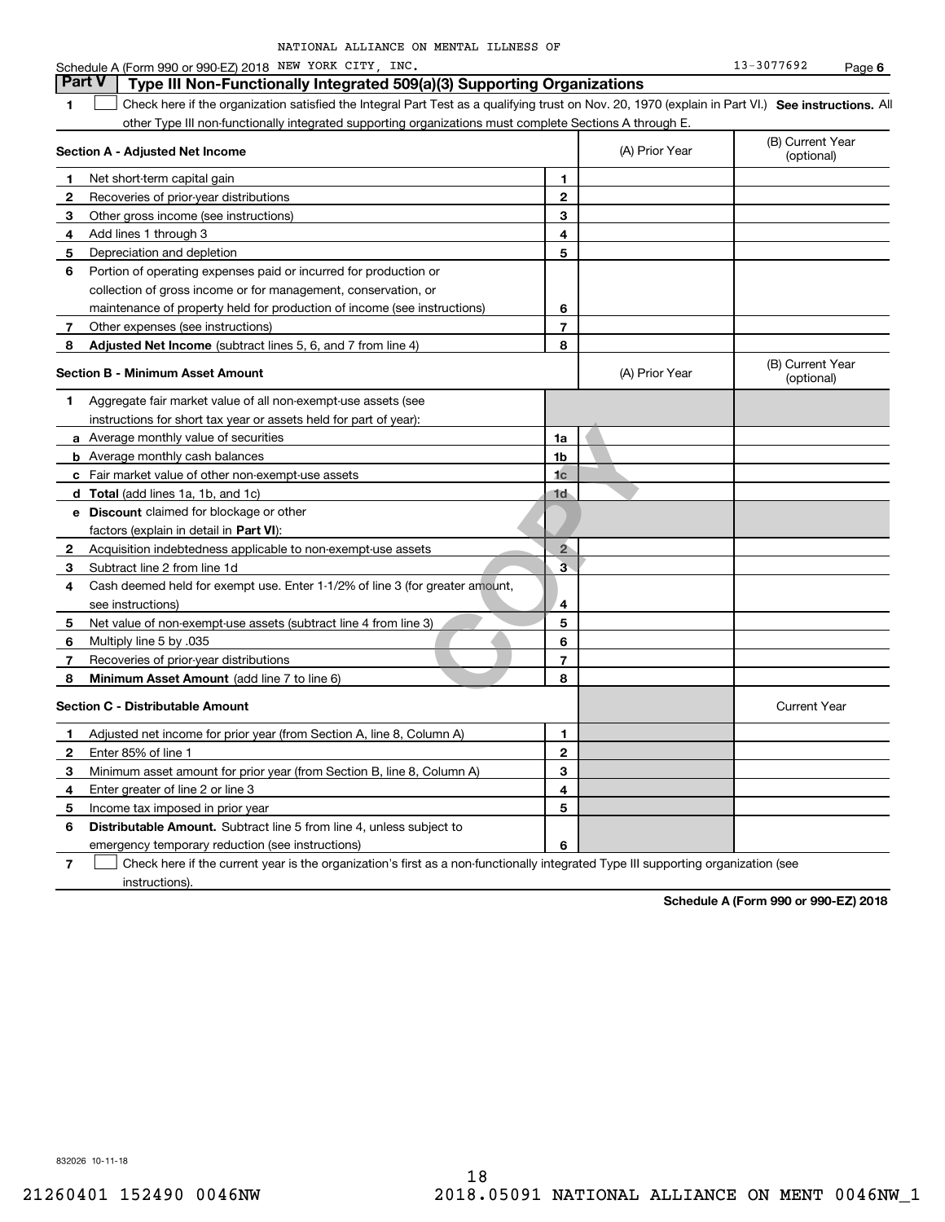NATIONAL ALLIANCE ON MENTAL ILLNESS OF

Schedule A (Form 990 or 990-EZ) 2018 NEW YORK CITY, INC. 13-3077692 Page 6

## Part V Type III Non-Functionally Integrated 509(a)(3) Supporting Organizations

**1** ☐ Check here if the organization satisfied the Integral Part Test as a qualifying trust on Nov. 20, 1970 (explain in Part VI.) **See instructions.** All other Type III non-functionally integrated supporting organizations must complete Sections A through E.

| **Section A - Adjusted Net Income** | | (A) Prior Year | (B) Current Year (optional) |
|---|---|---|---|
| **1** Net short-term capital gain | 1 | | |
| **2** Recoveries of prior-year distributions | 2 | | |
| **3** Other gross income (see instructions) | 3 | | |
| **4** Add lines 1 through 3 | 4 | | |
| **5** Depreciation and depletion | 5 | | |
| **6** Portion of operating expenses paid or incurred for production or collection of gross income or for management, conservation, or maintenance of property held for production of income (see instructions) | 6 | | |
| **7** Other expenses (see instructions) | 7 | | |
| **8** **Adjusted Net Income** (subtract lines 5, 6, and 7 from line 4) | 8 | | |

| **Section B - Minimum Asset Amount** | | (A) Prior Year | (B) Current Year (optional) |
|---|---|---|---|
| **1** Aggregate fair market value of all non-exempt-use assets (see instructions for short tax year or assets held for part of year): | | | |
| **a** Average monthly value of securities | 1a | | |
| **b** Average monthly cash balances | 1b | | |
| **c** Fair market value of other non-exempt-use assets | 1c | | |
| **d** **Total** (add lines 1a, 1b, and 1c) | 1d | | |
| **e** **Discount** claimed for blockage or other factors (explain in detail in **Part VI**): | | | |
| **2** Acquisition indebtedness applicable to non-exempt-use assets | 2 | | |
| **3** Subtract line 2 from line 1d | 3 | | |
| **4** Cash deemed held for exempt use. Enter 1-1/2% of line 3 (for greater amount, see instructions) | 4 | | |
| **5** Net value of non-exempt-use assets (subtract line 4 from line 3) | 5 | | |
| **6** Multiply line 5 by .035 | 6 | | |
| **7** Recoveries of prior-year distributions | 7 | | |
| **8** **Minimum Asset Amount** (add line 7 to line 6) | 8 | | |

| **Section C - Distributable Amount** | | | Current Year |
|---|---|---|---|
| **1** Adjusted net income for prior year (from Section A, line 8, Column A) | 1 | | |
| **2** Enter 85% of line 1 | 2 | | |
| **3** Minimum asset amount for prior year (from Section B, line 8, Column A) | 3 | | |
| **4** Enter greater of line 2 or line 3 | 4 | | |
| **5** Income tax imposed in prior year | 5 | | |
| **6** **Distributable Amount.** Subtract line 5 from line 4, unless subject to emergency temporary reduction (see instructions) | 6 | | |

**7** ☐ Check here if the current year is the organization's first as a non-functionally integrated Type III supporting organization (see instructions).

**Schedule A (Form 990 or 990-EZ) 2018**

832026 10-11-18

21260401 152490 0046NW 2018.05091 NATIONAL ALLIANCE ON MENT 0046NW_1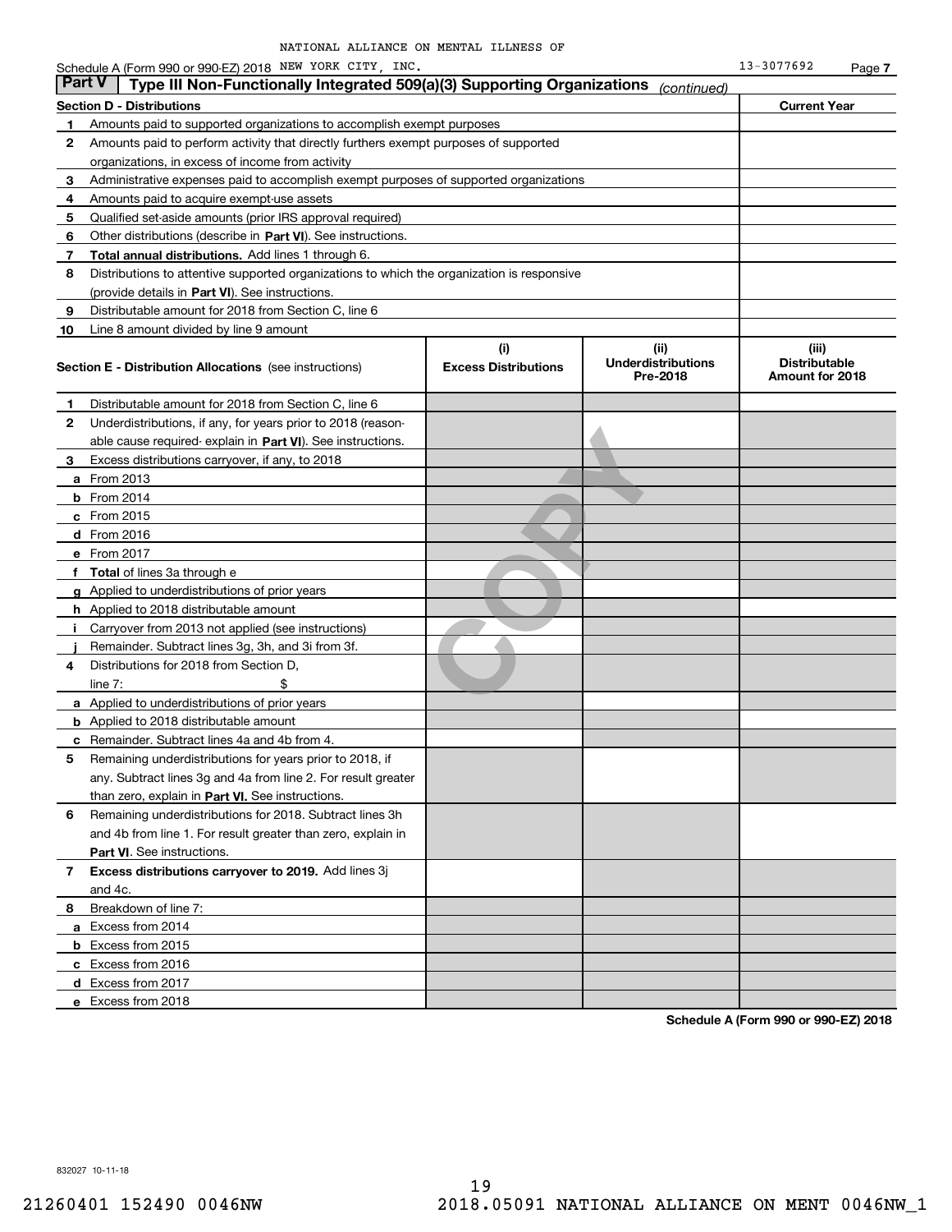NATIONAL ALLIANCE ON MENTAL ILLNESS OF

Schedule A (Form 990 or 990-EZ) 2018 NEW YORK CITY, INC. 13-3077692 Page 7

## Part V | Type III Non-Functionally Integrated 509(a)(3) Supporting Organizations *(continued)*

| Section D - Distributions | | Current Year |
|---|---|---|
| 1 | Amounts paid to supported organizations to accomplish exempt purposes | |
| 2 | Amounts paid to perform activity that directly furthers exempt purposes of supported organizations, in excess of income from activity | |
| 3 | Administrative expenses paid to accomplish exempt purposes of supported organizations | |
| 4 | Amounts paid to acquire exempt-use assets | |
| 5 | Qualified set-aside amounts (prior IRS approval required) | |
| 6 | Other distributions (describe in **Part VI**). See instructions. | |
| 7 | **Total annual distributions.** Add lines 1 through 6. | |
| 8 | Distributions to attentive supported organizations to which the organization is responsive (provide details in **Part VI**). See instructions. | |
| 9 | Distributable amount for 2018 from Section C, line 6 | |
| 10 | Line 8 amount divided by line 9 amount | |

| Section E - Distribution Allocations (see instructions) | | (i) Excess Distributions | (ii) Underdistributions Pre-2018 | (iii) Distributable Amount for 2018 |
|---|---|---|---|---|
| 1 | Distributable amount for 2018 from Section C, line 6 | | | |
| 2 | Underdistributions, if any, for years prior to 2018 (reasonable cause required- explain in **Part VI**). See instructions. | | | |
| 3 | Excess distributions carryover, if any, to 2018 | | | |
| a | From 2013 | | | |
| b | From 2014 | | | |
| c | From 2015 | | | |
| d | From 2016 | | | |
| e | From 2017 | | | |
| f | **Total** of lines 3a through e | | | |
| g | Applied to underdistributions of prior years | | | |
| h | Applied to 2018 distributable amount | | | |
| i | Carryover from 2013 not applied (see instructions) | | | |
| j | Remainder. Subtract lines 3g, 3h, and 3i from 3f. | | | |
| 4 | Distributions for 2018 from Section D, line 7: $ | | | |
| a | Applied to underdistributions of prior years | | | |
| b | Applied to 2018 distributable amount | | | |
| c | Remainder. Subtract lines 4a and 4b from 4. | | | |
| 5 | Remaining underdistributions for years prior to 2018, if any. Subtract lines 3g and 4a from line 2. For result greater than zero, explain in **Part VI.** See instructions. | | | |
| 6 | Remaining underdistributions for 2018. Subtract lines 3h and 4b from line 1. For result greater than zero, explain in **Part VI**. See instructions. | | | |
| 7 | **Excess distributions carryover to 2019.** Add lines 3j and 4c. | | | |
| 8 | Breakdown of line 7: | | | |
| a | Excess from 2014 | | | |
| b | Excess from 2015 | | | |
| c | Excess from 2016 | | | |
| d | Excess from 2017 | | | |
| e | Excess from 2018 | | | |

**Schedule A (Form 990 or 990-EZ) 2018**

832027 10-11-18

21260401 152490 0046NW 2018.05091 NATIONAL ALLIANCE ON MENT 0046NW_1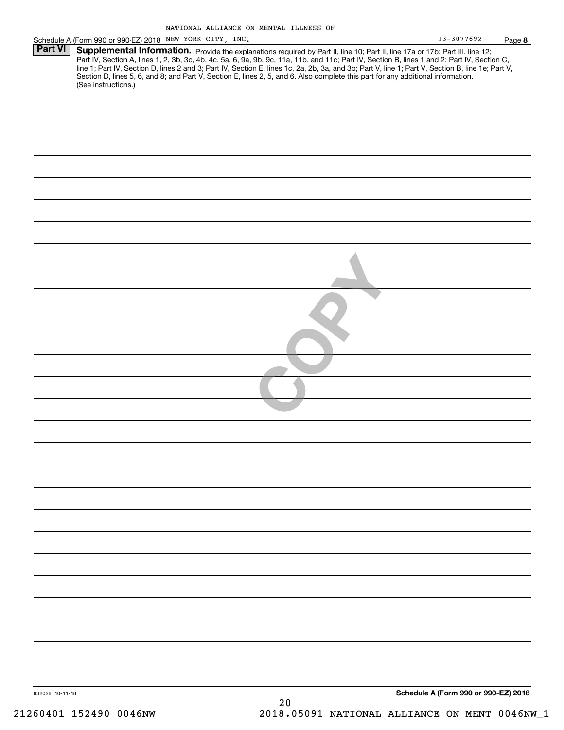NATIONAL ALLIANCE ON MENTAL ILLNESS OF

Schedule A (Form 990 or 990-EZ) 2018 NEW YORK CITY, INC. 13-3077692 Page **8**

**Part VI** **Supplemental Information.** Provide the explanations required by Part II, line 10; Part II, line 17a or 17b; Part III, line 12; Part IV, Section A, lines 1, 2, 3b, 3c, 4b, 4c, 5a, 6, 9a, 9b, 9c, 11a, 11b, and 11c; Part IV, Section B, lines 1 and 2; Part IV, Section C, line 1; Part IV, Section D, lines 2 and 3; Part IV, Section E, lines 1c, 2a, 2b, 3a, and 3b; Part V, line 1; Part V, Section B, line 1e; Part V, Section D, lines 5, 6, and 8; and Part V, Section E, lines 2, 5, and 6. Also complete this part for any additional information. (See instructions.)

COPY

832028 10-11-18

**Schedule A (Form 990 or 990-EZ) 2018**

21260401 152490 0046NW 2018.05091 NATIONAL ALLIANCE ON MENT 0046NW_1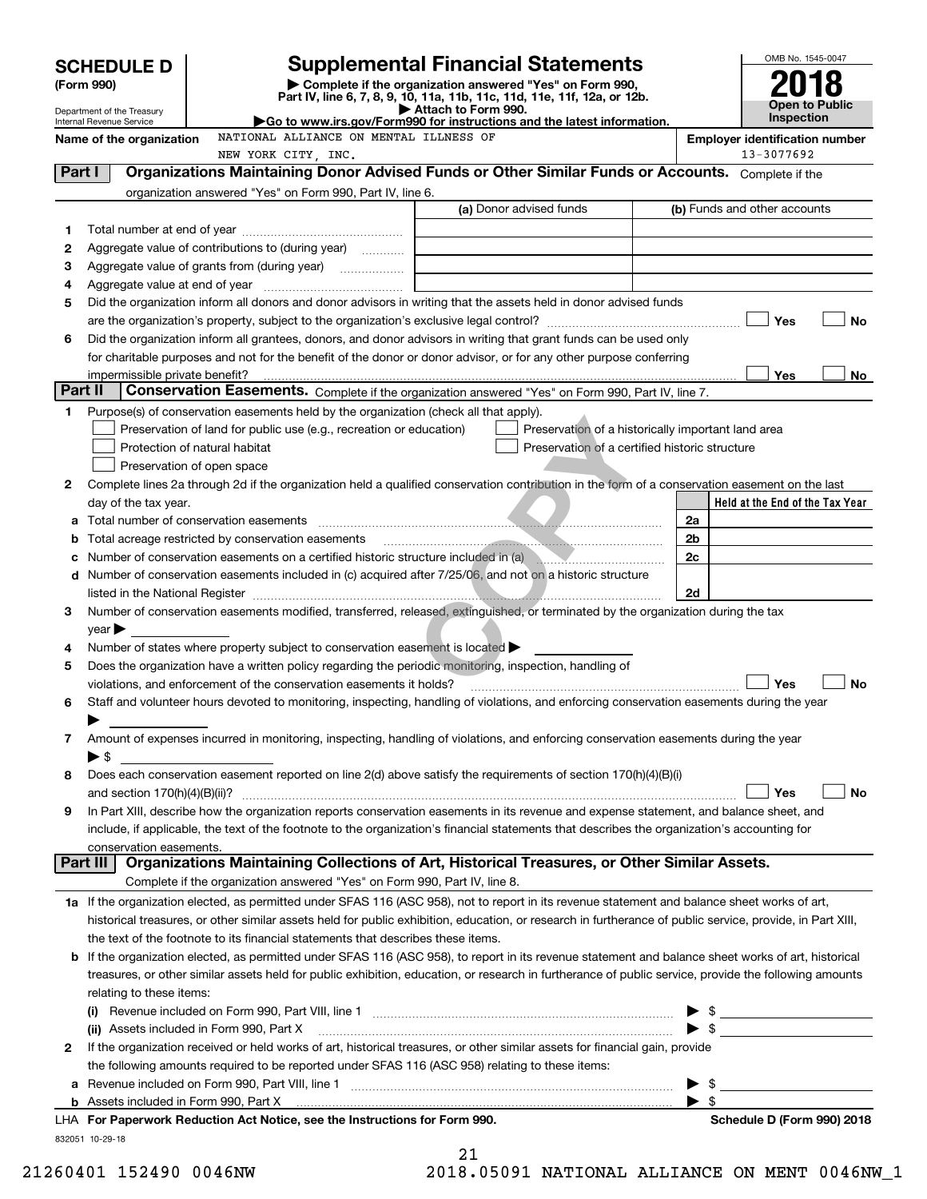# SCHEDULE D (Form 990)

Department of the Treasury
Internal Revenue Service

# Supplemental Financial Statements

▶ Complete if the organization answered "Yes" on Form 990, Part IV, line 6, 7, 8, 9, 10, 11a, 11b, 11c, 11d, 11e, 11f, 12a, or 12b.
▶ Attach to Form 990.
▶Go to www.irs.gov/Form990 for instructions and the latest information.

OMB No. 1545-0047
2018
Open to Public Inspection

Name of the organization: NATIONAL ALLIANCE ON MENTAL ILLNESS OF NEW YORK CITY, INC.

Employer identification number: 13-3077692

## Part I Organizations Maintaining Donor Advised Funds or Other Similar Funds or Accounts. Complete if the organization answered "Yes" on Form 990, Part IV, line 6.

| | | (a) Donor advised funds | (b) Funds and other accounts |
|---|---|---|---|
| 1 | Total number at end of year | | |
| 2 | Aggregate value of contributions to (during year) | | |
| 3 | Aggregate value of grants from (during year) | | |
| 4 | Aggregate value at end of year | | |

5 Did the organization inform all donors and donor advisors in writing that the assets held in donor advised funds are the organization's property, subject to the organization's exclusive legal control? ☐ Yes ☐ No

6 Did the organization inform all grantees, donors, and donor advisors in writing that grant funds can be used only for charitable purposes and not for the benefit of the donor or donor advisor, or for any other purpose conferring impermissible private benefit? ☐ Yes ☐ No

## Part II Conservation Easements. Complete if the organization answered "Yes" on Form 990, Part IV, line 7.

1 Purpose(s) of conservation easements held by the organization (check all that apply).
- ☐ Preservation of land for public use (e.g., recreation or education)
- ☐ Preservation of a historically important land area
- ☐ Protection of natural habitat
- ☐ Preservation of a certified historic structure
- ☐ Preservation of open space

2 Complete lines 2a through 2d if the organization held a qualified conservation contribution in the form of a conservation easement on the last day of the tax year.

| | | | Held at the End of the Tax Year |
|---|---|---|---|
| a | Total number of conservation easements | 2a | |
| b | Total acreage restricted by conservation easements | 2b | |
| c | Number of conservation easements on a certified historic structure included in (a) | 2c | |
| d | Number of conservation easements included in (c) acquired after 7/25/06, and not on a historic structure listed in the National Register | 2d | |

3 Number of conservation easements modified, transferred, released, extinguished, or terminated by the organization during the tax year ▶

4 Number of states where property subject to conservation easement is located ▶

5 Does the organization have a written policy regarding the periodic monitoring, inspection, handling of violations, and enforcement of the conservation easements it holds? ☐ Yes ☐ No

6 Staff and volunteer hours devoted to monitoring, inspecting, handling of violations, and enforcing conservation easements during the year ▶

7 Amount of expenses incurred in monitoring, inspecting, handling of violations, and enforcing conservation easements during the year ▶ $

8 Does each conservation easement reported on line 2(d) above satisfy the requirements of section 170(h)(4)(B)(i) and section 170(h)(4)(B)(ii)? ☐ Yes ☐ No

9 In Part XIII, describe how the organization reports conservation easements in its revenue and expense statement, and balance sheet, and include, if applicable, the text of the footnote to the organization's financial statements that describes the organization's accounting for conservation easements.

## Part III Organizations Maintaining Collections of Art, Historical Treasures, or Other Similar Assets. Complete if the organization answered "Yes" on Form 990, Part IV, line 8.

1a If the organization elected, as permitted under SFAS 116 (ASC 958), not to report in its revenue statement and balance sheet works of art, historical treasures, or other similar assets held for public exhibition, education, or research in furtherance of public service, provide, in Part XIII, the text of the footnote to its financial statements that describes these items.

b If the organization elected, as permitted under SFAS 116 (ASC 958), to report in its revenue statement and balance sheet works of art, historical treasures, or other similar assets held for public exhibition, education, or research in furtherance of public service, provide the following amounts relating to these items:

(i) Revenue included on Form 990, Part VIII, line 1 ▶ $

(ii) Assets included in Form 990, Part X ▶ $

2 If the organization received or held works of art, historical treasures, or other similar assets for financial gain, provide the following amounts required to be reported under SFAS 116 (ASC 958) relating to these items:

a Revenue included on Form 990, Part VIII, line 1 ▶ $

b Assets included in Form 990, Part X ▶ $

LHA For Paperwork Reduction Act Notice, see the Instructions for Form 990. Schedule D (Form 990) 2018

832051 10-29-18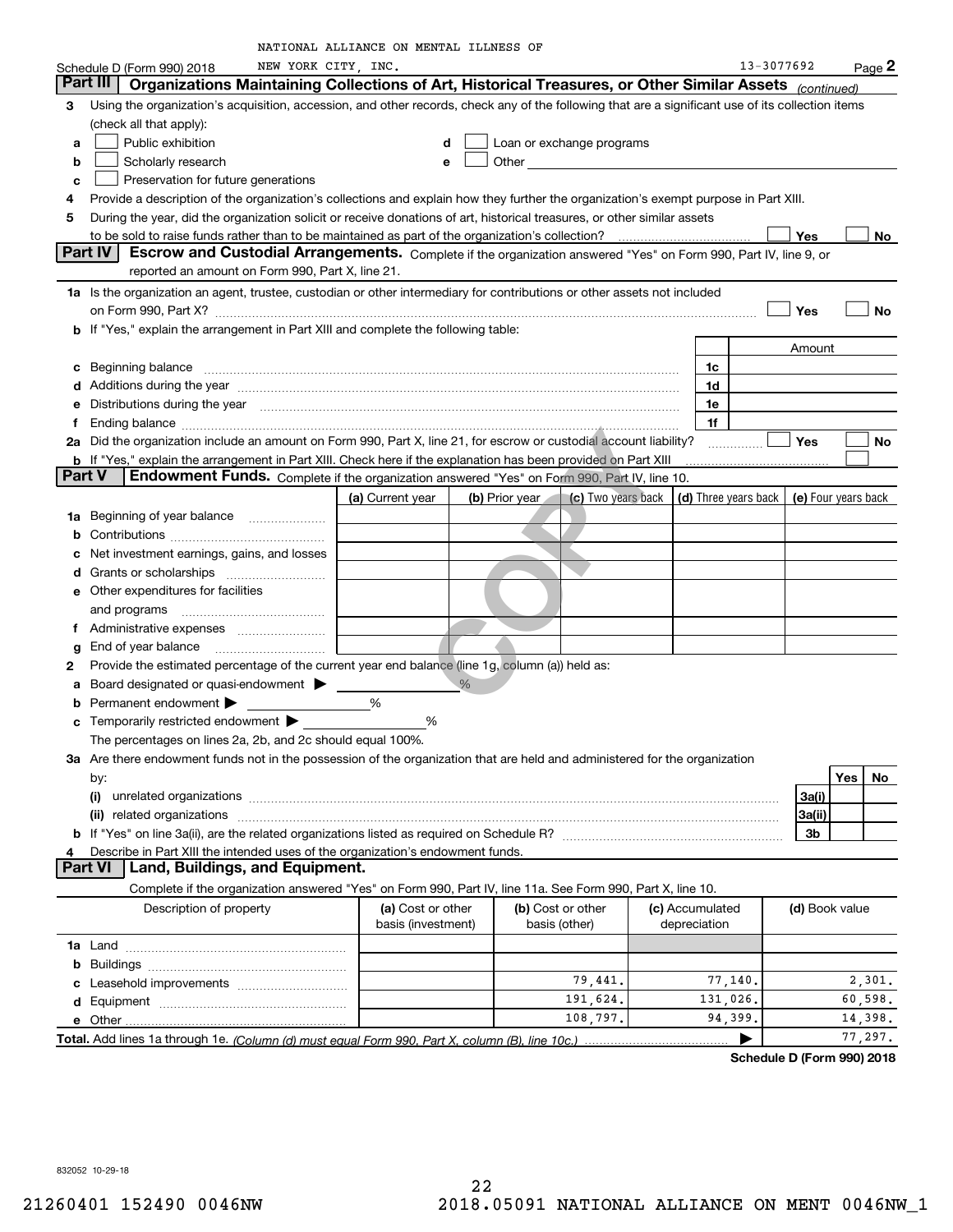NATIONAL ALLIANCE ON MENTAL ILLNESS OF NEW YORK CITY, INC. 13-3077692

Schedule D (Form 990) 2018 Page 2

## Part III Organizations Maintaining Collections of Art, Historical Treasures, or Other Similar Assets *(continued)*

3 Using the organization's acquisition, accession, and other records, check any of the following that are a significant use of its collection items (check all that apply):

- a ☐ Public exhibition
- b ☐ Scholarly research
- c ☐ Preservation for future generations
- d ☐ Loan or exchange programs
- e ☐ Other

4 Provide a description of the organization's collections and explain how they further the organization's exempt purpose in Part XIII.

5 During the year, did the organization solicit or receive donations of art, historical treasures, or other similar assets to be sold to raise funds rather than to be maintained as part of the organization's collection? ☐ Yes ☐ No

## Part IV Escrow and Custodial Arrangements.

Complete if the organization answered "Yes" on Form 990, Part IV, line 9, or reported an amount on Form 990, Part X, line 21.

1a Is the organization an agent, trustee, custodian or other intermediary for contributions or other assets not included on Form 990, Part X? ☐ Yes ☐ No

b If "Yes," explain the arrangement in Part XIII and complete the following table:

| | | Amount |
|---|---|---|
| c Beginning balance | 1c | |
| d Additions during the year | 1d | |
| e Distributions during the year | 1e | |
| f Ending balance | 1f | |

2a Did the organization include an amount on Form 990, Part X, line 21, for escrow or custodial account liability? ☐ Yes ☐ No

b If "Yes," explain the arrangement in Part XIII. Check here if the explanation has been provided on Part XIII ☐

## Part V Endowment Funds.

Complete if the organization answered "Yes" on Form 990, Part IV, line 10.

| | (a) Current year | (b) Prior year | (c) Two years back | (d) Three years back | (e) Four years back |
|---|---|---|---|---|---|
| 1a Beginning of year balance | | | | | |
| b Contributions | | | | | |
| c Net investment earnings, gains, and losses | | | | | |
| d Grants or scholarships | | | | | |
| e Other expenditures for facilities and programs | | | | | |
| f Administrative expenses | | | | | |
| g End of year balance | | | | | |

2 Provide the estimated percentage of the current year end balance (line 1g, column (a)) held as:

- a Board designated or quasi-endowment ▶ %
- b Permanent endowment ▶ %
- c Temporarily restricted endowment ▶ %

The percentages on lines 2a, 2b, and 2c should equal 100%.

3a Are there endowment funds not in the possession of the organization that are held and administered for the organization by:

| | | Yes | No |
|---|---|---|---|
| (i) unrelated organizations | 3a(i) | | |
| (ii) related organizations | 3a(ii) | | |
| b If "Yes" on line 3a(ii), are the related organizations listed as required on Schedule R? | 3b | | |

4 Describe in Part XIII the intended uses of the organization's endowment funds.

## Part VI Land, Buildings, and Equipment.

Complete if the organization answered "Yes" on Form 990, Part IV, line 11a. See Form 990, Part X, line 10.

| Description of property | (a) Cost or other basis (investment) | (b) Cost or other basis (other) | (c) Accumulated depreciation | (d) Book value |
|---|---|---|---|---|
| 1a Land | | | | |
| b Buildings | | | | |
| c Leasehold improvements | | 79,441. | 77,140. | 2,301. |
| d Equipment | | 191,624. | 131,026. | 60,598. |
| e Other | | 108,797. | 94,399. | 14,398. |
| **Total.** Add lines 1a through 1e. *(Column (d) must equal Form 990, Part X, column (B), line 10c.)* | | | ▶ | 77,297. |

**Schedule D (Form 990) 2018**

832052 10-29-18

21260401 152490 0046NW 2018.05091 NATIONAL ALLIANCE ON MENT 0046NW_1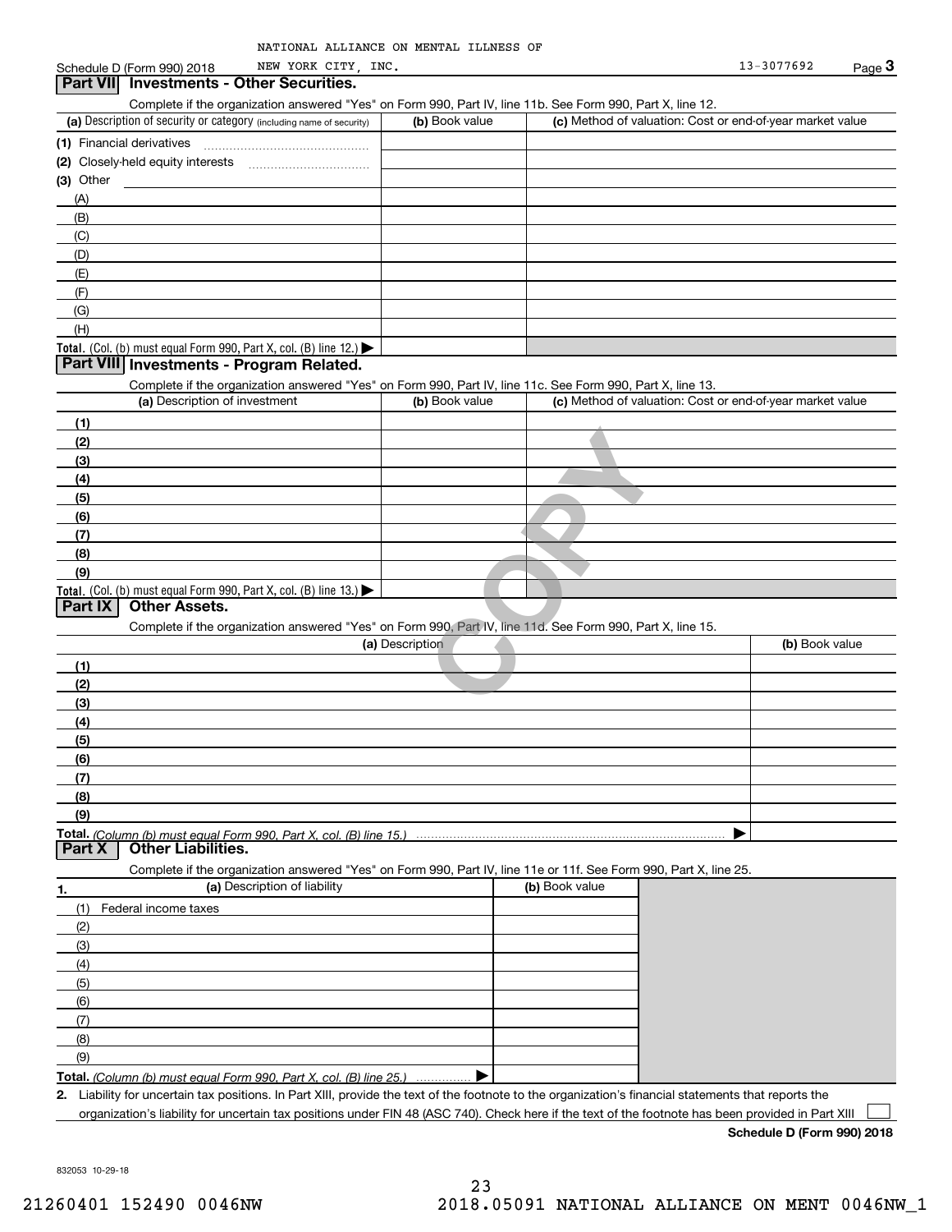NATIONAL ALLIANCE ON MENTAL ILLNESS OF NEW YORK CITY, INC. 13-3077692

Schedule D (Form 990) 2018 Page **3**

## Part VII Investments - Other Securities.

Complete if the organization answered "Yes" on Form 990, Part IV, line 11b. See Form 990, Part X, line 12.

| (a) Description of security or category (including name of security) | (b) Book value | (c) Method of valuation: Cost or end-of-year market value |
|---|---|---|
| (1) Financial derivatives | | |
| (2) Closely-held equity interests | | |
| (3) Other | | |
| (A) | | |
| (B) | | |
| (C) | | |
| (D) | | |
| (E) | | |
| (F) | | |
| (G) | | |
| (H) | | |
| **Total.** (Col. (b) must equal Form 990, Part X, col. (B) line 12.) ▶ | | |

## Part VIII Investments - Program Related.

Complete if the organization answered "Yes" on Form 990, Part IV, line 11c. See Form 990, Part X, line 13.

| (a) Description of investment | (b) Book value | (c) Method of valuation: Cost or end-of-year market value |
|---|---|---|
| (1) | | |
| (2) | | |
| (3) | | |
| (4) | | |
| (5) | | |
| (6) | | |
| (7) | | |
| (8) | | |
| (9) | | |
| **Total.** (Col. (b) must equal Form 990, Part X, col. (B) line 13.) ▶ | | |

## Part IX Other Assets.

Complete if the organization answered "Yes" on Form 990, Part IV, line 11d. See Form 990, Part X, line 15.

| (a) Description | (b) Book value |
|---|---|
| (1) | |
| (2) | |
| (3) | |
| (4) | |
| (5) | |
| (6) | |
| (7) | |
| (8) | |
| (9) | |
| **Total.** *(Column (b) must equal Form 990, Part X, col. (B) line 15.)* ▶ | |

## Part X Other Liabilities.

Complete if the organization answered "Yes" on Form 990, Part IV, line 11e or 11f. See Form 990, Part X, line 25.

| 1. (a) Description of liability | (b) Book value |
|---|---|
| (1) Federal income taxes | |
| (2) | |
| (3) | |
| (4) | |
| (5) | |
| (6) | |
| (7) | |
| (8) | |
| (9) | |
| **Total.** *(Column (b) must equal Form 990, Part X, col. (B) line 25.)* ▶ | |

**2.** Liability for uncertain tax positions. In Part XIII, provide the text of the footnote to the organization's financial statements that reports the organization's liability for uncertain tax positions under FIN 48 (ASC 740). Check here if the text of the footnote has been provided in Part XIII ☐

**Schedule D (Form 990) 2018**

832053 10-29-18

21260401 152490 0046NW 2018.05091 NATIONAL ALLIANCE ON MENT 0046NW_1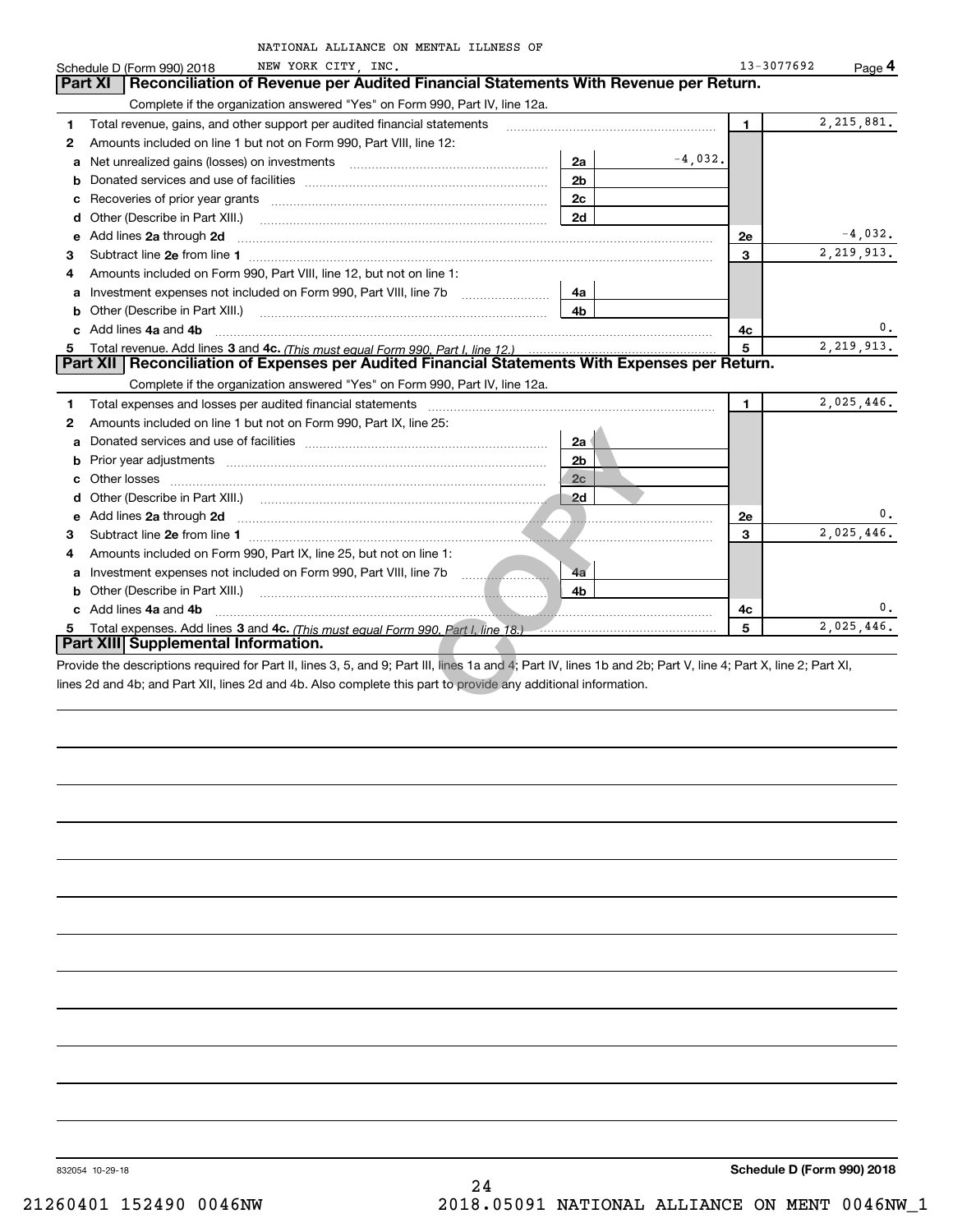NATIONAL ALLIANCE ON MENTAL ILLNESS OF NEW YORK CITY, INC. 13-3077692

Schedule D (Form 990) 2018 Page **4**

## Part XI Reconciliation of Revenue per Audited Financial Statements With Revenue per Return.

Complete if the organization answered "Yes" on Form 990, Part IV, line 12a.

| | | | | | |
|---|---|---|---|---|---|
| **1** | Total revenue, gains, and other support per audited financial statements | | | **1** | 2,215,881. |
| **2** | Amounts included on line 1 but not on Form 990, Part VIII, line 12: | | | | |
| **a** | Net unrealized gains (losses) on investments | **2a** | -4,032. | | |
| **b** | Donated services and use of facilities | **2b** | | | |
| **c** | Recoveries of prior year grants | **2c** | | | |
| **d** | Other (Describe in Part XIII.) | **2d** | | | |
| **e** | Add lines **2a** through **2d** | | | **2e** | -4,032. |
| **3** | Subtract line **2e** from line **1** | | | **3** | 2,219,913. |
| **4** | Amounts included on Form 990, Part VIII, line 12, but not on line 1: | | | | |
| **a** | Investment expenses not included on Form 990, Part VIII, line 7b | **4a** | | | |
| **b** | Other (Describe in Part XIII.) | **4b** | | | |
| **c** | Add lines **4a** and **4b** | | | **4c** | 0. |
| **5** | Total revenue. Add lines **3** and **4c.** *(This must equal Form 990, Part I, line 12.)* | | | **5** | 2,219,913. |

## Part XII Reconciliation of Expenses per Audited Financial Statements With Expenses per Return.

Complete if the organization answered "Yes" on Form 990, Part IV, line 12a.

| | | | | | |
|---|---|---|---|---|---|
| **1** | Total expenses and losses per audited financial statements | | | **1** | 2,025,446. |
| **2** | Amounts included on line 1 but not on Form 990, Part IX, line 25: | | | | |
| **a** | Donated services and use of facilities | **2a** | | | |
| **b** | Prior year adjustments | **2b** | | | |
| **c** | Other losses | **2c** | | | |
| **d** | Other (Describe in Part XIII.) | **2d** | | | |
| **e** | Add lines **2a** through **2d** | | | **2e** | 0. |
| **3** | Subtract line **2e** from line **1** | | | **3** | 2,025,446. |
| **4** | Amounts included on Form 990, Part IX, line 25, but not on line 1: | | | | |
| **a** | Investment expenses not included on Form 990, Part VIII, line 7b | **4a** | | | |
| **b** | Other (Describe in Part XIII.) | **4b** | | | |
| **c** | Add lines **4a** and **4b** | | | **4c** | 0. |
| **5** | Total expenses. Add lines **3** and **4c.** *(This must equal Form 990, Part I, line 18.)* | | | **5** | 2,025,446. |

## Part XIII Supplemental Information.

Provide the descriptions required for Part II, lines 3, 5, and 9; Part III, lines 1a and 4; Part IV, lines 1b and 2b; Part V, line 4; Part X, line 2; Part XI, lines 2d and 4b; and Part XII, lines 2d and 4b. Also complete this part to provide any additional information.

832054 10-29-18

**Schedule D (Form 990) 2018**

21260401 152490 0046NW 2018.05091 NATIONAL ALLIANCE ON MENT 0046NW_1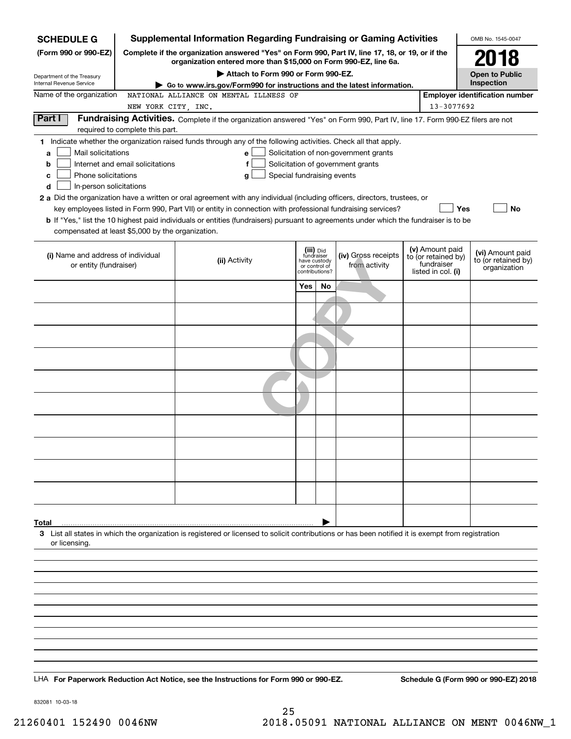**SCHEDULE G (Form 990 or 990-EZ)**

Department of the Treasury
Internal Revenue Service

# Supplemental Information Regarding Fundraising or Gaming Activities

**Complete if the organization answered "Yes" on Form 990, Part IV, line 17, 18, or 19, or if the organization entered more than $15,000 on Form 990-EZ, line 6a.**

**▶ Attach to Form 990 or Form 990-EZ.**

**▶ Go to www.irs.gov/Form990 for instructions and the latest information.**

OMB No. 1545-0047

**2018**

**Open to Public Inspection**

Name of the organization: NATIONAL ALLIANCE ON MENTAL ILLNESS OF NEW YORK CITY, INC.

**Employer identification number:** 13-3077692

## Part I Fundraising Activities.

Complete if the organization answered "Yes" on Form 990, Part IV, line 17. Form 990-EZ filers are not required to complete this part.

**1** Indicate whether the organization raised funds through any of the following activities. Check all that apply.

- **a** ☐ Mail solicitations
- **b** ☐ Internet and email solicitations
- **c** ☐ Phone solicitations
- **d** ☐ In-person solicitations
- **e** ☐ Solicitation of non-government grants
- **f** ☐ Solicitation of government grants
- **g** ☐ Special fundraising events

**2 a** Did the organization have a written or oral agreement with any individual (including officers, directors, trustees, or key employees listed in Form 990, Part VII) or entity in connection with professional fundraising services? ☐ **Yes** ☐ **No**

**b** If "Yes," list the 10 highest paid individuals or entities (fundraisers) pursuant to agreements under which the fundraiser is to be compensated at least $5,000 by the organization.

| (i) Name and address of individual or entity (fundraiser) | (ii) Activity | (iii) Did fundraiser have custody or control of contributions? Yes | No | (iv) Gross receipts from activity | (v) Amount paid to (or retained by) fundraiser listed in col. (i) | (vi) Amount paid to (or retained by) organization |
|---|---|---|---|---|---|---|
| | | | | | | |
| | | | | | | |
| | | | | | | |
| | | | | | | |
| | | | | | | |
| | | | | | | |
| | | | | | | |
| | | | | | | |
| | | | | | | |
| | | | | | | |
| **Total** ▶ | | | | | | |

**3** List all states in which the organization is registered or licensed to solicit contributions or has been notified it is exempt from registration or licensing.

LHA **For Paperwork Reduction Act Notice, see the Instructions for Form 990 or 990-EZ.** **Schedule G (Form 990 or 990-EZ) 2018**

832081 10-03-18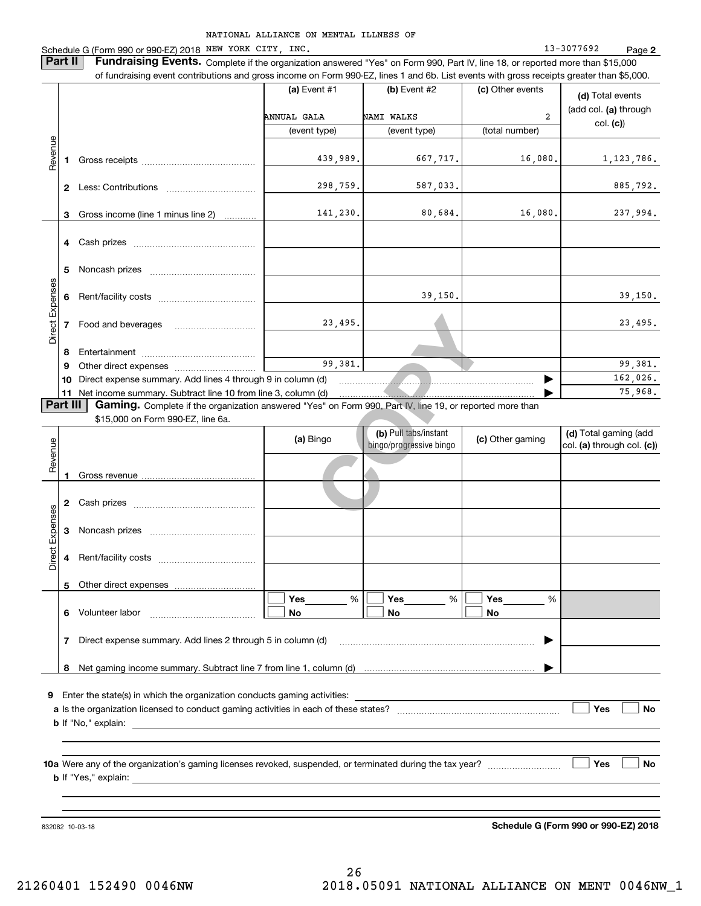NATIONAL ALLIANCE ON MENTAL ILLNESS OF

Schedule G (Form 990 or 990-EZ) 2018 NEW YORK CITY, INC. 13-3077692 Page **2**

**Part II** **Fundraising Events.** Complete if the organization answered "Yes" on Form 990, Part IV, line 18, or reported more than $15,000 of fundraising event contributions and gross income on Form 990-EZ, lines 1 and 6b. List events with gross receipts greater than $5,000.

| | | (a) Event #1 | (b) Event #2 | (c) Other events | (d) Total events (add col. (a) through col. (c)) |
|---|---|---|---|---|---|
| | | ANNUAL GALA | NAMI WALKS | 2 | |
| | | (event type) | (event type) | (total number) | |
| Revenue | 1 Gross receipts | 439,989. | 667,717. | 16,080. | 1,123,786. |
| | 2 Less: Contributions | 298,759. | 587,033. | | 885,792. |
| | 3 Gross income (line 1 minus line 2) | 141,230. | 80,684. | 16,080. | 237,994. |
| Direct Expenses | 4 Cash prizes | | | | |
| | 5 Noncash prizes | | | | |
| | 6 Rent/facility costs | | 39,150. | | 39,150. |
| | 7 Food and beverages | 23,495. | | | 23,495. |
| | 8 Entertainment | | | | |
| | 9 Other direct expenses | 99,381. | | | 99,381. |
| | 10 Direct expense summary. Add lines 4 through 9 in column (d) | | | ▶ | 162,026. |
| | 11 Net income summary. Subtract line 10 from line 3, column (d) | | | ▶ | 75,968. |

**Part III** **Gaming.** Complete if the organization answered "Yes" on Form 990, Part IV, line 19, or reported more than $15,000 on Form 990-EZ, line 6a.

| | | (a) Bingo | (b) Pull tabs/instant bingo/progressive bingo | (c) Other gaming | (d) Total gaming (add col. (a) through col. (c)) |
|---|---|---|---|---|---|
| Revenue | 1 Gross revenue | | | | |
| Direct Expenses | 2 Cash prizes | | | | |
| | 3 Noncash prizes | | | | |
| | 4 Rent/facility costs | | | | |
| | 5 Other direct expenses | | | | |
| | 6 Volunteer labor | ☐ Yes ____ % ☐ No | ☐ Yes ____ % ☐ No | ☐ Yes ____ % ☐ No | |
| | 7 Direct expense summary. Add lines 2 through 5 in column (d) | | | ▶ | |
| | 8 Net gaming income summary. Subtract line 7 from line 1, column (d) | | | ▶ | |

**9** Enter the state(s) in which the organization conducts gaming activities:

**a** Is the organization licensed to conduct gaming activities in each of these states? ☐ Yes ☐ No

**b** If "No," explain:

**10a** Were any of the organization's gaming licenses revoked, suspended, or terminated during the tax year? ☐ Yes ☐ No

**b** If "Yes," explain:

832082 10-03-18

**Schedule G (Form 990 or 990-EZ) 2018**

21260401 152490 0046NW 2018.05091 NATIONAL ALLIANCE ON MENT 0046NW_1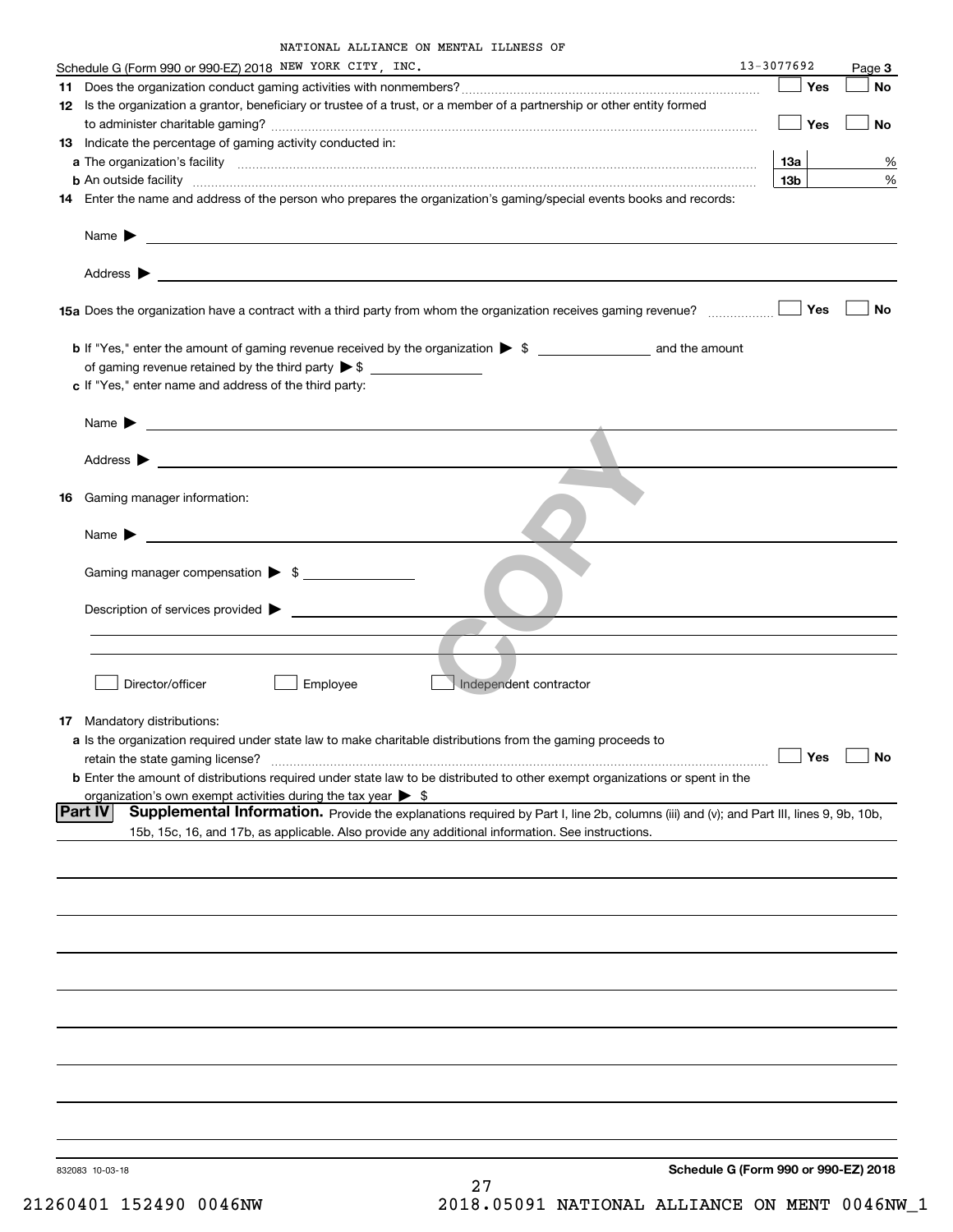NATIONAL ALLIANCE ON MENTAL ILLNESS OF

Schedule G (Form 990 or 990-EZ) 2018 NEW YORK CITY, INC. 13-3077692 Page **3**

**11** Does the organization conduct gaming activities with nonmembers? ☐ Yes ☐ No

**12** Is the organization a grantor, beneficiary or trustee of a trust, or a member of a partnership or other entity formed to administer charitable gaming? ☐ Yes ☐ No

**13** Indicate the percentage of gaming activity conducted in:

**a** The organization's facility **13a** %

**b** An outside facility **13b** %

**14** Enter the name and address of the person who prepares the organization's gaming/special events books and records:

Name ▶

Address ▶

**15a** Does the organization have a contract with a third party from whom the organization receives gaming revenue? ☐ Yes ☐ No

**b** If "Yes," enter the amount of gaming revenue received by the organization ▶ $ ______ and the amount of gaming revenue retained by the third party ▶ $ ______

**c** If "Yes," enter name and address of the third party:

Name ▶

Address ▶

**16** Gaming manager information:

Name ▶

Gaming manager compensation ▶ $ ______

Description of services provided ▶

☐ Director/officer ☐ Employee ☐ Independent contractor

**17** Mandatory distributions:

**a** Is the organization required under state law to make charitable distributions from the gaming proceeds to retain the state gaming license? ☐ Yes ☐ No

**b** Enter the amount of distributions required under state law to be distributed to other exempt organizations or spent in the organization's own exempt activities during the tax year ▶ $

**Part IV** **Supplemental Information.** Provide the explanations required by Part I, line 2b, columns (iii) and (v); and Part III, lines 9, 9b, 10b, 15b, 15c, 16, and 17b, as applicable. Also provide any additional information. See instructions.

832083 10-03-18 **Schedule G (Form 990 or 990-EZ) 2018**

21260401 152490 0046NW 2018.05091 NATIONAL ALLIANCE ON MENT 0046NW_1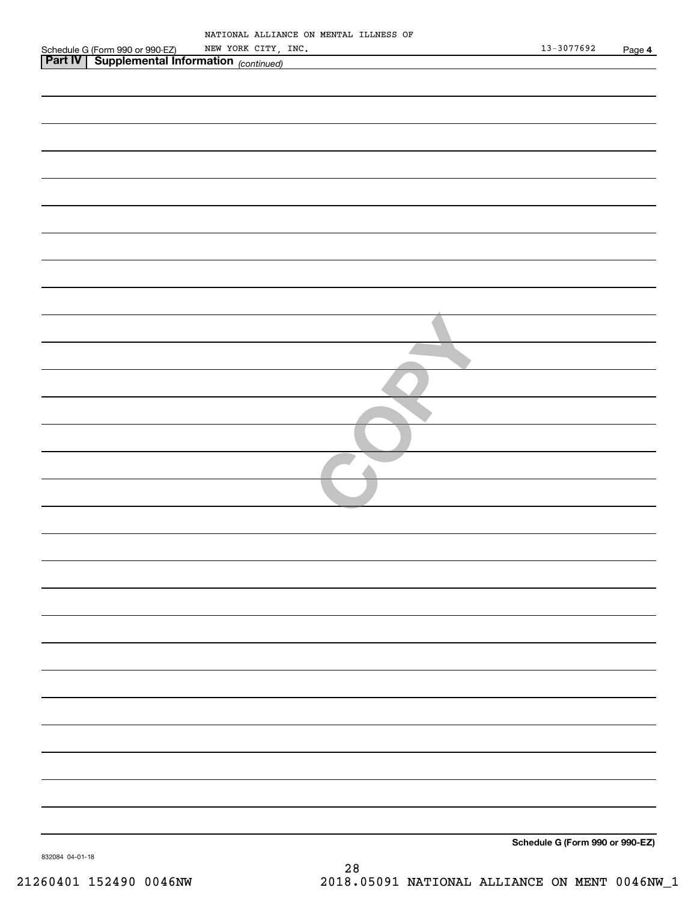NATIONAL ALLIANCE ON MENTAL ILLNESS OF NEW YORK CITY, INC. 13-3077692

**Part IV | Supplemental Information** *(continued)*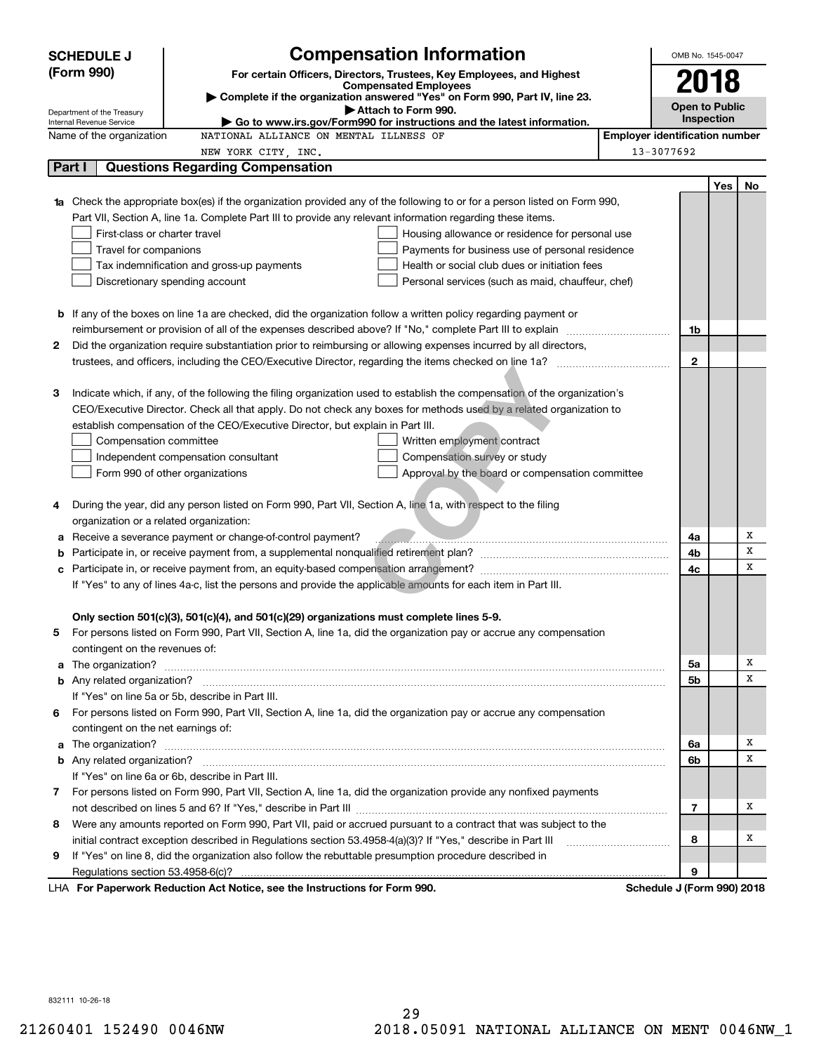**SCHEDULE J (Form 990)**

# Compensation Information

**For certain Officers, Directors, Trustees, Key Employees, and Highest Compensated Employees**

▶ Complete if the organization answered "Yes" on Form 990, Part IV, line 23.

▶ Attach to Form 990.

▶ Go to www.irs.gov/Form990 for instructions and the latest information.

Department of the Treasury
Internal Revenue Service

OMB No. 1545-0047

**2018**

**Open to Public Inspection**

Name of the organization: NATIONAL ALLIANCE ON MENTAL ILLNESS OF NEW YORK CITY, INC.

**Employer identification number:** 13-3077692

## Part I Questions Regarding Compensation

| | | | Yes | No |
|---|---|---|---|---|
| **1a** | Check the appropriate box(es) if the organization provided any of the following to or for a person listed on Form 990, Part VII, Section A, line 1a. Complete Part III to provide any relevant information regarding these items.<br>☐ First-class or charter travel ☐ Housing allowance or residence for personal use<br>☐ Travel for companions ☐ Payments for business use of personal residence<br>☐ Tax indemnification and gross-up payments ☐ Health or social club dues or initiation fees<br>☐ Discretionary spending account ☐ Personal services (such as maid, chauffeur, chef) | | | |
| **b** | If any of the boxes on line 1a are checked, did the organization follow a written policy regarding payment or reimbursement or provision of all of the expenses described above? If "No," complete Part III to explain | 1b | | |
| **2** | Did the organization require substantiation prior to reimbursing or allowing expenses incurred by all directors, trustees, and officers, including the CEO/Executive Director, regarding the items checked on line 1a? | 2 | | |
| **3** | Indicate which, if any, of the following the filing organization used to establish the compensation of the organization's CEO/Executive Director. Check all that apply. Do not check any boxes for methods used by a related organization to establish compensation of the CEO/Executive Director, but explain in Part III.<br>☐ Compensation committee ☐ Written employment contract<br>☐ Independent compensation consultant ☐ Compensation survey or study<br>☐ Form 990 of other organizations ☐ Approval by the board or compensation committee | | | |
| **4** | During the year, did any person listed on Form 990, Part VII, Section A, line 1a, with respect to the filing organization or a related organization: | | | |
| **a** | Receive a severance payment or change-of-control payment? | 4a | | X |
| **b** | Participate in, or receive payment from, a supplemental nonqualified retirement plan? | 4b | | X |
| **c** | Participate in, or receive payment from, an equity-based compensation arrangement? | 4c | | X |
| | If "Yes" to any of lines 4a-c, list the persons and provide the applicable amounts for each item in Part III. | | | |
| | **Only section 501(c)(3), 501(c)(4), and 501(c)(29) organizations must complete lines 5-9.** | | | |
| **5** | For persons listed on Form 990, Part VII, Section A, line 1a, did the organization pay or accrue any compensation contingent on the revenues of: | | | |
| **a** | The organization? | 5a | | X |
| **b** | Any related organization? | 5b | | X |
| | If "Yes" on line 5a or 5b, describe in Part III. | | | |
| **6** | For persons listed on Form 990, Part VII, Section A, line 1a, did the organization pay or accrue any compensation contingent on the net earnings of: | | | |
| **a** | The organization? | 6a | | X |
| **b** | Any related organization? | 6b | | X |
| | If "Yes" on line 6a or 6b, describe in Part III. | | | |
| **7** | For persons listed on Form 990, Part VII, Section A, line 1a, did the organization provide any nonfixed payments not described on lines 5 and 6? If "Yes," describe in Part III | 7 | | X |
| **8** | Were any amounts reported on Form 990, Part VII, paid or accrued pursuant to a contract that was subject to the initial contract exception described in Regulations section 53.4958-4(a)(3)? If "Yes," describe in Part III | 8 | | X |
| **9** | If "Yes" on line 8, did the organization also follow the rebuttable presumption procedure described in Regulations section 53.4958-6(c)? | 9 | | |

LHA **For Paperwork Reduction Act Notice, see the Instructions for Form 990.** **Schedule J (Form 990) 2018**

832111 10-26-18

21260401 152490 0046NW 2018.05091 NATIONAL ALLIANCE ON MENT 0046NW_1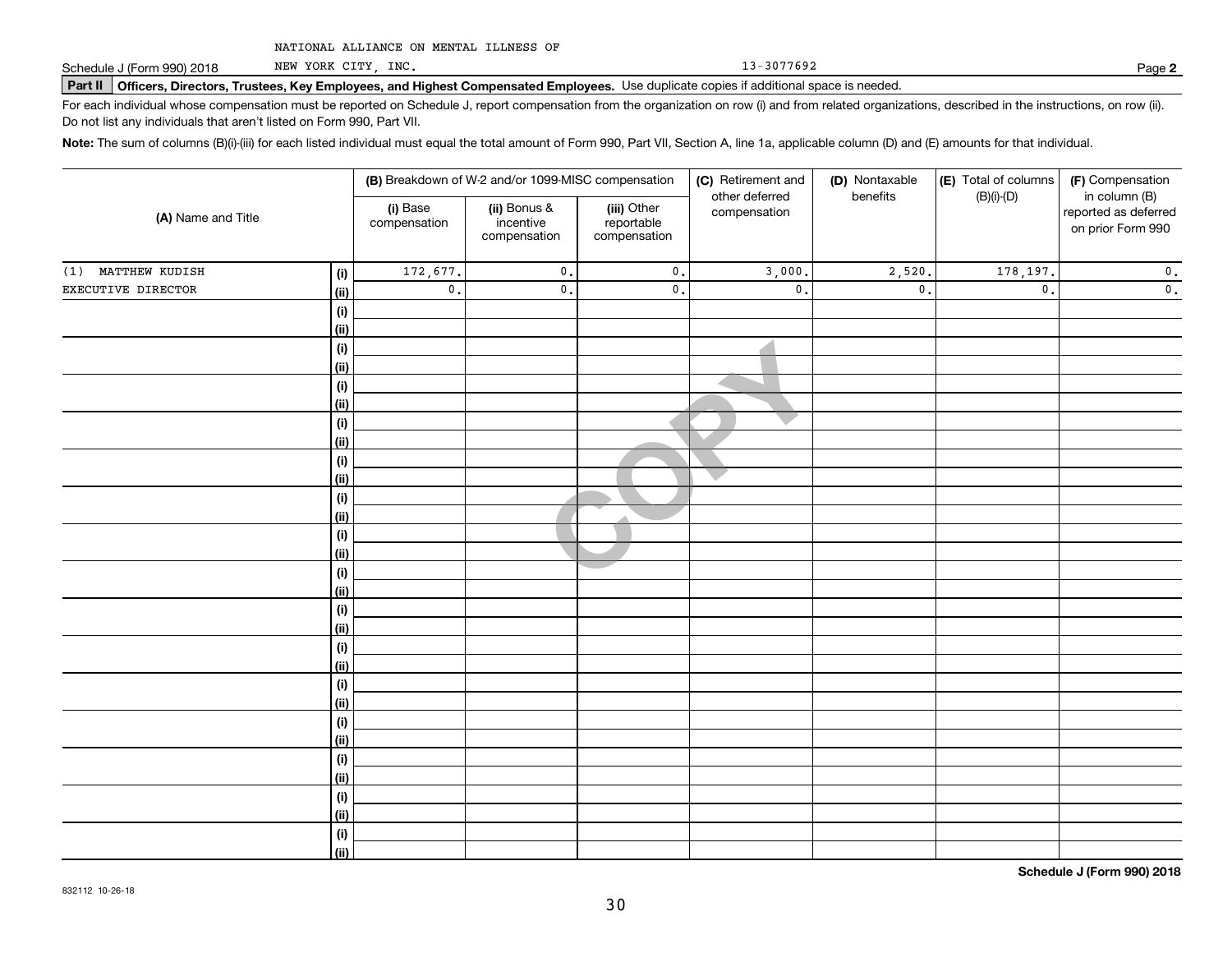NATIONAL ALLIANCE ON MENTAL ILLNESS OF NEW YORK CITY, INC. 13-3077692

Schedule J (Form 990) 2018 Page **2**

**Part II Officers, Directors, Trustees, Key Employees, and Highest Compensated Employees.** Use duplicate copies if additional space is needed.

For each individual whose compensation must be reported on Schedule J, report compensation from the organization on row (i) and from related organizations, described in the instructions, on row (ii). Do not list any individuals that aren't listed on Form 990, Part VII.

**Note:** The sum of columns (B)(i)-(iii) for each listed individual must equal the total amount of Form 990, Part VII, Section A, line 1a, applicable column (D) and (E) amounts for that individual.

| (A) Name and Title | | (B) Breakdown of W-2 and/or 1099-MISC compensation | | | (C) Retirement and other deferred compensation | (D) Nontaxable benefits | (E) Total of columns (B)(i)-(D) | (F) Compensation in column (B) reported as deferred on prior Form 990 |
|---|---|---|---|---|---|---|---|---|
| | | (i) Base compensation | (ii) Bonus & incentive compensation | (iii) Other reportable compensation | | | | |
| (1) MATTHEW KUDISH | (i) | 172,677. | 0. | 0. | 3,000. | 2,520. | 178,197. | 0. |
| EXECUTIVE DIRECTOR | (ii) | 0. | 0. | 0. | 0. | 0. | 0. | 0. |
| | (i) | | | | | | | |
| | (ii) | | | | | | | |
| | (i) | | | | | | | |
| | (ii) | | | | | | | |
| | (i) | | | | | | | |
| | (ii) | | | | | | | |
| | (i) | | | | | | | |
| | (ii) | | | | | | | |
| | (i) | | | | | | | |
| | (ii) | | | | | | | |
| | (i) | | | | | | | |
| | (ii) | | | | | | | |
| | (i) | | | | | | | |
| | (ii) | | | | | | | |
| | (i) | | | | | | | |
| | (ii) | | | | | | | |
| | (i) | | | | | | | |
| | (ii) | | | | | | | |
| | (i) | | | | | | | |
| | (ii) | | | | | | | |
| | (i) | | | | | | | |
| | (ii) | | | | | | | |
| | (i) | | | | | | | |
| | (ii) | | | | | | | |
| | (i) | | | | | | | |
| | (ii) | | | | | | | |
| | (i) | | | | | | | |
| | (ii) | | | | | | | |
| | (i) | | | | | | | |
| | (ii) | | | | | | | |

**Schedule J (Form 990) 2018**

832112 10-26-18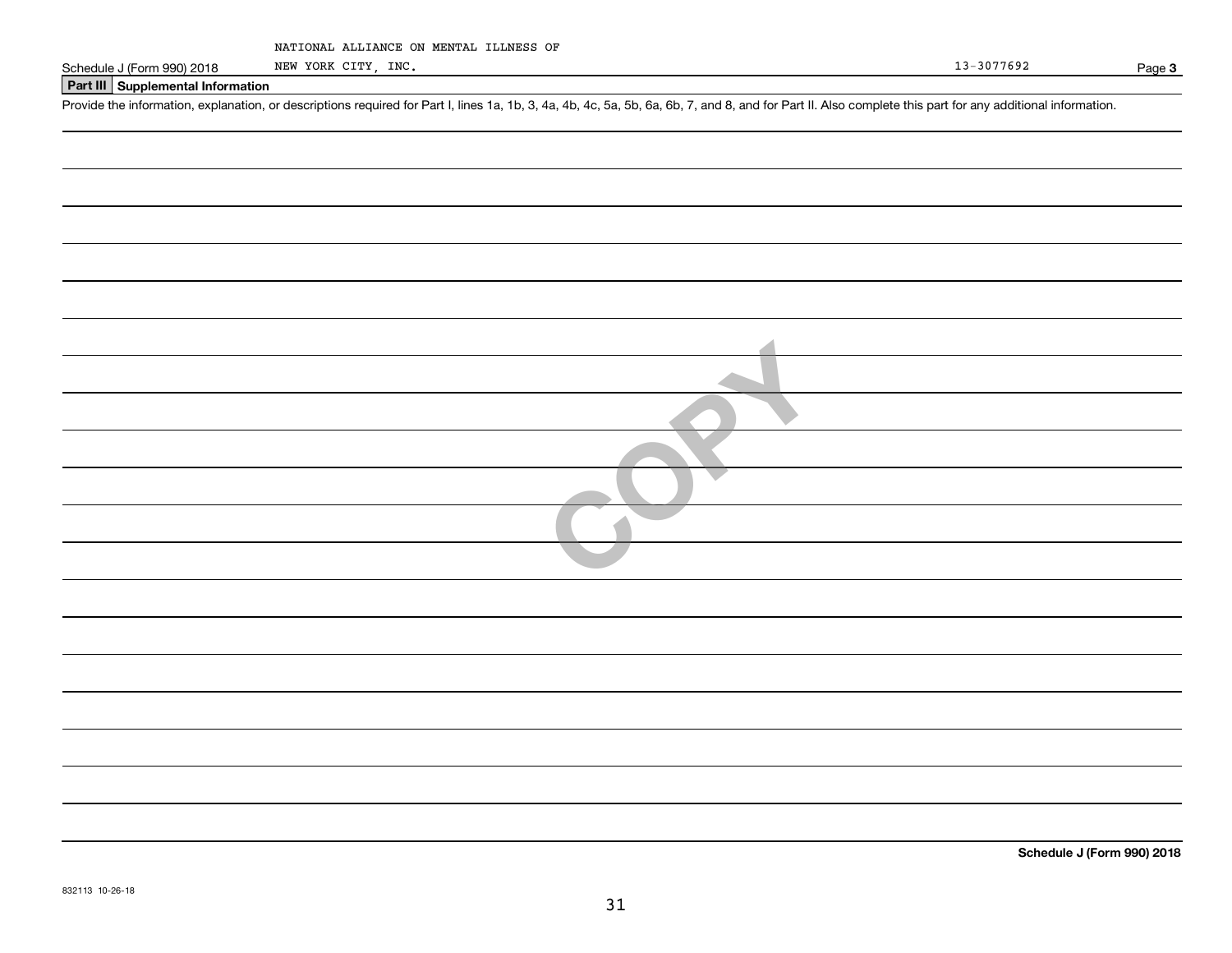NATIONAL ALLIANCE ON MENTAL ILLNESS OF NEW YORK CITY, INC.

13-3077692

## Part III Supplemental Information

Provide the information, explanation, or descriptions required for Part I, lines 1a, 1b, 3, 4a, 4b, 4c, 5a, 5b, 6a, 6b, 7, and 8, and for Part II. Also complete this part for any additional information.

COPY

**Schedule J (Form 990) 2018**

832113 10-26-18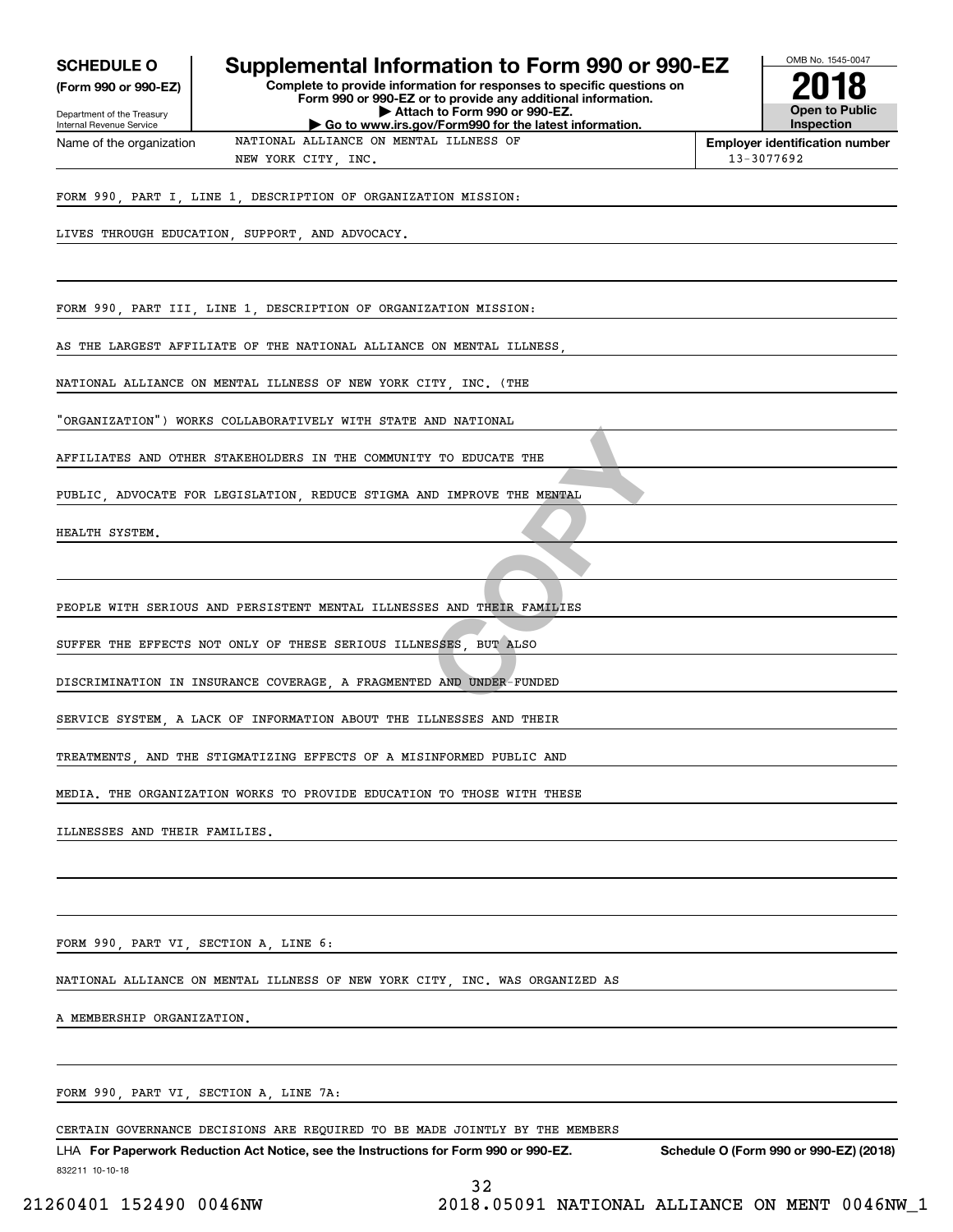**SCHEDULE O**
**(Form 990 or 990-EZ)**

Department of the Treasury
Internal Revenue Service

# Supplemental Information to Form 990 or 990-EZ

**Complete to provide information for responses to specific questions on Form 990 or 990-EZ or to provide any additional information.**
**▶ Attach to Form 990 or 990-EZ.**
**▶ Go to www.irs.gov/Form990 for the latest information.**

OMB No. 1545-0047
**2018**
**Open to Public Inspection**

Name of the organization: NATIONAL ALLIANCE ON MENTAL ILLNESS OF NEW YORK CITY, INC.

**Employer identification number:** 13-3077692

FORM 990, PART I, LINE 1, DESCRIPTION OF ORGANIZATION MISSION:

LIVES THROUGH EDUCATION, SUPPORT, AND ADVOCACY.

FORM 990, PART III, LINE 1, DESCRIPTION OF ORGANIZATION MISSION:

AS THE LARGEST AFFILIATE OF THE NATIONAL ALLIANCE ON MENTAL ILLNESS, NATIONAL ALLIANCE ON MENTAL ILLNESS OF NEW YORK CITY, INC. (THE "ORGANIZATION") WORKS COLLABORATIVELY WITH STATE AND NATIONAL AFFILIATES AND OTHER STAKEHOLDERS IN THE COMMUNITY TO EDUCATE THE PUBLIC, ADVOCATE FOR LEGISLATION, REDUCE STIGMA AND IMPROVE THE MENTAL HEALTH SYSTEM.

PEOPLE WITH SERIOUS AND PERSISTENT MENTAL ILLNESSES AND THEIR FAMILIES SUFFER THE EFFECTS NOT ONLY OF THESE SERIOUS ILLNESSES, BUT ALSO DISCRIMINATION IN INSURANCE COVERAGE, A FRAGMENTED AND UNDER-FUNDED SERVICE SYSTEM, A LACK OF INFORMATION ABOUT THE ILLNESSES AND THEIR TREATMENTS, AND THE STIGMATIZING EFFECTS OF A MISINFORMED PUBLIC AND MEDIA. THE ORGANIZATION WORKS TO PROVIDE EDUCATION TO THOSE WITH THESE ILLNESSES AND THEIR FAMILIES.

FORM 990, PART VI, SECTION A, LINE 6:

NATIONAL ALLIANCE ON MENTAL ILLNESS OF NEW YORK CITY, INC. WAS ORGANIZED AS A MEMBERSHIP ORGANIZATION.

FORM 990, PART VI, SECTION A, LINE 7A:

CERTAIN GOVERNANCE DECISIONS ARE REQUIRED TO BE MADE JOINTLY BY THE MEMBERS

LHA **For Paperwork Reduction Act Notice, see the Instructions for Form 990 or 990-EZ.** **Schedule O (Form 990 or 990-EZ) (2018)**

832211 10-10-18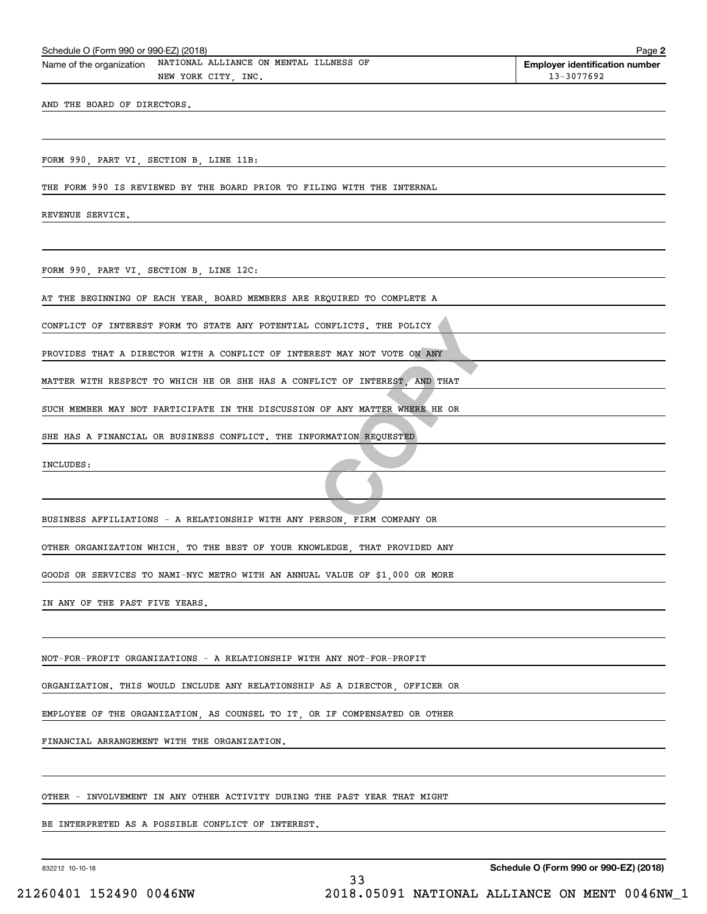Schedule O (Form 990 or 990-EZ) (2018)

Name of the organization: NATIONAL ALLIANCE ON MENTAL ILLNESS OF NEW YORK CITY, INC.

Employer identification number: 13-3077692

AND THE BOARD OF DIRECTORS.

FORM 990, PART VI, SECTION B, LINE 11B:

THE FORM 990 IS REVIEWED BY THE BOARD PRIOR TO FILING WITH THE INTERNAL REVENUE SERVICE.

FORM 990, PART VI, SECTION B, LINE 12C:

AT THE BEGINNING OF EACH YEAR, BOARD MEMBERS ARE REQUIRED TO COMPLETE A CONFLICT OF INTEREST FORM TO STATE ANY POTENTIAL CONFLICTS. THE POLICY PROVIDES THAT A DIRECTOR WITH A CONFLICT OF INTEREST MAY NOT VOTE ON ANY MATTER WITH RESPECT TO WHICH HE OR SHE HAS A CONFLICT OF INTEREST, AND THAT SUCH MEMBER MAY NOT PARTICIPATE IN THE DISCUSSION OF ANY MATTER WHERE HE OR SHE HAS A FINANCIAL OR BUSINESS CONFLICT. THE INFORMATION REQUESTED INCLUDES:

BUSINESS AFFILIATIONS - A RELATIONSHIP WITH ANY PERSON, FIRM COMPANY OR OTHER ORGANIZATION WHICH, TO THE BEST OF YOUR KNOWLEDGE, THAT PROVIDED ANY GOODS OR SERVICES TO NAMI-NYC METRO WITH AN ANNUAL VALUE OF $1,000 OR MORE IN ANY OF THE PAST FIVE YEARS.

NOT-FOR-PROFIT ORGANIZATIONS - A RELATIONSHIP WITH ANY NOT-FOR-PROFIT ORGANIZATION. THIS WOULD INCLUDE ANY RELATIONSHIP AS A DIRECTOR, OFFICER OR EMPLOYEE OF THE ORGANIZATION, AS COUNSEL TO IT, OR IF COMPENSATED OR OTHER FINANCIAL ARRANGEMENT WITH THE ORGANIZATION.

OTHER - INVOLVEMENT IN ANY OTHER ACTIVITY DURING THE PAST YEAR THAT MIGHT BE INTERPRETED AS A POSSIBLE CONFLICT OF INTEREST.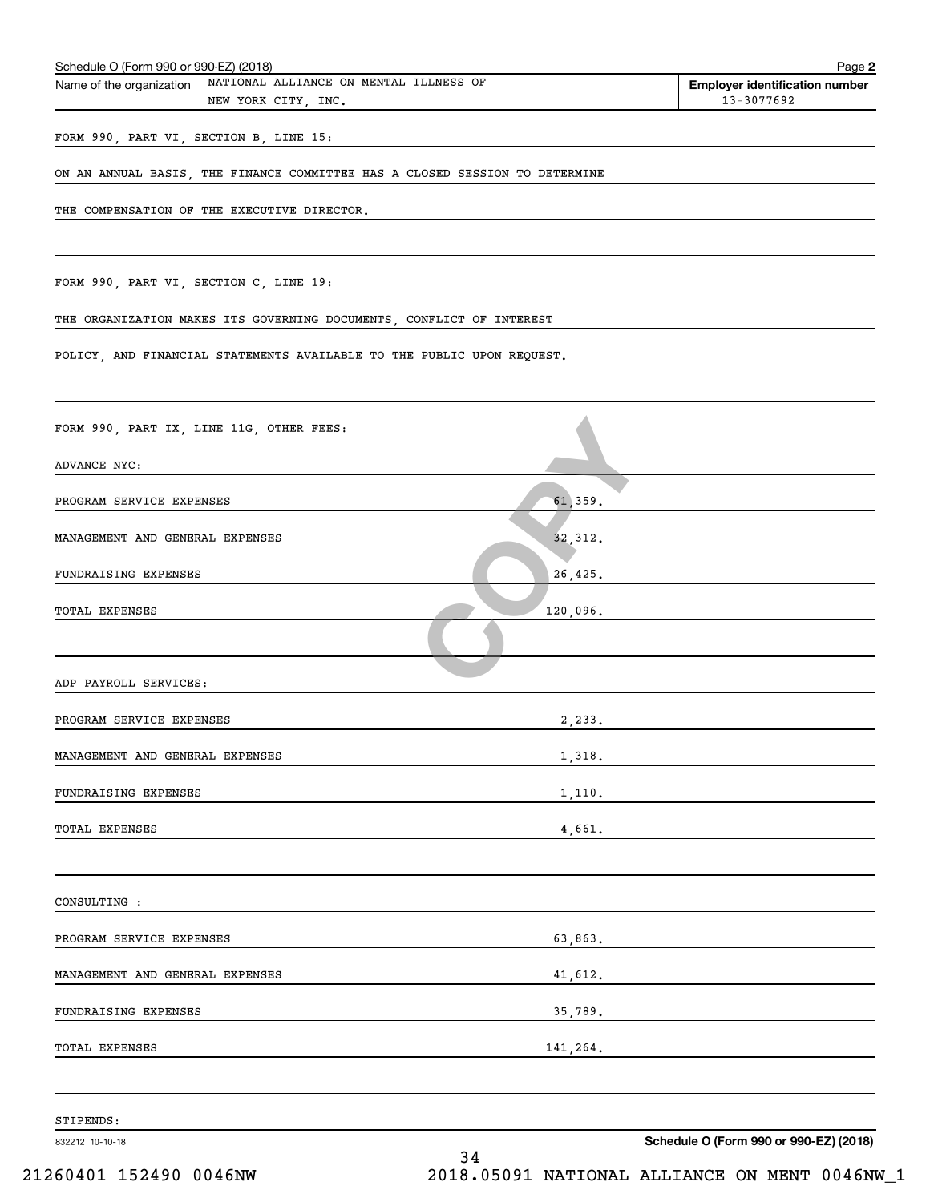Schedule O (Form 990 or 990-EZ) (2018)

Name of the organization: NATIONAL ALLIANCE ON MENTAL ILLNESS OF NEW YORK CITY, INC.

Employer identification number: 13-3077692

FORM 990, PART VI, SECTION B, LINE 15:

ON AN ANNUAL BASIS, THE FINANCE COMMITTEE HAS A CLOSED SESSION TO DETERMINE THE COMPENSATION OF THE EXECUTIVE DIRECTOR.

FORM 990, PART VI, SECTION C, LINE 19:

THE ORGANIZATION MAKES ITS GOVERNING DOCUMENTS, CONFLICT OF INTEREST POLICY, AND FINANCIAL STATEMENTS AVAILABLE TO THE PUBLIC UPON REQUEST.

FORM 990, PART IX, LINE 11G, OTHER FEES:

ADVANCE NYC:

| | |
|---|---|
| PROGRAM SERVICE EXPENSES | 61,359. |
| MANAGEMENT AND GENERAL EXPENSES | 32,312. |
| FUNDRAISING EXPENSES | 26,425. |
| TOTAL EXPENSES | 120,096. |

ADP PAYROLL SERVICES:

| | |
|---|---|
| PROGRAM SERVICE EXPENSES | 2,233. |
| MANAGEMENT AND GENERAL EXPENSES | 1,318. |
| FUNDRAISING EXPENSES | 1,110. |
| TOTAL EXPENSES | 4,661. |

CONSULTING :

| | |
|---|---|
| PROGRAM SERVICE EXPENSES | 63,863. |
| MANAGEMENT AND GENERAL EXPENSES | 41,612. |
| FUNDRAISING EXPENSES | 35,789. |
| TOTAL EXPENSES | 141,264. |

STIPENDS: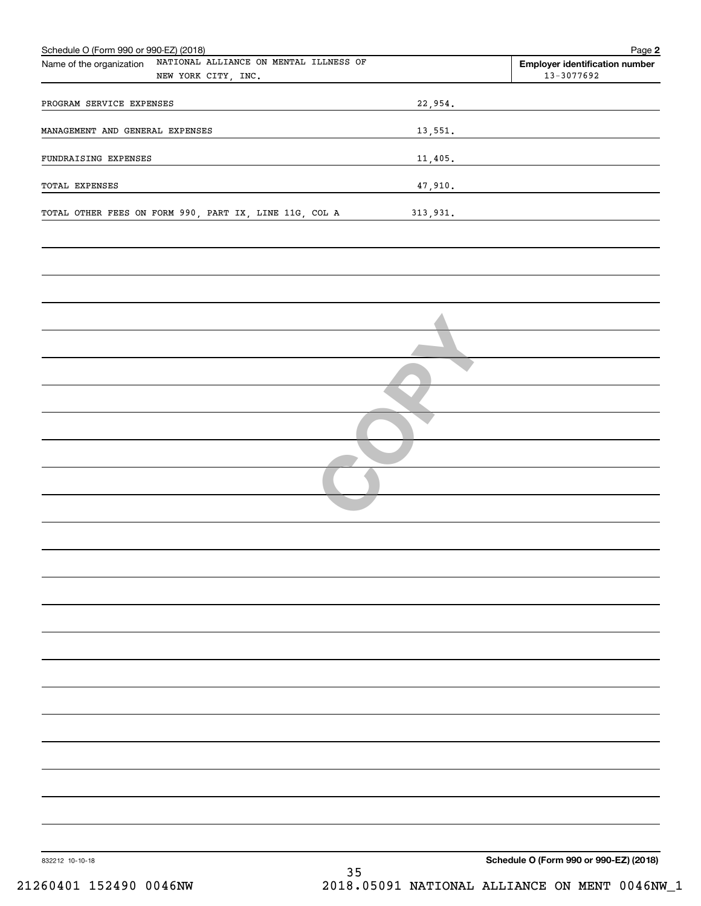Schedule O (Form 990 or 990-EZ) (2018) Page **2**

Name of the organization NATIONAL ALLIANCE ON MENTAL ILLNESS OF NEW YORK CITY, INC.

**Employer identification number** 13-3077692

| | |
|---|---|
| PROGRAM SERVICE EXPENSES | 22,954. |
| MANAGEMENT AND GENERAL EXPENSES | 13,551. |
| FUNDRAISING EXPENSES | 11,405. |
| TOTAL EXPENSES | 47,910. |
| TOTAL OTHER FEES ON FORM 990, PART IX, LINE 11G, COL A | 313,931. |

832212 10-10-18

**Schedule O (Form 990 or 990-EZ) (2018)**

21260401 152490 0046NW 2018.05091 NATIONAL ALLIANCE ON MENT 0046NW_1